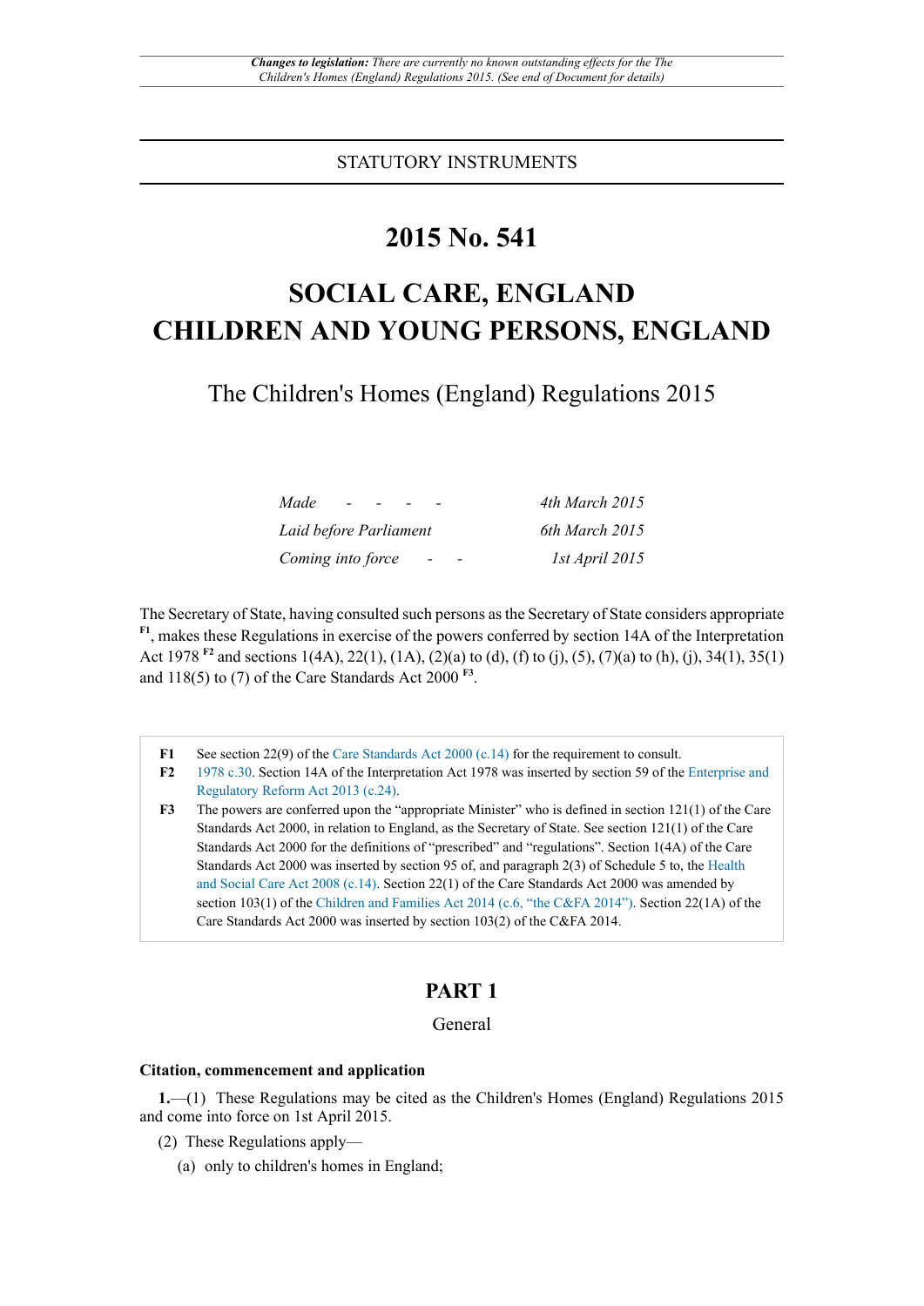*Changes to legislation: There are currently no known outstanding effects for the The Children's Homes (England) Regulations 2015. (See end of Document for details)*

STATUTORY INSTRUMENTS

# 2015 No. 541

# SOCIAL CARE, ENGLAND
# CHILDREN AND YOUNG PERSONS, ENGLAND

## The Children's Homes (England) Regulations 2015

| | |
|---|---|
| *Made - - - -* | *4th March 2015* |
| *Laid before Parliament* | *6th March 2015* |
| *Coming into force - -* | *1st April 2015* |

The Secretary of State, having consulted such persons as the Secretary of State considers appropriate [F1], makes these Regulations in exercise of the powers conferred by section 14A of the Interpretation Act 1978 [F2] and sections 1(4A), 22(1), (1A), (2)(a) to (d), (f) to (j), (5), (7)(a) to (h), (j), 34(1), 35(1) and 118(5) to (7) of the Care Standards Act 2000 [F3].

| | |
|---|---|
| **F1** | See section 22(9) of the Care Standards Act 2000 (c.14) for the requirement to consult. |
| **F2** | 1978 c.30. Section 14A of the Interpretation Act 1978 was inserted by section 59 of the Enterprise and Regulatory Reform Act 2013 (c.24). |
| **F3** | The powers are conferred upon the "appropriate Minister" who is defined in section 121(1) of the Care Standards Act 2000, in relation to England, as the Secretary of State. See section 121(1) of the Care Standards Act 2000 for the definitions of "prescribed" and "regulations". Section 1(4A) of the Care Standards Act 2000 was inserted by section 95 of, and paragraph 2(3) of Schedule 5 to, the Health and Social Care Act 2008 (c.14). Section 22(1) of the Care Standards Act 2000 was amended by section 103(1) of the Children and Families Act 2014 (c.6, "the C&FA 2014"). Section 22(1A) of the Care Standards Act 2000 was inserted by section 103(2) of the C&FA 2014. |

## PART 1

General

#### Citation, commencement and application

**1.**—(1) These Regulations may be cited as the Children's Homes (England) Regulations 2015 and come into force on 1st April 2015.

(2) These Regulations apply—

(a) only to children's homes in England;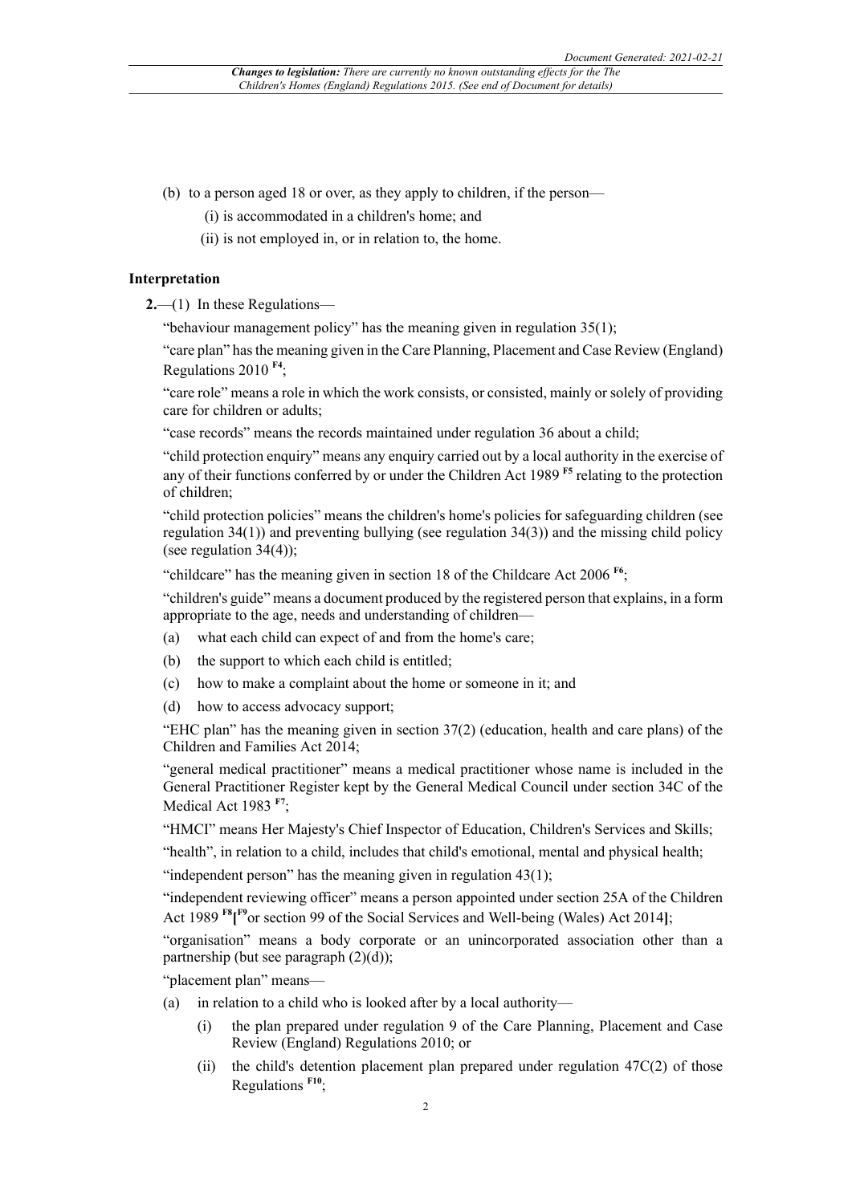(b) to a person aged 18 or over, as they apply to children, if the person—

(i) is accommodated in a children's home; and

(ii) is not employed in, or in relation to, the home.

### Interpretation

**2.**—(1) In these Regulations—

"behaviour management policy" has the meaning given in regulation 35(1);

"care plan" has the meaning given in the Care Planning, Placement and Case Review (England) Regulations 2010 [F4];

"care role" means a role in which the work consists, or consisted, mainly or solely of providing care for children or adults;

"case records" means the records maintained under regulation 36 about a child;

"child protection enquiry" means any enquiry carried out by a local authority in the exercise of any of their functions conferred by or under the Children Act 1989 [F5] relating to the protection of children;

"child protection policies" means the children's home's policies for safeguarding children (see regulation 34(1)) and preventing bullying (see regulation 34(3)) and the missing child policy (see regulation 34(4));

"childcare" has the meaning given in section 18 of the Childcare Act 2006 [F6];

"children's guide" means a document produced by the registered person that explains, in a form appropriate to the age, needs and understanding of children—

(a) what each child can expect of and from the home's care;

(b) the support to which each child is entitled;

(c) how to make a complaint about the home or someone in it; and

(d) how to access advocacy support;

"EHC plan" has the meaning given in section 37(2) (education, health and care plans) of the Children and Families Act 2014;

"general medical practitioner" means a medical practitioner whose name is included in the General Practitioner Register kept by the General Medical Council under section 34C of the Medical Act 1983 [F7];

"HMCI" means Her Majesty's Chief Inspector of Education, Children's Services and Skills;

"health", in relation to a child, includes that child's emotional, mental and physical health;

"independent person" has the meaning given in regulation 43(1);

"independent reviewing officer" means a person appointed under section 25A of the Children Act 1989 [F8][[F9]or section 99 of the Social Services and Well-being (Wales) Act 2014];

"organisation" means a body corporate or an unincorporated association other than a partnership (but see paragraph (2)(d));

"placement plan" means—

(a) in relation to a child who is looked after by a local authority—

(i) the plan prepared under regulation 9 of the Care Planning, Placement and Case Review (England) Regulations 2010; or

(ii) the child's detention placement plan prepared under regulation 47C(2) of those Regulations [F10];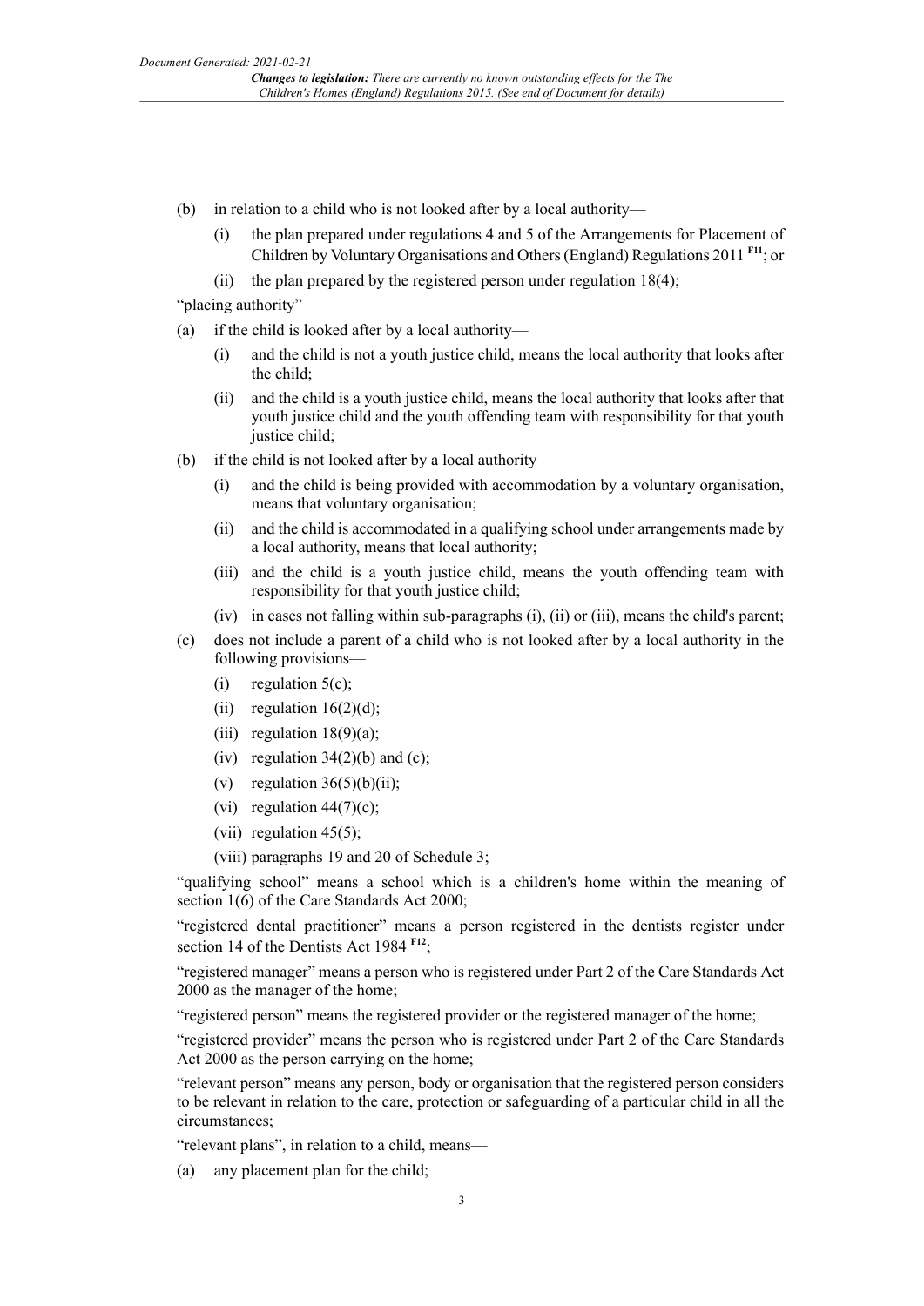(b) in relation to a child who is not looked after by a local authority—

(i) the plan prepared under regulations 4 and 5 of the Arrangements for Placement of Children by Voluntary Organisations and Others (England) Regulations 2011 [F11]; or

(ii) the plan prepared by the registered person under regulation 18(4);

"placing authority"—

(a) if the child is looked after by a local authority—

(i) and the child is not a youth justice child, means the local authority that looks after the child;

(ii) and the child is a youth justice child, means the local authority that looks after that youth justice child and the youth offending team with responsibility for that youth justice child;

(b) if the child is not looked after by a local authority—

(i) and the child is being provided with accommodation by a voluntary organisation, means that voluntary organisation;

(ii) and the child is accommodated in a qualifying school under arrangements made by a local authority, means that local authority;

(iii) and the child is a youth justice child, means the youth offending team with responsibility for that youth justice child;

(iv) in cases not falling within sub-paragraphs (i), (ii) or (iii), means the child's parent;

(c) does not include a parent of a child who is not looked after by a local authority in the following provisions—

(i) regulation 5(c);

(ii) regulation 16(2)(d);

(iii) regulation 18(9)(a);

(iv) regulation 34(2)(b) and (c);

(v) regulation 36(5)(b)(ii);

(vi) regulation 44(7)(c);

(vii) regulation 45(5);

(viii) paragraphs 19 and 20 of Schedule 3;

"qualifying school" means a school which is a children's home within the meaning of section 1(6) of the Care Standards Act 2000;

"registered dental practitioner" means a person registered in the dentists register under section 14 of the Dentists Act 1984 [F12];

"registered manager" means a person who is registered under Part 2 of the Care Standards Act 2000 as the manager of the home;

"registered person" means the registered provider or the registered manager of the home;

"registered provider" means the person who is registered under Part 2 of the Care Standards Act 2000 as the person carrying on the home;

"relevant person" means any person, body or organisation that the registered person considers to be relevant in relation to the care, protection or safeguarding of a particular child in all the circumstances;

"relevant plans", in relation to a child, means—

(a) any placement plan for the child;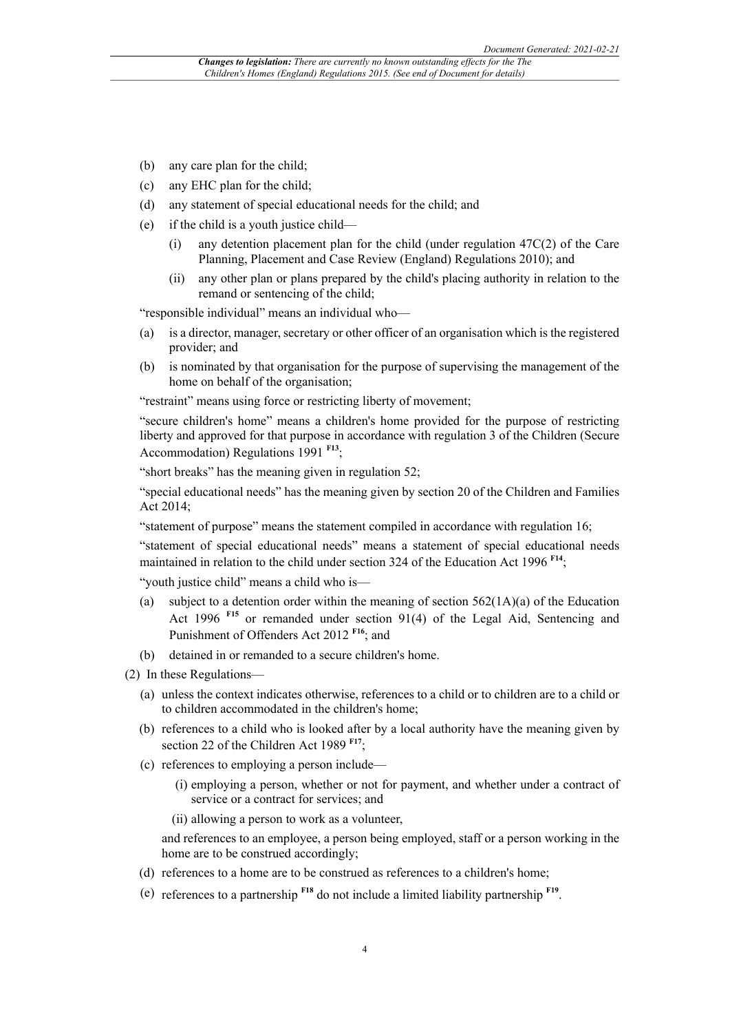(b) any care plan for the child;

(c) any EHC plan for the child;

(d) any statement of special educational needs for the child; and

(e) if the child is a youth justice child—

  (i) any detention placement plan for the child (under regulation 47C(2) of the Care Planning, Placement and Case Review (England) Regulations 2010); and

  (ii) any other plan or plans prepared by the child's placing authority in relation to the remand or sentencing of the child;

"responsible individual" means an individual who—

(a) is a director, manager, secretary or other officer of an organisation which is the registered provider; and

(b) is nominated by that organisation for the purpose of supervising the management of the home on behalf of the organisation;

"restraint" means using force or restricting liberty of movement;

"secure children's home" means a children's home provided for the purpose of restricting liberty and approved for that purpose in accordance with regulation 3 of the Children (Secure Accommodation) Regulations 1991 [F13];

"short breaks" has the meaning given in regulation 52;

"special educational needs" has the meaning given by section 20 of the Children and Families Act 2014;

"statement of purpose" means the statement compiled in accordance with regulation 16;

"statement of special educational needs" means a statement of special educational needs maintained in relation to the child under section 324 of the Education Act 1996 [F14];

"youth justice child" means a child who is—

(a) subject to a detention order within the meaning of section 562(1A)(a) of the Education Act 1996 [F15] or remanded under section 91(4) of the Legal Aid, Sentencing and Punishment of Offenders Act 2012 [F16]; and

(b) detained in or remanded to a secure children's home.

(2) In these Regulations—

(a) unless the context indicates otherwise, references to a child or to children are to a child or to children accommodated in the children's home;

(b) references to a child who is looked after by a local authority have the meaning given by section 22 of the Children Act 1989 [F17];

(c) references to employing a person include—

  (i) employing a person, whether or not for payment, and whether under a contract of service or a contract for services; and

  (ii) allowing a person to work as a volunteer,

  and references to an employee, a person being employed, staff or a person working in the home are to be construed accordingly;

(d) references to a home are to be construed as references to a children's home;

(e) references to a partnership [F18] do not include a limited liability partnership [F19].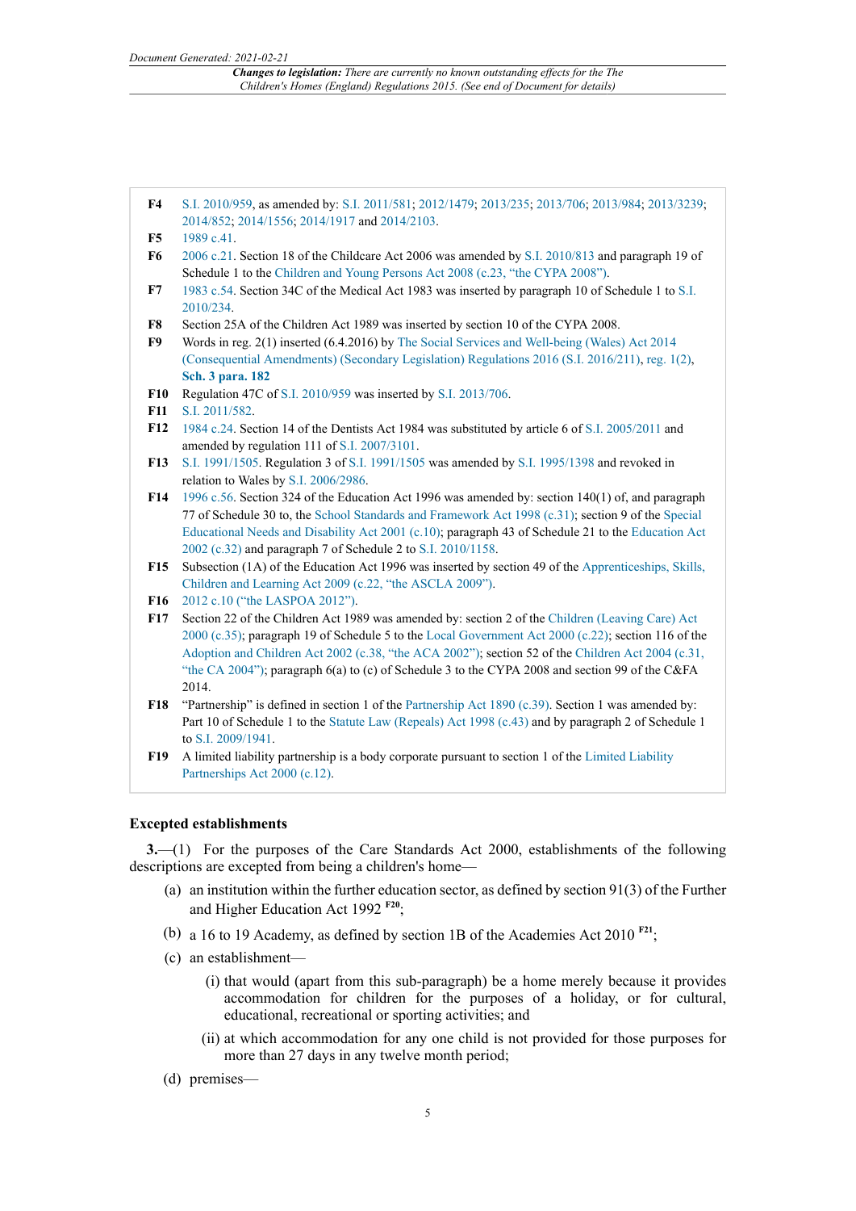**F4** S.I. 2010/959, as amended by: S.I. 2011/581; 2012/1479; 2013/235; 2013/706; 2013/984; 2013/3239; 2014/852; 2014/1556; 2014/1917 and 2014/2103.

**F5** 1989 c.41.

**F6** 2006 c.21. Section 18 of the Childcare Act 2006 was amended by S.I. 2010/813 and paragraph 19 of Schedule 1 to the Children and Young Persons Act 2008 (c.23, "the CYPA 2008").

**F7** 1983 c.54. Section 34C of the Medical Act 1983 was inserted by paragraph 10 of Schedule 1 to S.I. 2010/234.

**F8** Section 25A of the Children Act 1989 was inserted by section 10 of the CYPA 2008.

**F9** Words in reg. 2(1) inserted (6.4.2016) by The Social Services and Well-being (Wales) Act 2014 (Consequential Amendments) (Secondary Legislation) Regulations 2016 (S.I. 2016/211), reg. 1(2), **Sch. 3 para. 182**

**F10** Regulation 47C of S.I. 2010/959 was inserted by S.I. 2013/706.

**F11** S.I. 2011/582.

**F12** 1984 c.24. Section 14 of the Dentists Act 1984 was substituted by article 6 of S.I. 2005/2011 and amended by regulation 111 of S.I. 2007/3101.

**F13** S.I. 1991/1505. Regulation 3 of S.I. 1991/1505 was amended by S.I. 1995/1398 and revoked in relation to Wales by S.I. 2006/2986.

**F14** 1996 c.56. Section 324 of the Education Act 1996 was amended by: section 140(1) of, and paragraph 77 of Schedule 30 to, the School Standards and Framework Act 1998 (c.31); section 9 of the Special Educational Needs and Disability Act 2001 (c.10); paragraph 43 of Schedule 21 to the Education Act 2002 (c.32) and paragraph 7 of Schedule 2 to S.I. 2010/1158.

**F15** Subsection (1A) of the Education Act 1996 was inserted by section 49 of the Apprenticeships, Skills, Children and Learning Act 2009 (c.22, "the ASCLA 2009").

**F16** 2012 c.10 ("the LASPOA 2012").

**F17** Section 22 of the Children Act 1989 was amended by: section 2 of the Children (Leaving Care) Act 2000 (c.35); paragraph 19 of Schedule 5 to the Local Government Act 2000 (c.22); section 116 of the Adoption and Children Act 2002 (c.38, "the ACA 2002"); section 52 of the Children Act 2004 (c.31, "the CA 2004"); paragraph 6(a) to (c) of Schedule 3 to the CYPA 2008 and section 99 of the C&FA 2014.

**F18** "Partnership" is defined in section 1 of the Partnership Act 1890 (c.39). Section 1 was amended by: Part 10 of Schedule 1 to the Statute Law (Repeals) Act 1998 (c.43) and by paragraph 2 of Schedule 1 to S.I. 2009/1941.

**F19** A limited liability partnership is a body corporate pursuant to section 1 of the Limited Liability Partnerships Act 2000 (c.12).

### Excepted establishments

**3.**—(1) For the purposes of the Care Standards Act 2000, establishments of the following descriptions are excepted from being a children's home—

(a) an institution within the further education sector, as defined by section 91(3) of the Further and Higher Education Act 1992 [F20];

(b) a 16 to 19 Academy, as defined by section 1B of the Academies Act 2010 [F21];

(c) an establishment—

(i) that would (apart from this sub-paragraph) be a home merely because it provides accommodation for children for the purposes of a holiday, or for cultural, educational, recreational or sporting activities; and

(ii) at which accommodation for any one child is not provided for those purposes for more than 27 days in any twelve month period;

(d) premises—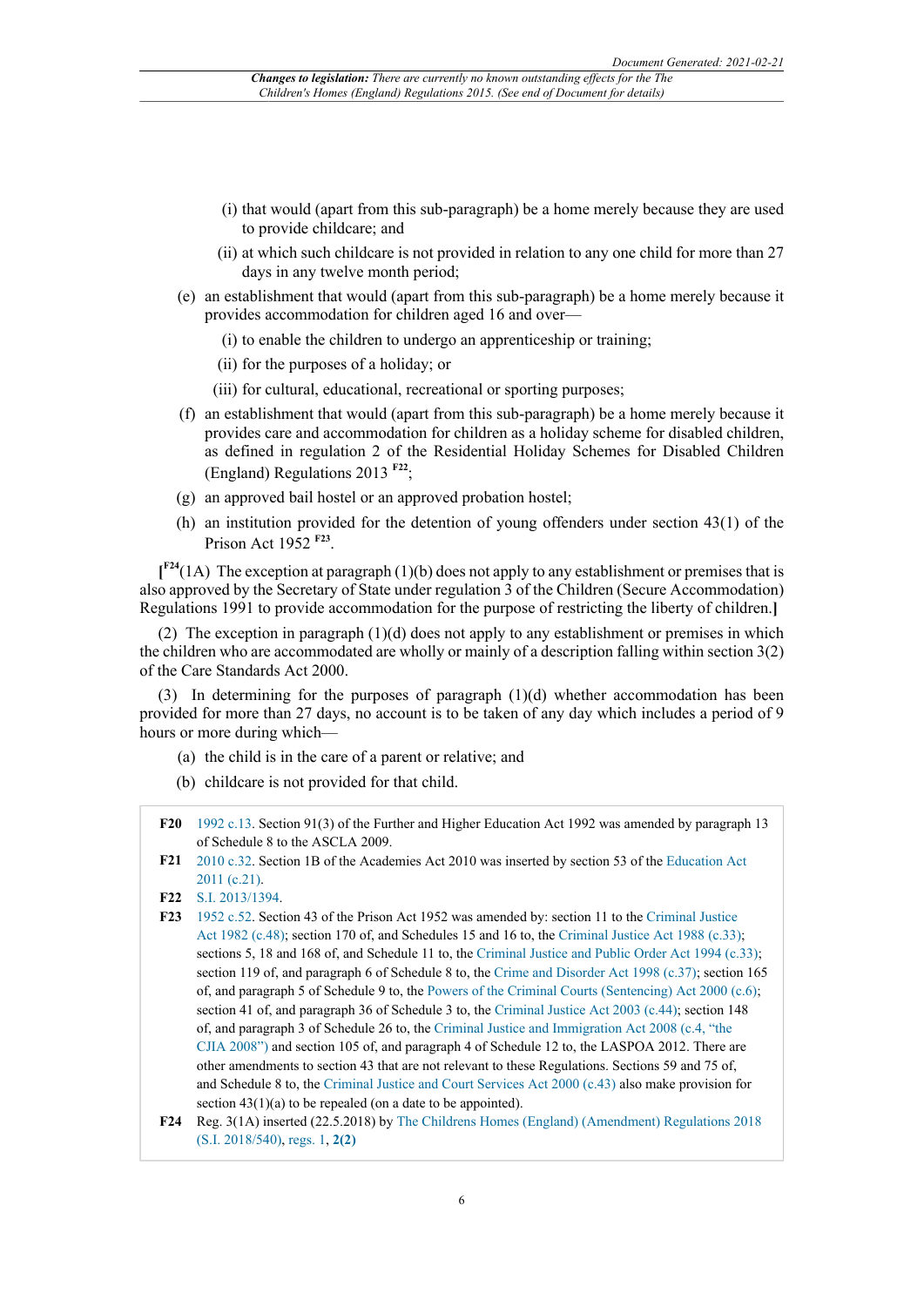(i) that would (apart from this sub-paragraph) be a home merely because they are used to provide childcare; and

(ii) at which such childcare is not provided in relation to any one child for more than 27 days in any twelve month period;

(e) an establishment that would (apart from this sub-paragraph) be a home merely because it provides accommodation for children aged 16 and over—

(i) to enable the children to undergo an apprenticeship or training;

(ii) for the purposes of a holiday; or

(iii) for cultural, educational, recreational or sporting purposes;

(f) an establishment that would (apart from this sub-paragraph) be a home merely because it provides care and accommodation for children as a holiday scheme for disabled children, as defined in regulation 2 of the Residential Holiday Schemes for Disabled Children (England) Regulations 2013 [F22];

(g) an approved bail hostel or an approved probation hostel;

(h) an institution provided for the detention of young offenders under section 43(1) of the Prison Act 1952 [F23].

[[F24](1A) The exception at paragraph (1)(b) does not apply to any establishment or premises that is also approved by the Secretary of State under regulation 3 of the Children (Secure Accommodation) Regulations 1991 to provide accommodation for the purpose of restricting the liberty of children.]

(2) The exception in paragraph (1)(d) does not apply to any establishment or premises in which the children who are accommodated are wholly or mainly of a description falling within section 3(2) of the Care Standards Act 2000.

(3) In determining for the purposes of paragraph (1)(d) whether accommodation has been provided for more than 27 days, no account is to be taken of any day which includes a period of 9 hours or more during which—

(a) the child is in the care of a parent or relative; and

(b) childcare is not provided for that child.

**F20** 1992 c.13. Section 91(3) of the Further and Higher Education Act 1992 was amended by paragraph 13 of Schedule 8 to the ASCLA 2009.

**F21** 2010 c.32. Section 1B of the Academies Act 2010 was inserted by section 53 of the Education Act 2011 (c.21).

**F22** S.I. 2013/1394.

**F23** 1952 c.52. Section 43 of the Prison Act 1952 was amended by: section 11 to the Criminal Justice Act 1982 (c.48); section 170 of, and Schedules 15 and 16 to, the Criminal Justice Act 1988 (c.33); sections 5, 18 and 168 of, and Schedule 11 to, the Criminal Justice and Public Order Act 1994 (c.33); section 119 of, and paragraph 6 of Schedule 8 to, the Crime and Disorder Act 1998 (c.37); section 165 of, and paragraph 5 of Schedule 9 to, the Powers of the Criminal Courts (Sentencing) Act 2000 (c.6); section 41 of, and paragraph 36 of Schedule 3 to, the Criminal Justice Act 2003 (c.44); section 148 of, and paragraph 3 of Schedule 26 to, the Criminal Justice and Immigration Act 2008 (c.4, "the CJIA 2008") and section 105 of, and paragraph 4 of Schedule 12 to, the LASPOA 2012. There are other amendments to section 43 that are not relevant to these Regulations. Sections 59 and 75 of, and Schedule 8 to, the Criminal Justice and Court Services Act 2000 (c.43) also make provision for section 43(1)(a) to be repealed (on a date to be appointed).

**F24** Reg. 3(1A) inserted (22.5.2018) by The Childrens Homes (England) (Amendment) Regulations 2018 (S.I. 2018/540), regs. 1, **2(2)**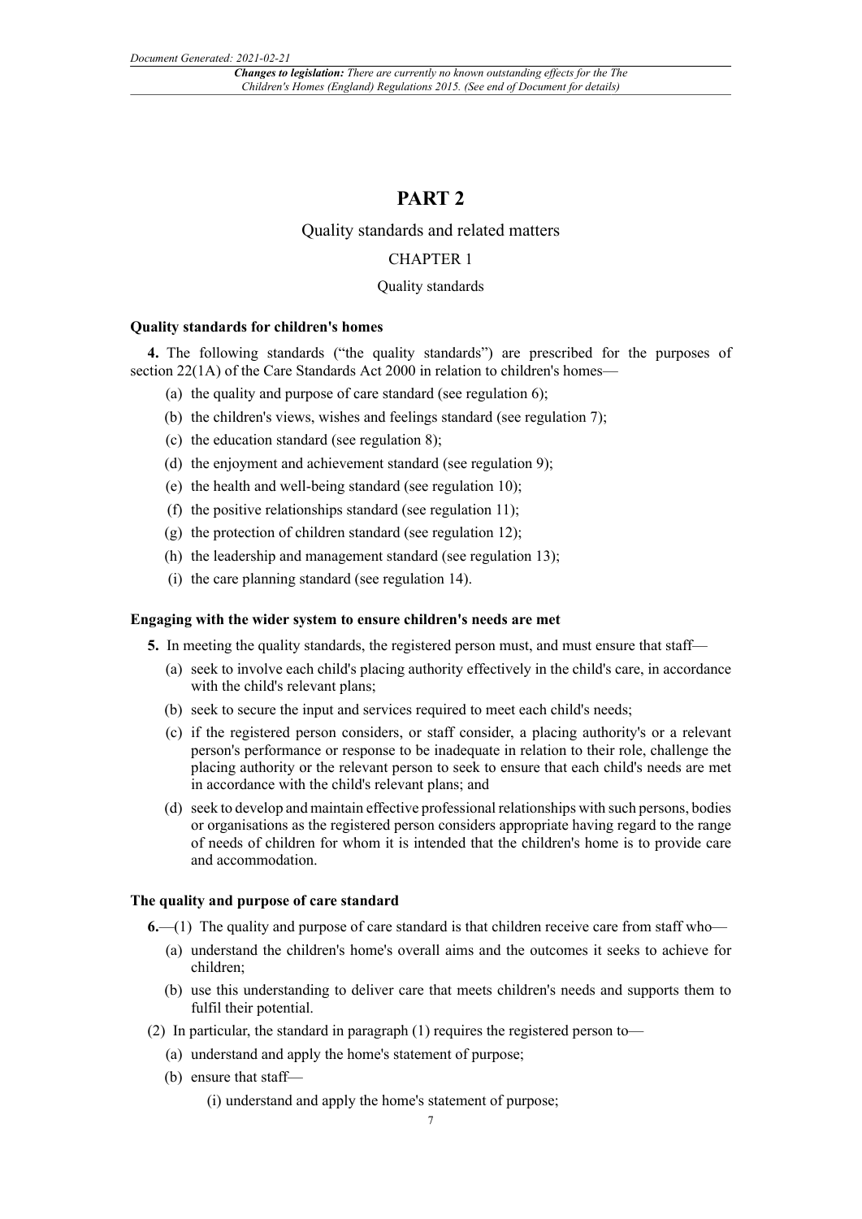# PART 2

Quality standards and related matters

## CHAPTER 1

Quality standards

### Quality standards for children's homes

**4.** The following standards ("the quality standards") are prescribed for the purposes of section 22(1A) of the Care Standards Act 2000 in relation to children's homes—

(a) the quality and purpose of care standard (see regulation 6);

(b) the children's views, wishes and feelings standard (see regulation 7);

(c) the education standard (see regulation 8);

(d) the enjoyment and achievement standard (see regulation 9);

(e) the health and well-being standard (see regulation 10);

(f) the positive relationships standard (see regulation 11);

(g) the protection of children standard (see regulation 12);

(h) the leadership and management standard (see regulation 13);

(i) the care planning standard (see regulation 14).

### Engaging with the wider system to ensure children's needs are met

**5.** In meeting the quality standards, the registered person must, and must ensure that staff—

(a) seek to involve each child's placing authority effectively in the child's care, in accordance with the child's relevant plans;

(b) seek to secure the input and services required to meet each child's needs;

(c) if the registered person considers, or staff consider, a placing authority's or a relevant person's performance or response to be inadequate in relation to their role, challenge the placing authority or the relevant person to seek to ensure that each child's needs are met in accordance with the child's relevant plans; and

(d) seek to develop and maintain effective professional relationships with such persons, bodies or organisations as the registered person considers appropriate having regard to the range of needs of children for whom it is intended that the children's home is to provide care and accommodation.

### The quality and purpose of care standard

**6.**—(1) The quality and purpose of care standard is that children receive care from staff who—

(a) understand the children's home's overall aims and the outcomes it seeks to achieve for children;

(b) use this understanding to deliver care that meets children's needs and supports them to fulfil their potential.

(2) In particular, the standard in paragraph (1) requires the registered person to—

(a) understand and apply the home's statement of purpose;

(b) ensure that staff—

(i) understand and apply the home's statement of purpose;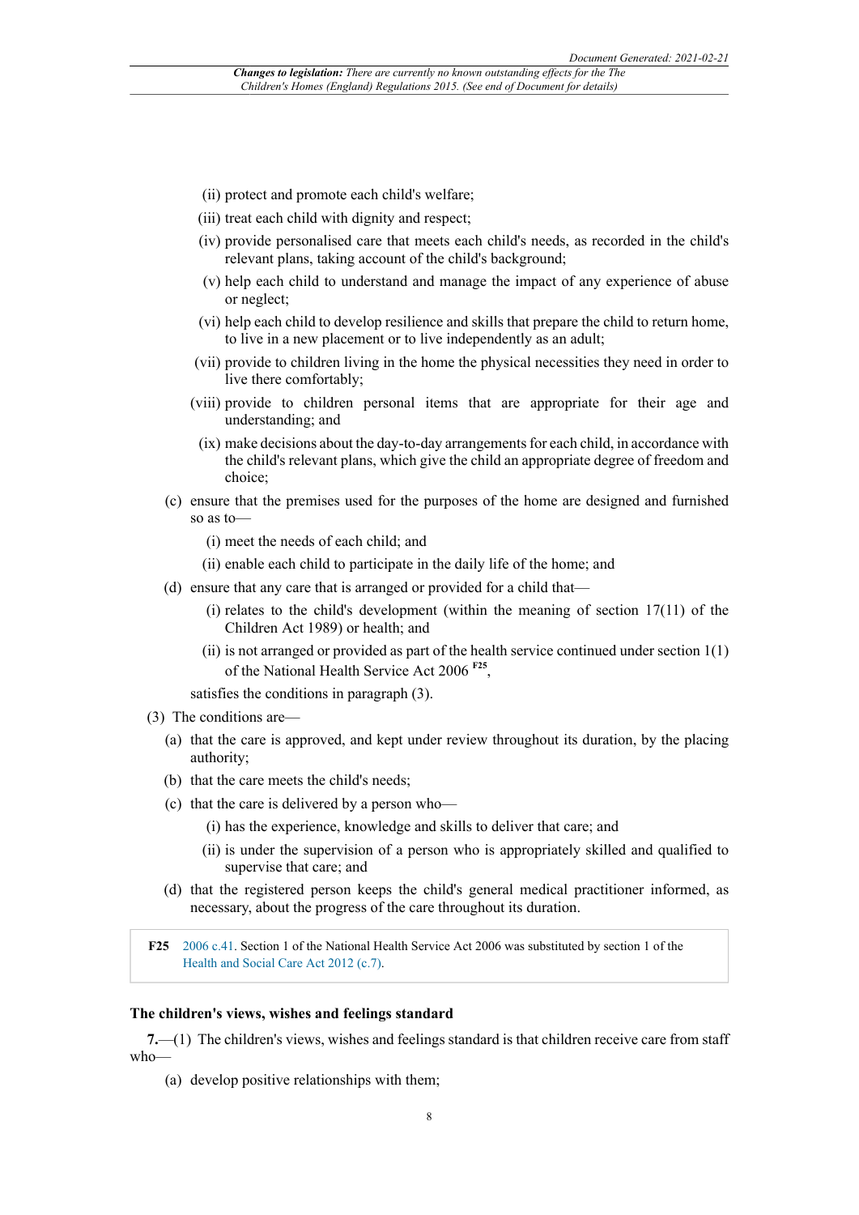(ii) protect and promote each child's welfare;

(iii) treat each child with dignity and respect;

(iv) provide personalised care that meets each child's needs, as recorded in the child's relevant plans, taking account of the child's background;

(v) help each child to understand and manage the impact of any experience of abuse or neglect;

(vi) help each child to develop resilience and skills that prepare the child to return home, to live in a new placement or to live independently as an adult;

(vii) provide to children living in the home the physical necessities they need in order to live there comfortably;

(viii) provide to children personal items that are appropriate for their age and understanding; and

(ix) make decisions about the day-to-day arrangements for each child, in accordance with the child's relevant plans, which give the child an appropriate degree of freedom and choice;

(c) ensure that the premises used for the purposes of the home are designed and furnished so as to—

(i) meet the needs of each child; and

(ii) enable each child to participate in the daily life of the home; and

(d) ensure that any care that is arranged or provided for a child that—

(i) relates to the child's development (within the meaning of section 17(11) of the Children Act 1989) or health; and

(ii) is not arranged or provided as part of the health service continued under section 1(1) of the National Health Service Act 2006 [F25],

satisfies the conditions in paragraph (3).

(3) The conditions are—

(a) that the care is approved, and kept under review throughout its duration, by the placing authority;

(b) that the care meets the child's needs;

(c) that the care is delivered by a person who—

(i) has the experience, knowledge and skills to deliver that care; and

(ii) is under the supervision of a person who is appropriately skilled and qualified to supervise that care; and

(d) that the registered person keeps the child's general medical practitioner informed, as necessary, about the progress of the care throughout its duration.

**F25** 2006 c.41. Section 1 of the National Health Service Act 2006 was substituted by section 1 of the Health and Social Care Act 2012 (c.7).

### The children's views, wishes and feelings standard

**7.**—(1) The children's views, wishes and feelings standard is that children receive care from staff who—

(a) develop positive relationships with them;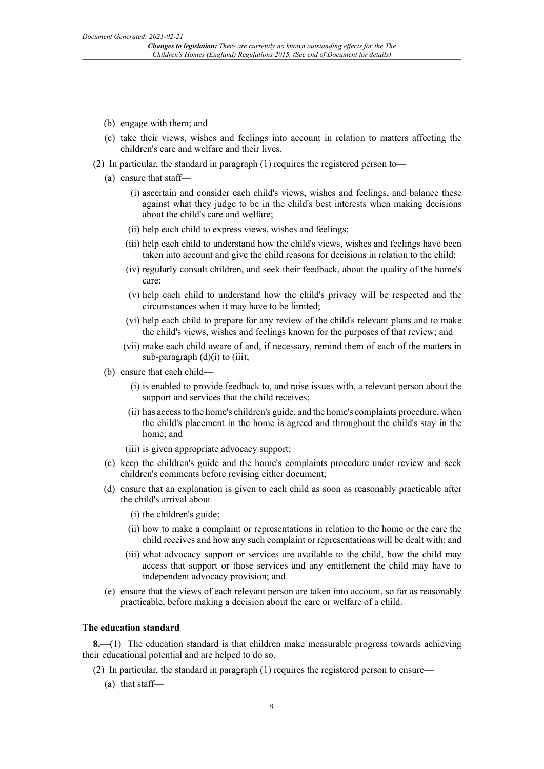(b) engage with them; and

(c) take their views, wishes and feelings into account in relation to matters affecting the children's care and welfare and their lives.

(2) In particular, the standard in paragraph (1) requires the registered person to—

(a) ensure that staff—

(i) ascertain and consider each child's views, wishes and feelings, and balance these against what they judge to be in the child's best interests when making decisions about the child's care and welfare;

(ii) help each child to express views, wishes and feelings;

(iii) help each child to understand how the child's views, wishes and feelings have been taken into account and give the child reasons for decisions in relation to the child;

(iv) regularly consult children, and seek their feedback, about the quality of the home's care;

(v) help each child to understand how the child's privacy will be respected and the circumstances when it may have to be limited;

(vi) help each child to prepare for any review of the child's relevant plans and to make the child's views, wishes and feelings known for the purposes of that review; and

(vii) make each child aware of and, if necessary, remind them of each of the matters in sub-paragraph (d)(i) to (iii);

(b) ensure that each child—

(i) is enabled to provide feedback to, and raise issues with, a relevant person about the support and services that the child receives;

(ii) has access to the home's children's guide, and the home's complaints procedure, when the child's placement in the home is agreed and throughout the child's stay in the home; and

(iii) is given appropriate advocacy support;

(c) keep the children's guide and the home's complaints procedure under review and seek children's comments before revising either document;

(d) ensure that an explanation is given to each child as soon as reasonably practicable after the child's arrival about—

(i) the children's guide;

(ii) how to make a complaint or representations in relation to the home or the care the child receives and how any such complaint or representations will be dealt with; and

(iii) what advocacy support or services are available to the child, how the child may access that support or those services and any entitlement the child may have to independent advocacy provision; and

(e) ensure that the views of each relevant person are taken into account, so far as reasonably practicable, before making a decision about the care or welfare of a child.

**The education standard**

**8.**—(1) The education standard is that children make measurable progress towards achieving their educational potential and are helped to do so.

(2) In particular, the standard in paragraph (1) requires the registered person to ensure—

(a) that staff—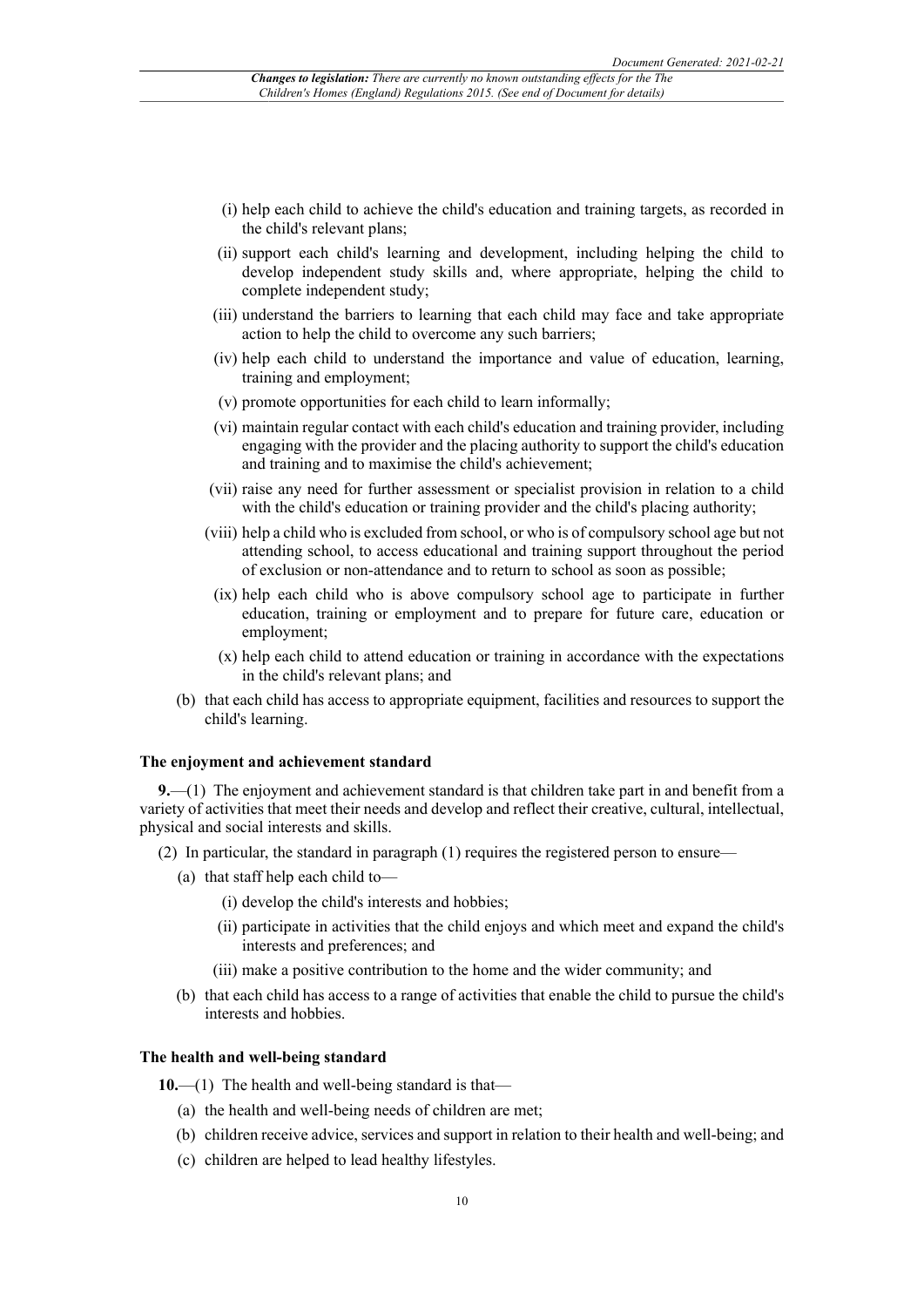(i) help each child to achieve the child's education and training targets, as recorded in the child's relevant plans;

(ii) support each child's learning and development, including helping the child to develop independent study skills and, where appropriate, helping the child to complete independent study;

(iii) understand the barriers to learning that each child may face and take appropriate action to help the child to overcome any such barriers;

(iv) help each child to understand the importance and value of education, learning, training and employment;

(v) promote opportunities for each child to learn informally;

(vi) maintain regular contact with each child's education and training provider, including engaging with the provider and the placing authority to support the child's education and training and to maximise the child's achievement;

(vii) raise any need for further assessment or specialist provision in relation to a child with the child's education or training provider and the child's placing authority;

(viii) help a child who is excluded from school, or who is of compulsory school age but not attending school, to access educational and training support throughout the period of exclusion or non-attendance and to return to school as soon as possible;

(ix) help each child who is above compulsory school age to participate in further education, training or employment and to prepare for future care, education or employment;

(x) help each child to attend education or training in accordance with the expectations in the child's relevant plans; and

(b) that each child has access to appropriate equipment, facilities and resources to support the child's learning.

### The enjoyment and achievement standard

**9.**—(1) The enjoyment and achievement standard is that children take part in and benefit from a variety of activities that meet their needs and develop and reflect their creative, cultural, intellectual, physical and social interests and skills.

(2) In particular, the standard in paragraph (1) requires the registered person to ensure—

(a) that staff help each child to—

(i) develop the child's interests and hobbies;

(ii) participate in activities that the child enjoys and which meet and expand the child's interests and preferences; and

(iii) make a positive contribution to the home and the wider community; and

(b) that each child has access to a range of activities that enable the child to pursue the child's interests and hobbies.

### The health and well-being standard

**10.**—(1) The health and well-being standard is that—

(a) the health and well-being needs of children are met;

(b) children receive advice, services and support in relation to their health and well-being; and

(c) children are helped to lead healthy lifestyles.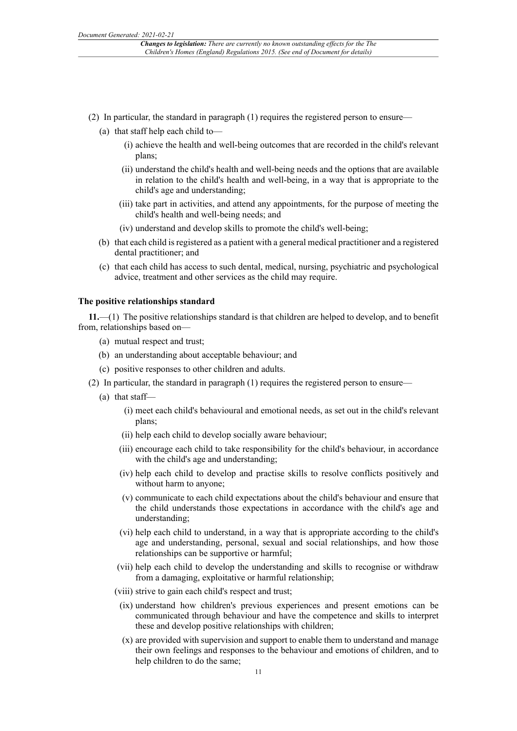(2) In particular, the standard in paragraph (1) requires the registered person to ensure—

(a) that staff help each child to—

(i) achieve the health and well-being outcomes that are recorded in the child's relevant plans;

(ii) understand the child's health and well-being needs and the options that are available in relation to the child's health and well-being, in a way that is appropriate to the child's age and understanding;

(iii) take part in activities, and attend any appointments, for the purpose of meeting the child's health and well-being needs; and

(iv) understand and develop skills to promote the child's well-being;

(b) that each child is registered as a patient with a general medical practitioner and a registered dental practitioner; and

(c) that each child has access to such dental, medical, nursing, psychiatric and psychological advice, treatment and other services as the child may require.

**The positive relationships standard**

**11.**—(1) The positive relationships standard is that children are helped to develop, and to benefit from, relationships based on—

(a) mutual respect and trust;

(b) an understanding about acceptable behaviour; and

(c) positive responses to other children and adults.

(2) In particular, the standard in paragraph (1) requires the registered person to ensure—

(a) that staff—

(i) meet each child's behavioural and emotional needs, as set out in the child's relevant plans;

(ii) help each child to develop socially aware behaviour;

(iii) encourage each child to take responsibility for the child's behaviour, in accordance with the child's age and understanding;

(iv) help each child to develop and practise skills to resolve conflicts positively and without harm to anyone;

(v) communicate to each child expectations about the child's behaviour and ensure that the child understands those expectations in accordance with the child's age and understanding;

(vi) help each child to understand, in a way that is appropriate according to the child's age and understanding, personal, sexual and social relationships, and how those relationships can be supportive or harmful;

(vii) help each child to develop the understanding and skills to recognise or withdraw from a damaging, exploitative or harmful relationship;

(viii) strive to gain each child's respect and trust;

(ix) understand how children's previous experiences and present emotions can be communicated through behaviour and have the competence and skills to interpret these and develop positive relationships with children;

(x) are provided with supervision and support to enable them to understand and manage their own feelings and responses to the behaviour and emotions of children, and to help children to do the same;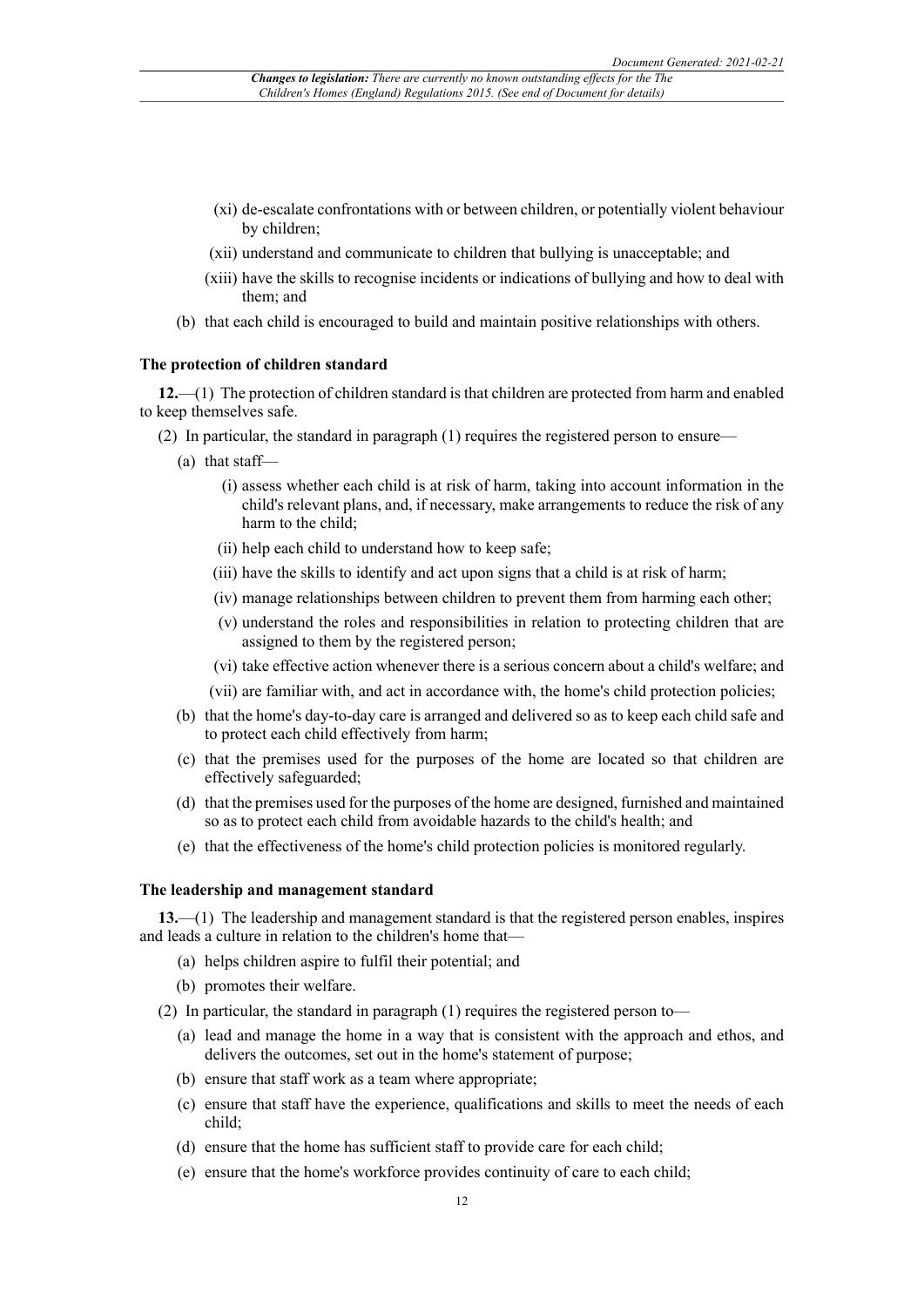(xi) de-escalate confrontations with or between children, or potentially violent behaviour by children;

(xii) understand and communicate to children that bullying is unacceptable; and

(xiii) have the skills to recognise incidents or indications of bullying and how to deal with them; and

(b) that each child is encouraged to build and maintain positive relationships with others.

**The protection of children standard**

**12.**—(1) The protection of children standard is that children are protected from harm and enabled to keep themselves safe.

(2) In particular, the standard in paragraph (1) requires the registered person to ensure—

(a) that staff—

(i) assess whether each child is at risk of harm, taking into account information in the child's relevant plans, and, if necessary, make arrangements to reduce the risk of any harm to the child;

(ii) help each child to understand how to keep safe;

(iii) have the skills to identify and act upon signs that a child is at risk of harm;

(iv) manage relationships between children to prevent them from harming each other;

(v) understand the roles and responsibilities in relation to protecting children that are assigned to them by the registered person;

(vi) take effective action whenever there is a serious concern about a child's welfare; and

(vii) are familiar with, and act in accordance with, the home's child protection policies;

(b) that the home's day-to-day care is arranged and delivered so as to keep each child safe and to protect each child effectively from harm;

(c) that the premises used for the purposes of the home are located so that children are effectively safeguarded;

(d) that the premises used for the purposes of the home are designed, furnished and maintained so as to protect each child from avoidable hazards to the child's health; and

(e) that the effectiveness of the home's child protection policies is monitored regularly.

**The leadership and management standard**

**13.**—(1) The leadership and management standard is that the registered person enables, inspires and leads a culture in relation to the children's home that—

(a) helps children aspire to fulfil their potential; and

(b) promotes their welfare.

(2) In particular, the standard in paragraph (1) requires the registered person to—

(a) lead and manage the home in a way that is consistent with the approach and ethos, and delivers the outcomes, set out in the home's statement of purpose;

(b) ensure that staff work as a team where appropriate;

(c) ensure that staff have the experience, qualifications and skills to meet the needs of each child;

(d) ensure that the home has sufficient staff to provide care for each child;

(e) ensure that the home's workforce provides continuity of care to each child;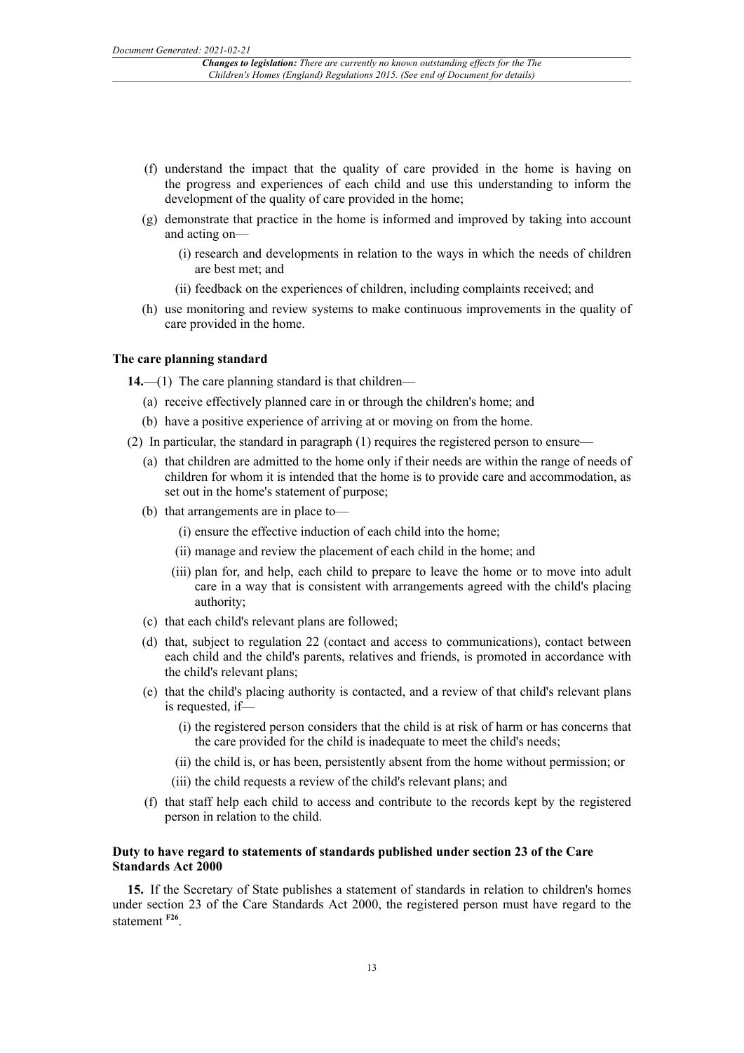(f) understand the impact that the quality of care provided in the home is having on the progress and experiences of each child and use this understanding to inform the development of the quality of care provided in the home;

(g) demonstrate that practice in the home is informed and improved by taking into account and acting on—

(i) research and developments in relation to the ways in which the needs of children are best met; and

(ii) feedback on the experiences of children, including complaints received; and

(h) use monitoring and review systems to make continuous improvements in the quality of care provided in the home.

**The care planning standard**

**14.**—(1) The care planning standard is that children—

(a) receive effectively planned care in or through the children's home; and

(b) have a positive experience of arriving at or moving on from the home.

(2) In particular, the standard in paragraph (1) requires the registered person to ensure—

(a) that children are admitted to the home only if their needs are within the range of needs of children for whom it is intended that the home is to provide care and accommodation, as set out in the home's statement of purpose;

(b) that arrangements are in place to—

(i) ensure the effective induction of each child into the home;

(ii) manage and review the placement of each child in the home; and

(iii) plan for, and help, each child to prepare to leave the home or to move into adult care in a way that is consistent with arrangements agreed with the child's placing authority;

(c) that each child's relevant plans are followed;

(d) that, subject to regulation 22 (contact and access to communications), contact between each child and the child's parents, relatives and friends, is promoted in accordance with the child's relevant plans;

(e) that the child's placing authority is contacted, and a review of that child's relevant plans is requested, if—

(i) the registered person considers that the child is at risk of harm or has concerns that the care provided for the child is inadequate to meet the child's needs;

(ii) the child is, or has been, persistently absent from the home without permission; or

(iii) the child requests a review of the child's relevant plans; and

(f) that staff help each child to access and contribute to the records kept by the registered person in relation to the child.

**Duty to have regard to statements of standards published under section 23 of the Care Standards Act 2000**

**15.** If the Secretary of State publishes a statement of standards in relation to children's homes under section 23 of the Care Standards Act 2000, the registered person must have regard to the statement [F26].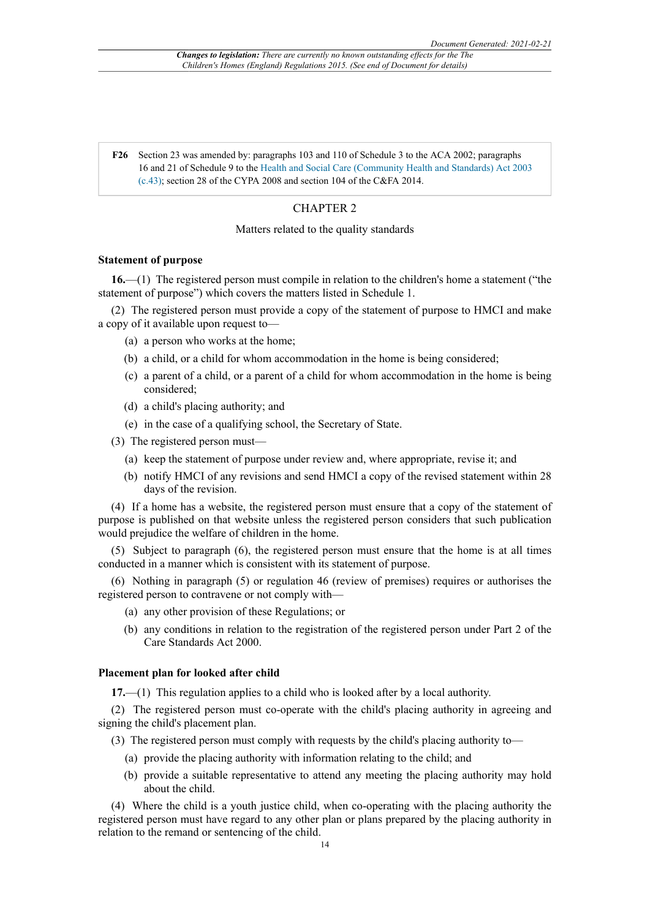**F26** Section 23 was amended by: paragraphs 103 and 110 of Schedule 3 to the ACA 2002; paragraphs 16 and 21 of Schedule 9 to the Health and Social Care (Community Health and Standards) Act 2003 (c.43); section 28 of the CYPA 2008 and section 104 of the C&FA 2014.

## CHAPTER 2

### Matters related to the quality standards

#### Statement of purpose

**16.**—(1) The registered person must compile in relation to the children's home a statement ("the statement of purpose") which covers the matters listed in Schedule 1.

(2) The registered person must provide a copy of the statement of purpose to HMCI and make a copy of it available upon request to—

- (a) a person who works at the home;
- (b) a child, or a child for whom accommodation in the home is being considered;
- (c) a parent of a child, or a parent of a child for whom accommodation in the home is being considered;
- (d) a child's placing authority; and
- (e) in the case of a qualifying school, the Secretary of State.

(3) The registered person must—

- (a) keep the statement of purpose under review and, where appropriate, revise it; and
- (b) notify HMCI of any revisions and send HMCI a copy of the revised statement within 28 days of the revision.

(4) If a home has a website, the registered person must ensure that a copy of the statement of purpose is published on that website unless the registered person considers that such publication would prejudice the welfare of children in the home.

(5) Subject to paragraph (6), the registered person must ensure that the home is at all times conducted in a manner which is consistent with its statement of purpose.

(6) Nothing in paragraph (5) or regulation 46 (review of premises) requires or authorises the registered person to contravene or not comply with—

- (a) any other provision of these Regulations; or
- (b) any conditions in relation to the registration of the registered person under Part 2 of the Care Standards Act 2000.

#### Placement plan for looked after child

**17.**—(1) This regulation applies to a child who is looked after by a local authority.

(2) The registered person must co-operate with the child's placing authority in agreeing and signing the child's placement plan.

(3) The registered person must comply with requests by the child's placing authority to—

- (a) provide the placing authority with information relating to the child; and
- (b) provide a suitable representative to attend any meeting the placing authority may hold about the child.

(4) Where the child is a youth justice child, when co-operating with the placing authority the registered person must have regard to any other plan or plans prepared by the placing authority in relation to the remand or sentencing of the child.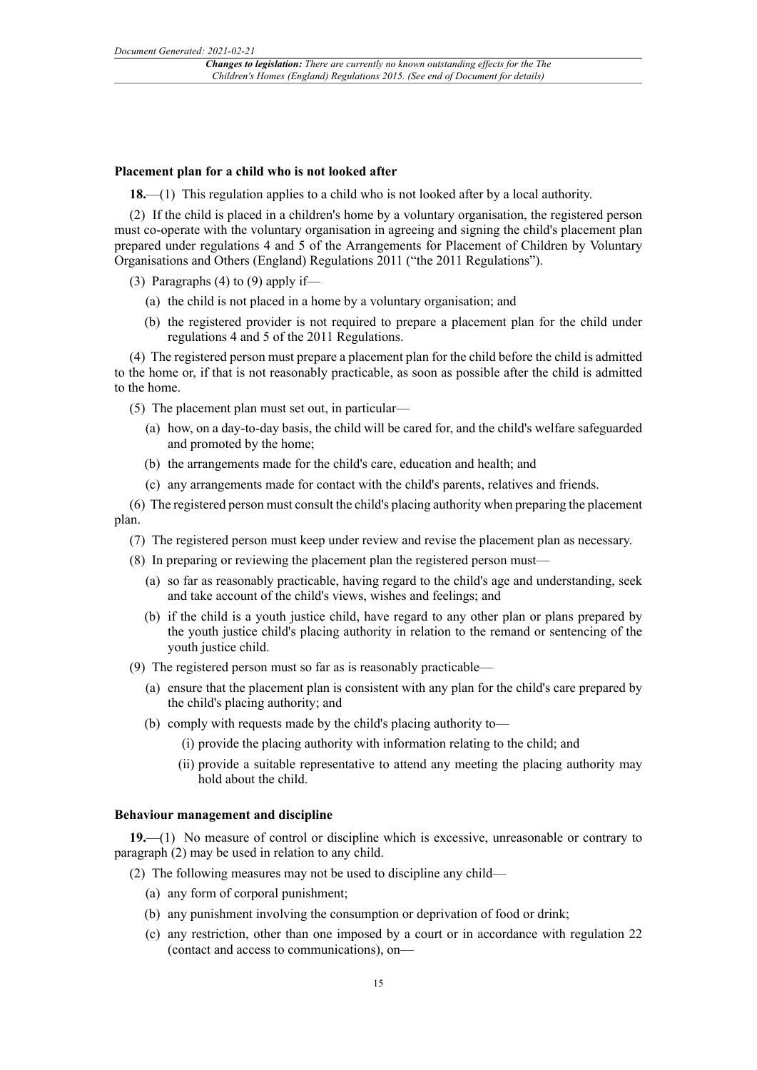### Placement plan for a child who is not looked after

**18.**—(1) This regulation applies to a child who is not looked after by a local authority.

(2) If the child is placed in a children's home by a voluntary organisation, the registered person must co-operate with the voluntary organisation in agreeing and signing the child's placement plan prepared under regulations 4 and 5 of the Arrangements for Placement of Children by Voluntary Organisations and Others (England) Regulations 2011 ("the 2011 Regulations").

(3) Paragraphs (4) to (9) apply if—

- (a) the child is not placed in a home by a voluntary organisation; and
- (b) the registered provider is not required to prepare a placement plan for the child under regulations 4 and 5 of the 2011 Regulations.

(4) The registered person must prepare a placement plan for the child before the child is admitted to the home or, if that is not reasonably practicable, as soon as possible after the child is admitted to the home.

(5) The placement plan must set out, in particular—

- (a) how, on a day-to-day basis, the child will be cared for, and the child's welfare safeguarded and promoted by the home;
- (b) the arrangements made for the child's care, education and health; and
- (c) any arrangements made for contact with the child's parents, relatives and friends.

(6) The registered person must consult the child's placing authority when preparing the placement plan.

(7) The registered person must keep under review and revise the placement plan as necessary.

(8) In preparing or reviewing the placement plan the registered person must—

- (a) so far as reasonably practicable, having regard to the child's age and understanding, seek and take account of the child's views, wishes and feelings; and
- (b) if the child is a youth justice child, have regard to any other plan or plans prepared by the youth justice child's placing authority in relation to the remand or sentencing of the youth justice child.

(9) The registered person must so far as is reasonably practicable—

- (a) ensure that the placement plan is consistent with any plan for the child's care prepared by the child's placing authority; and
- (b) comply with requests made by the child's placing authority to—
  - (i) provide the placing authority with information relating to the child; and
  - (ii) provide a suitable representative to attend any meeting the placing authority may hold about the child.

### Behaviour management and discipline

**19.**—(1) No measure of control or discipline which is excessive, unreasonable or contrary to paragraph (2) may be used in relation to any child.

(2) The following measures may not be used to discipline any child—

- (a) any form of corporal punishment;
- (b) any punishment involving the consumption or deprivation of food or drink;
- (c) any restriction, other than one imposed by a court or in accordance with regulation 22 (contact and access to communications), on—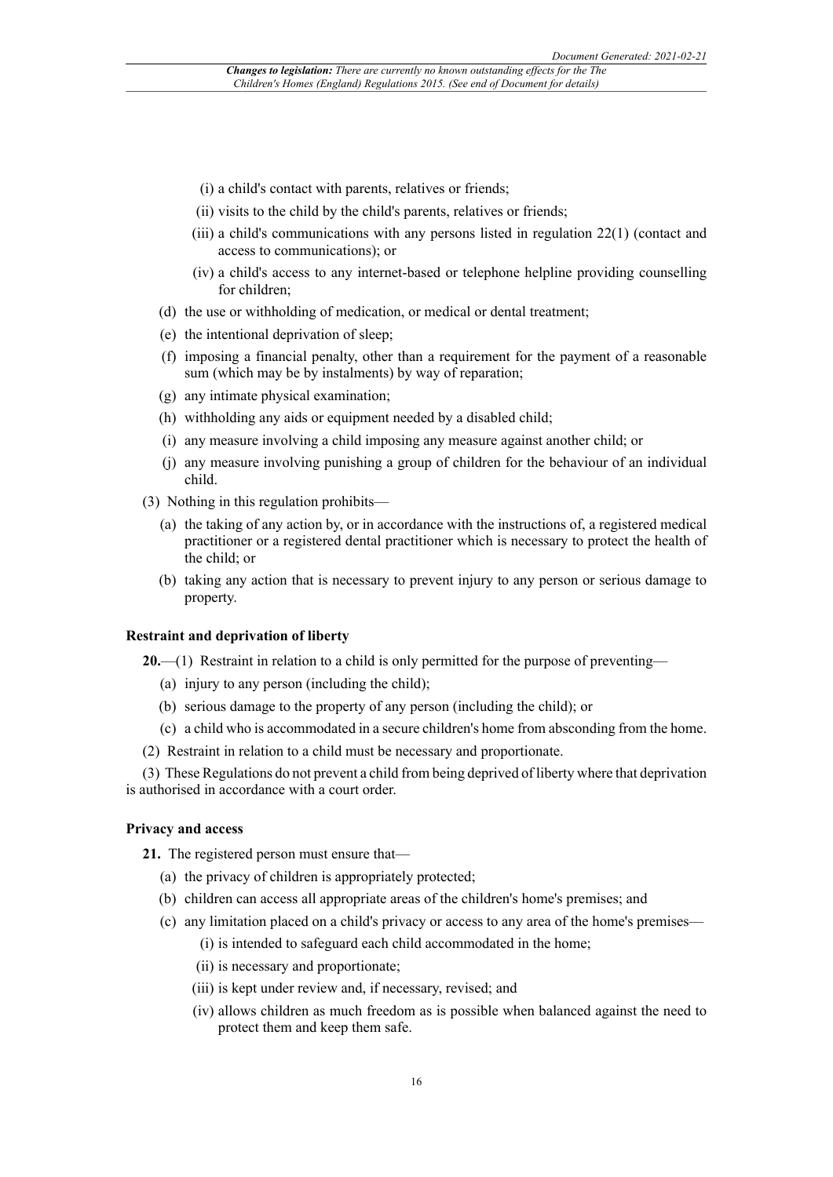(i) a child's contact with parents, relatives or friends;

(ii) visits to the child by the child's parents, relatives or friends;

(iii) a child's communications with any persons listed in regulation 22(1) (contact and access to communications); or

(iv) a child's access to any internet-based or telephone helpline providing counselling for children;

(d) the use or withholding of medication, or medical or dental treatment;

(e) the intentional deprivation of sleep;

(f) imposing a financial penalty, other than a requirement for the payment of a reasonable sum (which may be by instalments) by way of reparation;

(g) any intimate physical examination;

(h) withholding any aids or equipment needed by a disabled child;

(i) any measure involving a child imposing any measure against another child; or

(j) any measure involving punishing a group of children for the behaviour of an individual child.

(3) Nothing in this regulation prohibits—

(a) the taking of any action by, or in accordance with the instructions of, a registered medical practitioner or a registered dental practitioner which is necessary to protect the health of the child; or

(b) taking any action that is necessary to prevent injury to any person or serious damage to property.

**Restraint and deprivation of liberty**

**20.**—(1) Restraint in relation to a child is only permitted for the purpose of preventing—

(a) injury to any person (including the child);

(b) serious damage to the property of any person (including the child); or

(c) a child who is accommodated in a secure children's home from absconding from the home.

(2) Restraint in relation to a child must be necessary and proportionate.

(3) These Regulations do not prevent a child from being deprived of liberty where that deprivation is authorised in accordance with a court order.

**Privacy and access**

**21.** The registered person must ensure that—

(a) the privacy of children is appropriately protected;

(b) children can access all appropriate areas of the children's home's premises; and

(c) any limitation placed on a child's privacy or access to any area of the home's premises—

(i) is intended to safeguard each child accommodated in the home;

(ii) is necessary and proportionate;

(iii) is kept under review and, if necessary, revised; and

(iv) allows children as much freedom as is possible when balanced against the need to protect them and keep them safe.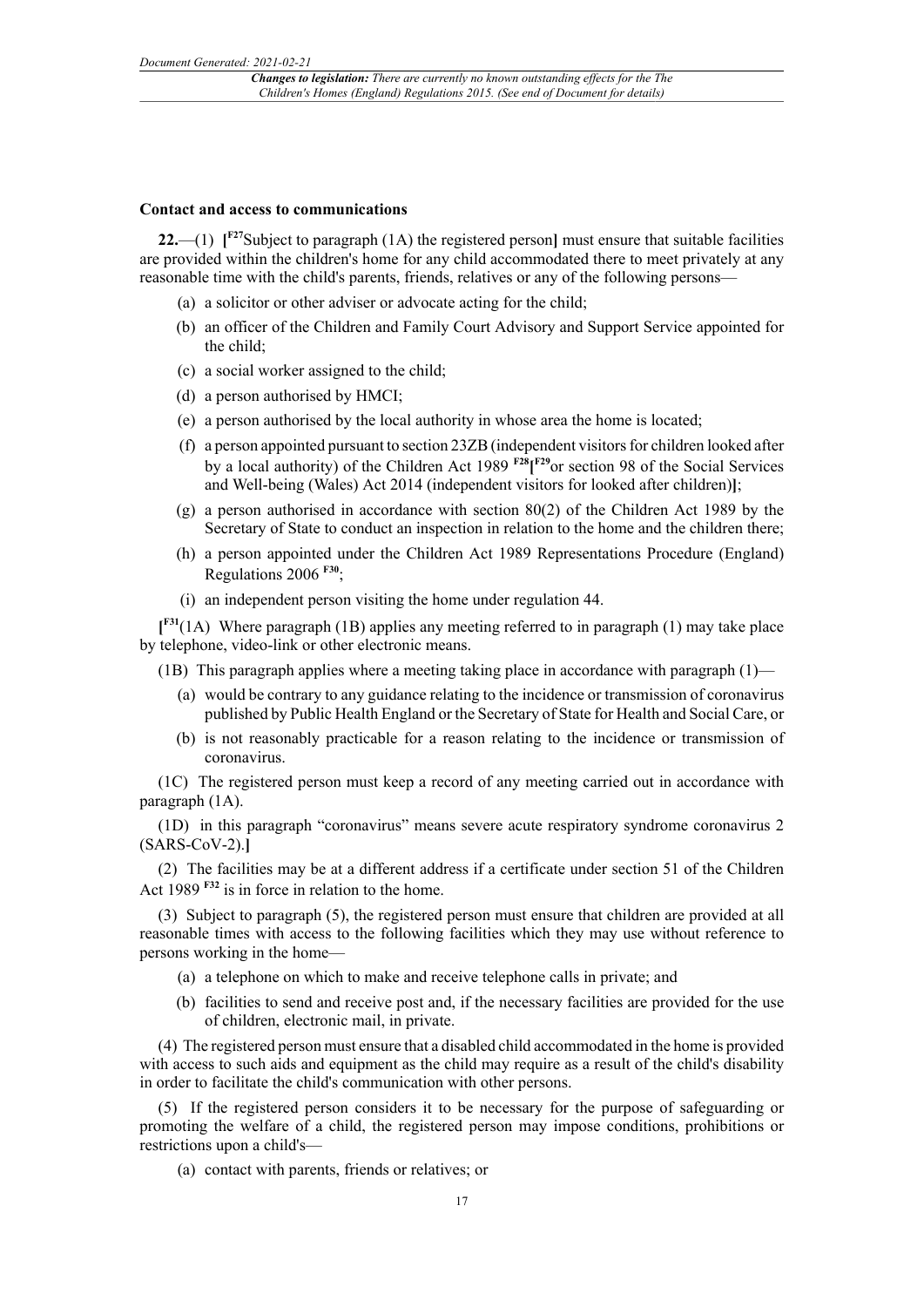### Contact and access to communications

**22.**—(1) **[**[F27]Subject to paragraph (1A) the registered person**]** must ensure that suitable facilities are provided within the children's home for any child accommodated there to meet privately at any reasonable time with the child's parents, friends, relatives or any of the following persons—

(a) a solicitor or other adviser or advocate acting for the child;

(b) an officer of the Children and Family Court Advisory and Support Service appointed for the child;

(c) a social worker assigned to the child;

(d) a person authorised by HMCI;

(e) a person authorised by the local authority in whose area the home is located;

(f) a person appointed pursuant to section 23ZB (independent visitors for children looked after by a local authority) of the Children Act 1989 [F28]**[**[F29]or section 98 of the Social Services and Well-being (Wales) Act 2014 (independent visitors for looked after children)**]**;

(g) a person authorised in accordance with section 80(2) of the Children Act 1989 by the Secretary of State to conduct an inspection in relation to the home and the children there;

(h) a person appointed under the Children Act 1989 Representations Procedure (England) Regulations 2006 [F30];

(i) an independent person visiting the home under regulation 44.

**[**[F31](1A) Where paragraph (1B) applies any meeting referred to in paragraph (1) may take place by telephone, video-link or other electronic means.

(1B) This paragraph applies where a meeting taking place in accordance with paragraph (1)—

(a) would be contrary to any guidance relating to the incidence or transmission of coronavirus published by Public Health England or the Secretary of State for Health and Social Care, or

(b) is not reasonably practicable for a reason relating to the incidence or transmission of coronavirus.

(1C) The registered person must keep a record of any meeting carried out in accordance with paragraph (1A).

(1D) in this paragraph "coronavirus" means severe acute respiratory syndrome coronavirus 2 (SARS-CoV-2).**]**

(2) The facilities may be at a different address if a certificate under section 51 of the Children Act 1989 [F32] is in force in relation to the home.

(3) Subject to paragraph (5), the registered person must ensure that children are provided at all reasonable times with access to the following facilities which they may use without reference to persons working in the home—

(a) a telephone on which to make and receive telephone calls in private; and

(b) facilities to send and receive post and, if the necessary facilities are provided for the use of children, electronic mail, in private.

(4) The registered person must ensure that a disabled child accommodated in the home is provided with access to such aids and equipment as the child may require as a result of the child's disability in order to facilitate the child's communication with other persons.

(5) If the registered person considers it to be necessary for the purpose of safeguarding or promoting the welfare of a child, the registered person may impose conditions, prohibitions or restrictions upon a child's—

(a) contact with parents, friends or relatives; or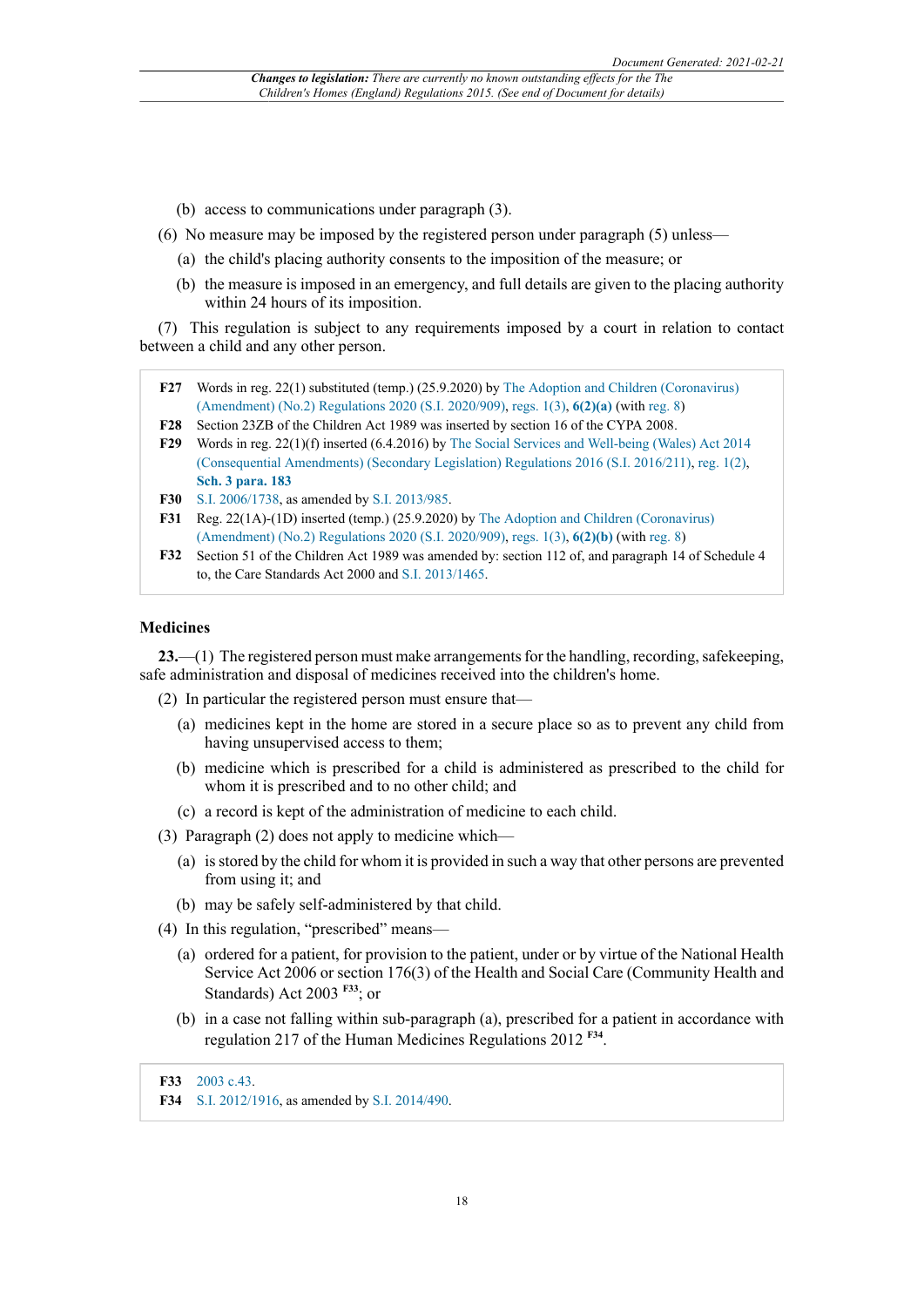(b) access to communications under paragraph (3).

(6) No measure may be imposed by the registered person under paragraph (5) unless—

(a) the child's placing authority consents to the imposition of the measure; or

(b) the measure is imposed in an emergency, and full details are given to the placing authority within 24 hours of its imposition.

(7) This regulation is subject to any requirements imposed by a court in relation to contact between a child and any other person.

**F27** Words in reg. 22(1) substituted (temp.) (25.9.2020) by The Adoption and Children (Coronavirus) (Amendment) (No.2) Regulations 2020 (S.I. 2020/909), regs. 1(3), **6(2)(a)** (with reg. 8)

**F28** Section 23ZB of the Children Act 1989 was inserted by section 16 of the CYPA 2008.

**F29** Words in reg. 22(1)(f) inserted (6.4.2016) by The Social Services and Well-being (Wales) Act 2014 (Consequential Amendments) (Secondary Legislation) Regulations 2016 (S.I. 2016/211), reg. 1(2), **Sch. 3 para. 183**

**F30** S.I. 2006/1738, as amended by S.I. 2013/985.

**F31** Reg. 22(1A)-(1D) inserted (temp.) (25.9.2020) by The Adoption and Children (Coronavirus) (Amendment) (No.2) Regulations 2020 (S.I. 2020/909), regs. 1(3), **6(2)(b)** (with reg. 8)

**F32** Section 51 of the Children Act 1989 was amended by: section 112 of, and paragraph 14 of Schedule 4 to, the Care Standards Act 2000 and S.I. 2013/1465.

### Medicines

**23.**—(1) The registered person must make arrangements for the handling, recording, safekeeping, safe administration and disposal of medicines received into the children's home.

(2) In particular the registered person must ensure that—

(a) medicines kept in the home are stored in a secure place so as to prevent any child from having unsupervised access to them;

(b) medicine which is prescribed for a child is administered as prescribed to the child for whom it is prescribed and to no other child; and

(c) a record is kept of the administration of medicine to each child.

(3) Paragraph (2) does not apply to medicine which—

(a) is stored by the child for whom it is provided in such a way that other persons are prevented from using it; and

(b) may be safely self-administered by that child.

(4) In this regulation, "prescribed" means—

(a) ordered for a patient, for provision to the patient, under or by virtue of the National Health Service Act 2006 or section 176(3) of the Health and Social Care (Community Health and Standards) Act 2003 [F33]; or

(b) in a case not falling within sub-paragraph (a), prescribed for a patient in accordance with regulation 217 of the Human Medicines Regulations 2012 [F34].

**F33** 2003 c.43.

**F34** S.I. 2012/1916, as amended by S.I. 2014/490.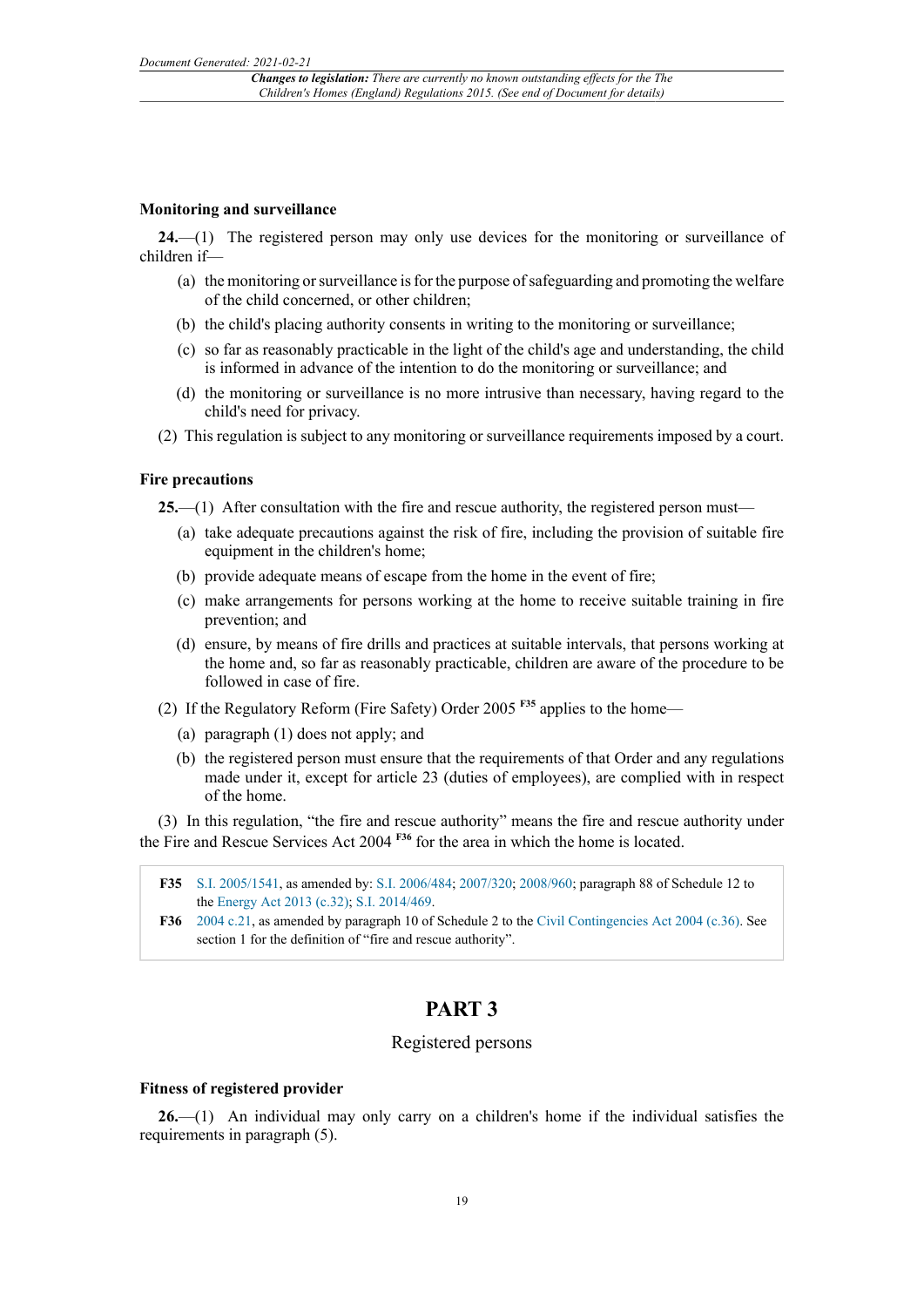### Monitoring and surveillance

**24.**—(1) The registered person may only use devices for the monitoring or surveillance of children if—

(a) the monitoring or surveillance is for the purpose of safeguarding and promoting the welfare of the child concerned, or other children;

(b) the child's placing authority consents in writing to the monitoring or surveillance;

(c) so far as reasonably practicable in the light of the child's age and understanding, the child is informed in advance of the intention to do the monitoring or surveillance; and

(d) the monitoring or surveillance is no more intrusive than necessary, having regard to the child's need for privacy.

(2) This regulation is subject to any monitoring or surveillance requirements imposed by a court.

### Fire precautions

**25.**—(1) After consultation with the fire and rescue authority, the registered person must—

(a) take adequate precautions against the risk of fire, including the provision of suitable fire equipment in the children's home;

(b) provide adequate means of escape from the home in the event of fire;

(c) make arrangements for persons working at the home to receive suitable training in fire prevention; and

(d) ensure, by means of fire drills and practices at suitable intervals, that persons working at the home and, so far as reasonably practicable, children are aware of the procedure to be followed in case of fire.

(2) If the Regulatory Reform (Fire Safety) Order 2005 [F35] applies to the home—

(a) paragraph (1) does not apply; and

(b) the registered person must ensure that the requirements of that Order and any regulations made under it, except for article 23 (duties of employees), are complied with in respect of the home.

(3) In this regulation, "the fire and rescue authority" means the fire and rescue authority under the Fire and Rescue Services Act 2004 [F36] for the area in which the home is located.

**F35** S.I. 2005/1541, as amended by: S.I. 2006/484; 2007/320; 2008/960; paragraph 88 of Schedule 12 to the Energy Act 2013 (c.32); S.I. 2014/469.

**F36** 2004 c.21, as amended by paragraph 10 of Schedule 2 to the Civil Contingencies Act 2004 (c.36). See section 1 for the definition of "fire and rescue authority".

## PART 3

Registered persons

### Fitness of registered provider

**26.**—(1) An individual may only carry on a children's home if the individual satisfies the requirements in paragraph (5).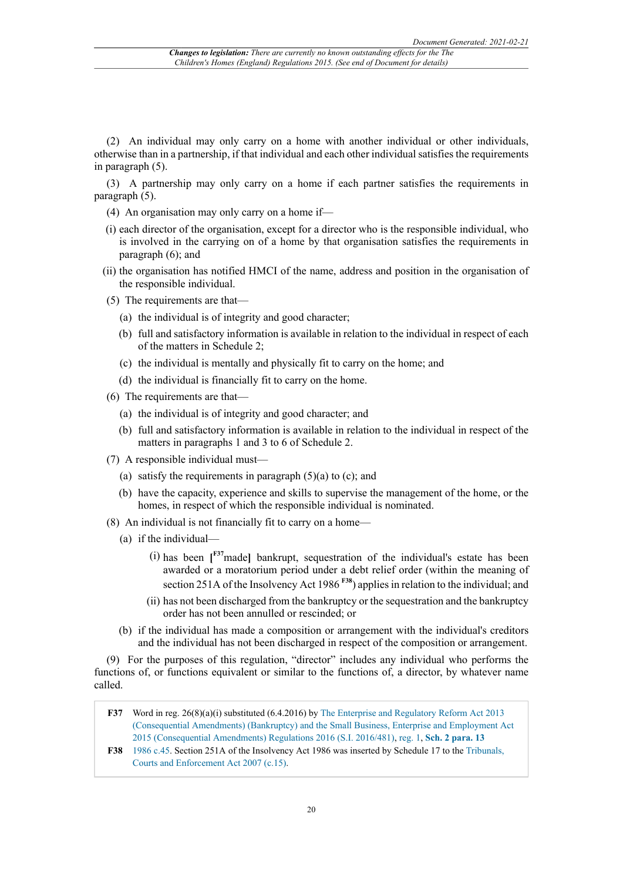(2) An individual may only carry on a home with another individual or other individuals, otherwise than in a partnership, if that individual and each other individual satisfies the requirements in paragraph (5).

(3) A partnership may only carry on a home if each partner satisfies the requirements in paragraph (5).

(4) An organisation may only carry on a home if—

(i) each director of the organisation, except for a director who is the responsible individual, who is involved in the carrying on of a home by that organisation satisfies the requirements in paragraph (6); and

(ii) the organisation has notified HMCI of the name, address and position in the organisation of the responsible individual.

(5) The requirements are that—

(a) the individual is of integrity and good character;

(b) full and satisfactory information is available in relation to the individual in respect of each of the matters in Schedule 2;

(c) the individual is mentally and physically fit to carry on the home; and

(d) the individual is financially fit to carry on the home.

(6) The requirements are that—

(a) the individual is of integrity and good character; and

(b) full and satisfactory information is available in relation to the individual in respect of the matters in paragraphs 1 and 3 to 6 of Schedule 2.

(7) A responsible individual must—

(a) satisfy the requirements in paragraph (5)(a) to (c); and

(b) have the capacity, experience and skills to supervise the management of the home, or the homes, in respect of which the responsible individual is nominated.

(8) An individual is not financially fit to carry on a home—

(a) if the individual—

(i) has been [F37made] bankrupt, sequestration of the individual's estate has been awarded or a moratorium period under a debt relief order (within the meaning of section 251A of the Insolvency Act 1986 F38) applies in relation to the individual; and

(ii) has not been discharged from the bankruptcy or the sequestration and the bankruptcy order has not been annulled or rescinded; or

(b) if the individual has made a composition or arrangement with the individual's creditors and the individual has not been discharged in respect of the composition or arrangement.

(9) For the purposes of this regulation, "director" includes any individual who performs the functions of, or functions equivalent or similar to the functions of, a director, by whatever name called.

**F37** Word in reg. 26(8)(a)(i) substituted (6.4.2016) by The Enterprise and Regulatory Reform Act 2013 (Consequential Amendments) (Bankruptcy) and the Small Business, Enterprise and Employment Act 2015 (Consequential Amendments) Regulations 2016 (S.I. 2016/481), reg. 1, **Sch. 2 para. 13**

**F38** 1986 c.45. Section 251A of the Insolvency Act 1986 was inserted by Schedule 17 to the Tribunals, Courts and Enforcement Act 2007 (c.15).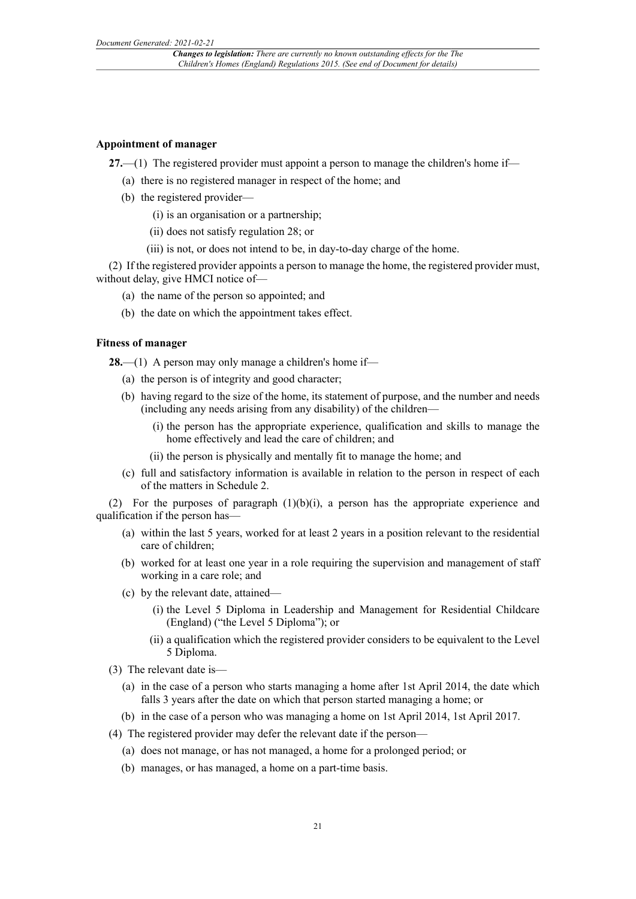### Appointment of manager

**27.**—(1) The registered provider must appoint a person to manage the children's home if—

(a) there is no registered manager in respect of the home; and

(b) the registered provider—

(i) is an organisation or a partnership;

(ii) does not satisfy regulation 28; or

(iii) is not, or does not intend to be, in day-to-day charge of the home.

(2) If the registered provider appoints a person to manage the home, the registered provider must, without delay, give HMCI notice of—

(a) the name of the person so appointed; and

(b) the date on which the appointment takes effect.

### Fitness of manager

**28.**—(1) A person may only manage a children's home if—

(a) the person is of integrity and good character;

(b) having regard to the size of the home, its statement of purpose, and the number and needs (including any needs arising from any disability) of the children—

(i) the person has the appropriate experience, qualification and skills to manage the home effectively and lead the care of children; and

(ii) the person is physically and mentally fit to manage the home; and

(c) full and satisfactory information is available in relation to the person in respect of each of the matters in Schedule 2.

(2) For the purposes of paragraph (1)(b)(i), a person has the appropriate experience and qualification if the person has—

(a) within the last 5 years, worked for at least 2 years in a position relevant to the residential care of children;

(b) worked for at least one year in a role requiring the supervision and management of staff working in a care role; and

(c) by the relevant date, attained—

(i) the Level 5 Diploma in Leadership and Management for Residential Childcare (England) ("the Level 5 Diploma"); or

(ii) a qualification which the registered provider considers to be equivalent to the Level 5 Diploma.

(3) The relevant date is—

(a) in the case of a person who starts managing a home after 1st April 2014, the date which falls 3 years after the date on which that person started managing a home; or

(b) in the case of a person who was managing a home on 1st April 2014, 1st April 2017.

(4) The registered provider may defer the relevant date if the person—

(a) does not manage, or has not managed, a home for a prolonged period; or

(b) manages, or has managed, a home on a part-time basis.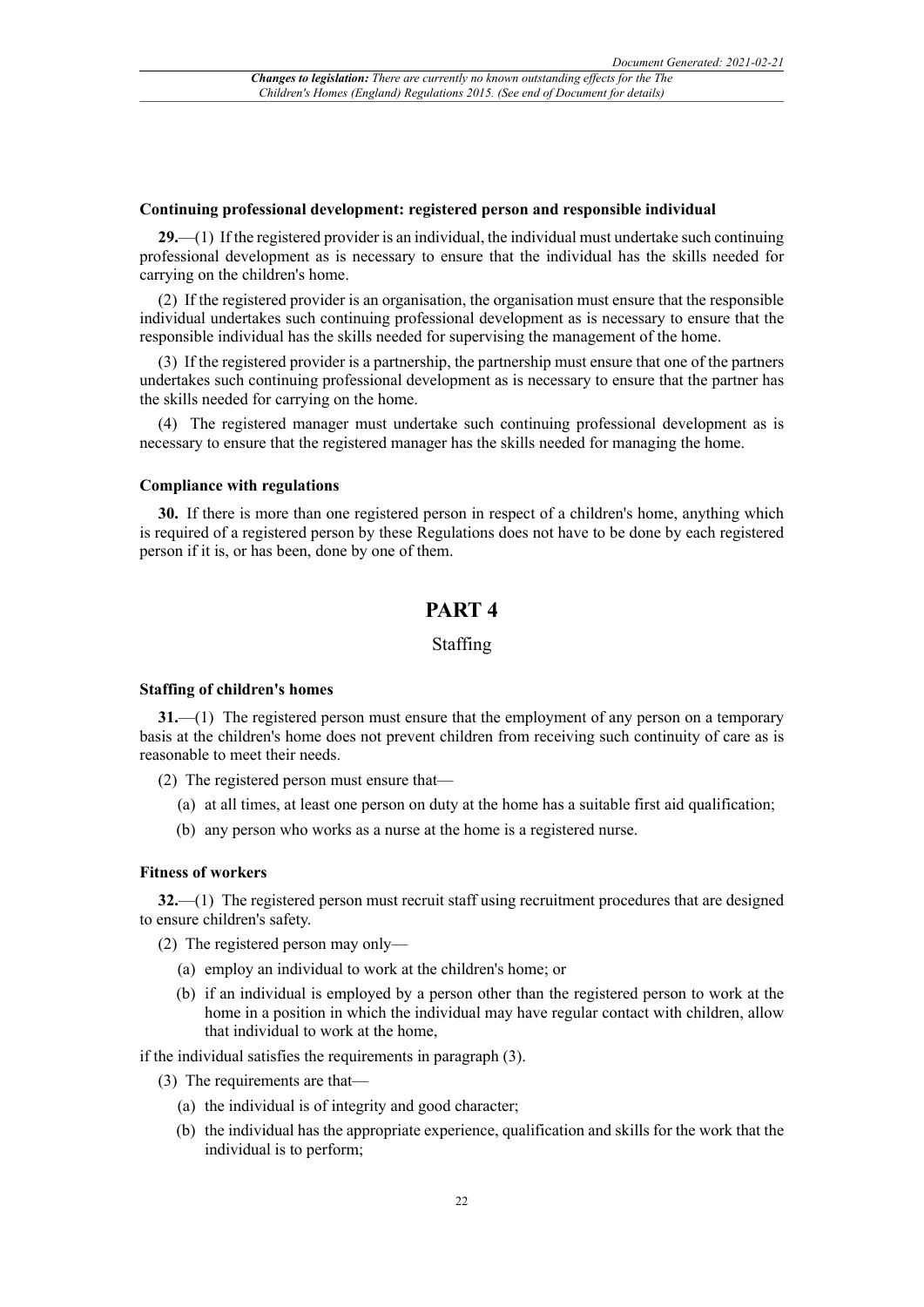### Continuing professional development: registered person and responsible individual

**29.**—(1) If the registered provider is an individual, the individual must undertake such continuing professional development as is necessary to ensure that the individual has the skills needed for carrying on the children's home.

(2) If the registered provider is an organisation, the organisation must ensure that the responsible individual undertakes such continuing professional development as is necessary to ensure that the responsible individual has the skills needed for supervising the management of the home.

(3) If the registered provider is a partnership, the partnership must ensure that one of the partners undertakes such continuing professional development as is necessary to ensure that the partner has the skills needed for carrying on the home.

(4) The registered manager must undertake such continuing professional development as is necessary to ensure that the registered manager has the skills needed for managing the home.

### Compliance with regulations

**30.** If there is more than one registered person in respect of a children's home, anything which is required of a registered person by these Regulations does not have to be done by each registered person if it is, or has been, done by one of them.

# PART 4

## Staffing

### Staffing of children's homes

**31.**—(1) The registered person must ensure that the employment of any person on a temporary basis at the children's home does not prevent children from receiving such continuity of care as is reasonable to meet their needs.

(2) The registered person must ensure that—

- (a) at all times, at least one person on duty at the home has a suitable first aid qualification;
- (b) any person who works as a nurse at the home is a registered nurse.

### Fitness of workers

**32.**—(1) The registered person must recruit staff using recruitment procedures that are designed to ensure children's safety.

(2) The registered person may only—

- (a) employ an individual to work at the children's home; or
- (b) if an individual is employed by a person other than the registered person to work at the home in a position in which the individual may have regular contact with children, allow that individual to work at the home,

if the individual satisfies the requirements in paragraph (3).

(3) The requirements are that—

- (a) the individual is of integrity and good character;
- (b) the individual has the appropriate experience, qualification and skills for the work that the individual is to perform;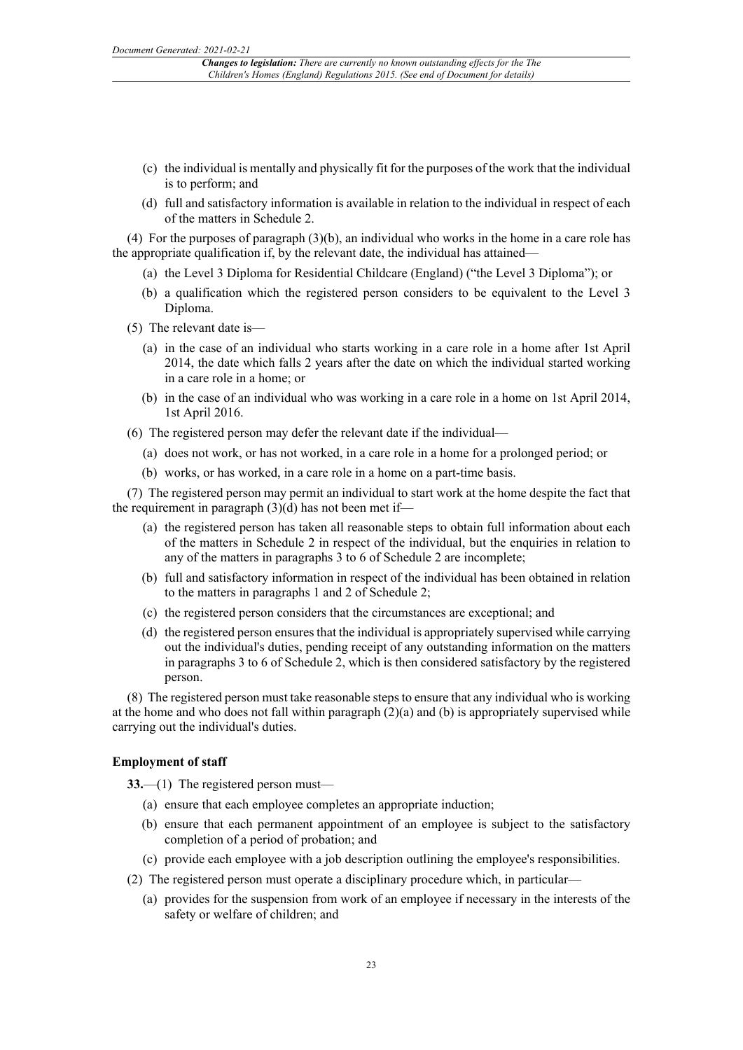(c) the individual is mentally and physically fit for the purposes of the work that the individual is to perform; and

(d) full and satisfactory information is available in relation to the individual in respect of each of the matters in Schedule 2.

(4) For the purposes of paragraph (3)(b), an individual who works in the home in a care role has the appropriate qualification if, by the relevant date, the individual has attained—

(a) the Level 3 Diploma for Residential Childcare (England) ("the Level 3 Diploma"); or

(b) a qualification which the registered person considers to be equivalent to the Level 3 Diploma.

(5) The relevant date is—

(a) in the case of an individual who starts working in a care role in a home after 1st April 2014, the date which falls 2 years after the date on which the individual started working in a care role in a home; or

(b) in the case of an individual who was working in a care role in a home on 1st April 2014, 1st April 2016.

(6) The registered person may defer the relevant date if the individual—

(a) does not work, or has not worked, in a care role in a home for a prolonged period; or

(b) works, or has worked, in a care role in a home on a part-time basis.

(7) The registered person may permit an individual to start work at the home despite the fact that the requirement in paragraph (3)(d) has not been met if—

(a) the registered person has taken all reasonable steps to obtain full information about each of the matters in Schedule 2 in respect of the individual, but the enquiries in relation to any of the matters in paragraphs 3 to 6 of Schedule 2 are incomplete;

(b) full and satisfactory information in respect of the individual has been obtained in relation to the matters in paragraphs 1 and 2 of Schedule 2;

(c) the registered person considers that the circumstances are exceptional; and

(d) the registered person ensures that the individual is appropriately supervised while carrying out the individual's duties, pending receipt of any outstanding information on the matters in paragraphs 3 to 6 of Schedule 2, which is then considered satisfactory by the registered person.

(8) The registered person must take reasonable steps to ensure that any individual who is working at the home and who does not fall within paragraph (2)(a) and (b) is appropriately supervised while carrying out the individual's duties.

**Employment of staff**

**33.**—(1) The registered person must—

(a) ensure that each employee completes an appropriate induction;

(b) ensure that each permanent appointment of an employee is subject to the satisfactory completion of a period of probation; and

(c) provide each employee with a job description outlining the employee's responsibilities.

(2) The registered person must operate a disciplinary procedure which, in particular—

(a) provides for the suspension from work of an employee if necessary in the interests of the safety or welfare of children; and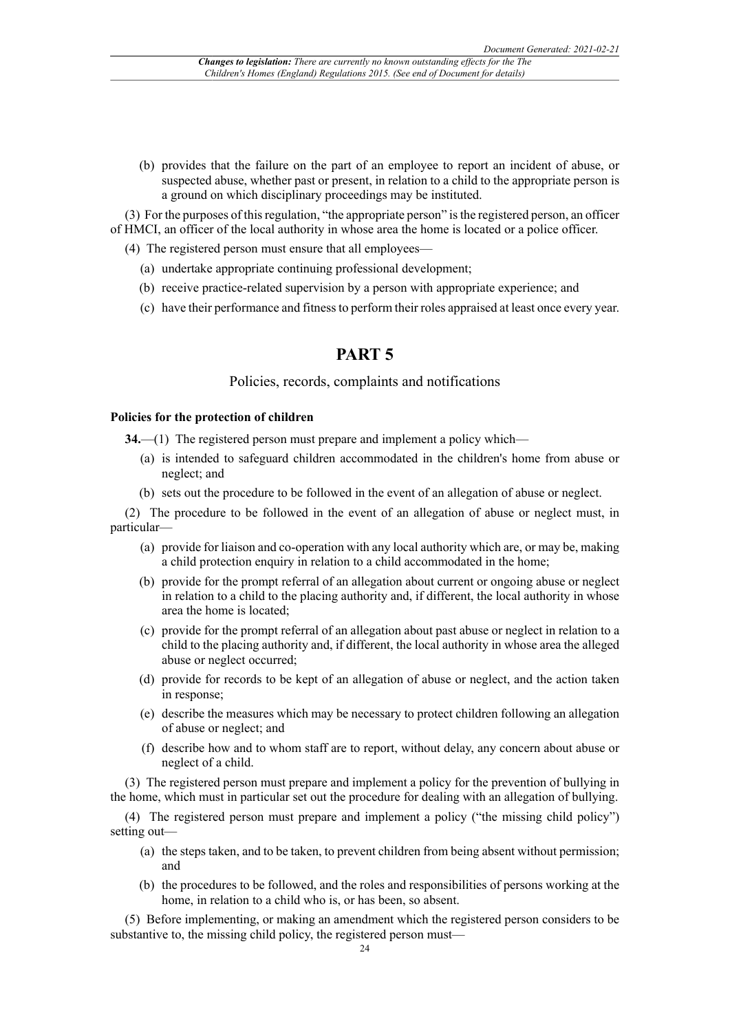(b) provides that the failure on the part of an employee to report an incident of abuse, or suspected abuse, whether past or present, in relation to a child to the appropriate person is a ground on which disciplinary proceedings may be instituted.

(3) For the purposes of this regulation, "the appropriate person" is the registered person, an officer of HMCI, an officer of the local authority in whose area the home is located or a police officer.

(4) The registered person must ensure that all employees—

(a) undertake appropriate continuing professional development;

(b) receive practice-related supervision by a person with appropriate experience; and

(c) have their performance and fitness to perform their roles appraised at least once every year.

# PART 5

## Policies, records, complaints and notifications

**Policies for the protection of children**

**34.**—(1) The registered person must prepare and implement a policy which—

(a) is intended to safeguard children accommodated in the children's home from abuse or neglect; and

(b) sets out the procedure to be followed in the event of an allegation of abuse or neglect.

(2) The procedure to be followed in the event of an allegation of abuse or neglect must, in particular—

(a) provide for liaison and co-operation with any local authority which are, or may be, making a child protection enquiry in relation to a child accommodated in the home;

(b) provide for the prompt referral of an allegation about current or ongoing abuse or neglect in relation to a child to the placing authority and, if different, the local authority in whose area the home is located;

(c) provide for the prompt referral of an allegation about past abuse or neglect in relation to a child to the placing authority and, if different, the local authority in whose area the alleged abuse or neglect occurred;

(d) provide for records to be kept of an allegation of abuse or neglect, and the action taken in response;

(e) describe the measures which may be necessary to protect children following an allegation of abuse or neglect; and

(f) describe how and to whom staff are to report, without delay, any concern about abuse or neglect of a child.

(3) The registered person must prepare and implement a policy for the prevention of bullying in the home, which must in particular set out the procedure for dealing with an allegation of bullying.

(4) The registered person must prepare and implement a policy ("the missing child policy") setting out—

(a) the steps taken, and to be taken, to prevent children from being absent without permission; and

(b) the procedures to be followed, and the roles and responsibilities of persons working at the home, in relation to a child who is, or has been, so absent.

(5) Before implementing, or making an amendment which the registered person considers to be substantive to, the missing child policy, the registered person must—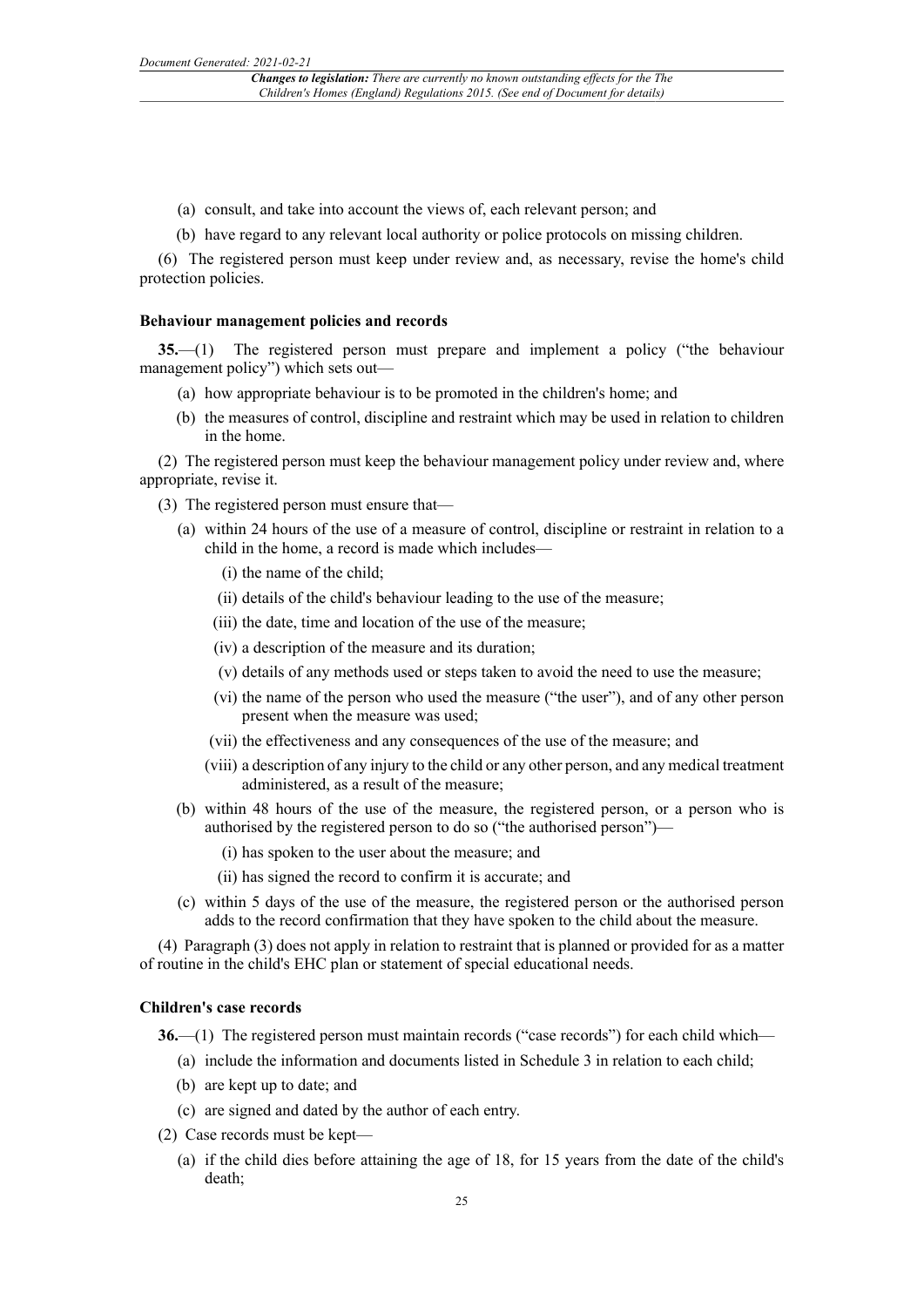(a) consult, and take into account the views of, each relevant person; and

(b) have regard to any relevant local authority or police protocols on missing children.

(6) The registered person must keep under review and, as necessary, revise the home's child protection policies.

**Behaviour management policies and records**

**35.**—(1) The registered person must prepare and implement a policy ("the behaviour management policy") which sets out—

(a) how appropriate behaviour is to be promoted in the children's home; and

(b) the measures of control, discipline and restraint which may be used in relation to children in the home.

(2) The registered person must keep the behaviour management policy under review and, where appropriate, revise it.

(3) The registered person must ensure that—

(a) within 24 hours of the use of a measure of control, discipline or restraint in relation to a child in the home, a record is made which includes—

(i) the name of the child;

(ii) details of the child's behaviour leading to the use of the measure;

(iii) the date, time and location of the use of the measure;

(iv) a description of the measure and its duration;

(v) details of any methods used or steps taken to avoid the need to use the measure;

(vi) the name of the person who used the measure ("the user"), and of any other person present when the measure was used;

(vii) the effectiveness and any consequences of the use of the measure; and

(viii) a description of any injury to the child or any other person, and any medical treatment administered, as a result of the measure;

(b) within 48 hours of the use of the measure, the registered person, or a person who is authorised by the registered person to do so ("the authorised person")—

(i) has spoken to the user about the measure; and

(ii) has signed the record to confirm it is accurate; and

(c) within 5 days of the use of the measure, the registered person or the authorised person adds to the record confirmation that they have spoken to the child about the measure.

(4) Paragraph (3) does not apply in relation to restraint that is planned or provided for as a matter of routine in the child's EHC plan or statement of special educational needs.

**Children's case records**

**36.**—(1) The registered person must maintain records ("case records") for each child which—

(a) include the information and documents listed in Schedule 3 in relation to each child;

(b) are kept up to date; and

(c) are signed and dated by the author of each entry.

(2) Case records must be kept—

(a) if the child dies before attaining the age of 18, for 15 years from the date of the child's death;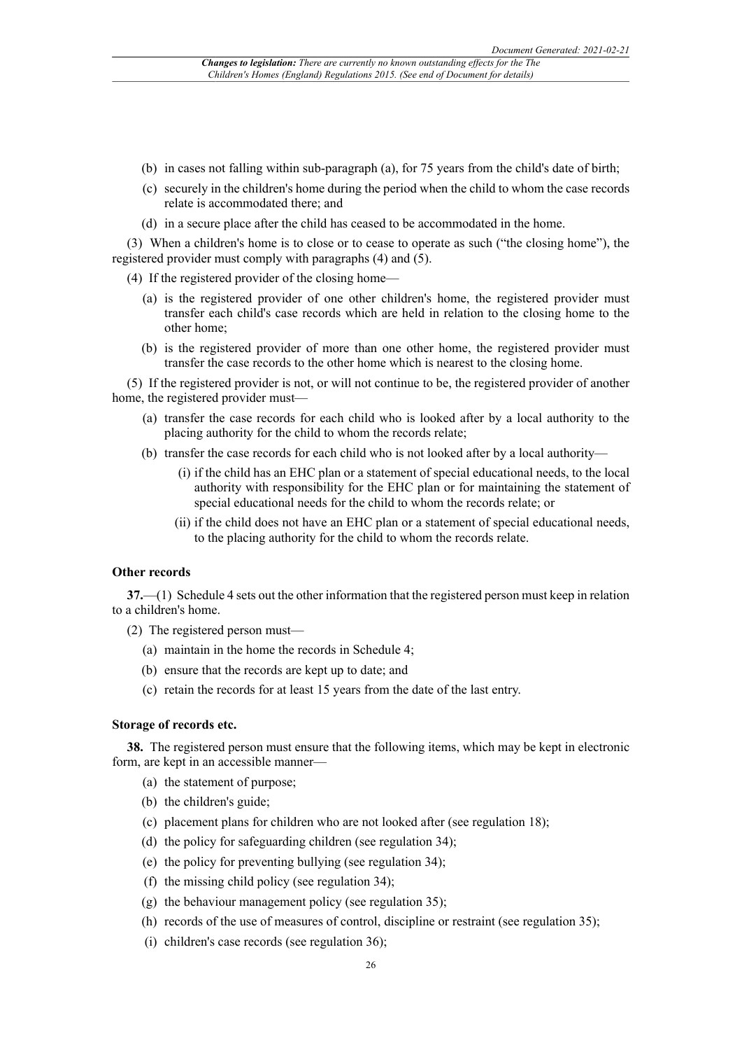(b) in cases not falling within sub-paragraph (a), for 75 years from the child's date of birth;

(c) securely in the children's home during the period when the child to whom the case records relate is accommodated there; and

(d) in a secure place after the child has ceased to be accommodated in the home.

(3) When a children's home is to close or to cease to operate as such ("the closing home"), the registered provider must comply with paragraphs (4) and (5).

(4) If the registered provider of the closing home—

(a) is the registered provider of one other children's home, the registered provider must transfer each child's case records which are held in relation to the closing home to the other home;

(b) is the registered provider of more than one other home, the registered provider must transfer the case records to the other home which is nearest to the closing home.

(5) If the registered provider is not, or will not continue to be, the registered provider of another home, the registered provider must—

(a) transfer the case records for each child who is looked after by a local authority to the placing authority for the child to whom the records relate;

(b) transfer the case records for each child who is not looked after by a local authority—

(i) if the child has an EHC plan or a statement of special educational needs, to the local authority with responsibility for the EHC plan or for maintaining the statement of special educational needs for the child to whom the records relate; or

(ii) if the child does not have an EHC plan or a statement of special educational needs, to the placing authority for the child to whom the records relate.

#### Other records

**37.**—(1) Schedule 4 sets out the other information that the registered person must keep in relation to a children's home.

(2) The registered person must—

(a) maintain in the home the records in Schedule 4;

(b) ensure that the records are kept up to date; and

(c) retain the records for at least 15 years from the date of the last entry.

#### Storage of records etc.

**38.** The registered person must ensure that the following items, which may be kept in electronic form, are kept in an accessible manner—

(a) the statement of purpose;

(b) the children's guide;

(c) placement plans for children who are not looked after (see regulation 18);

(d) the policy for safeguarding children (see regulation 34);

(e) the policy for preventing bullying (see regulation 34);

(f) the missing child policy (see regulation 34);

(g) the behaviour management policy (see regulation 35);

(h) records of the use of measures of control, discipline or restraint (see regulation 35);

(i) children's case records (see regulation 36);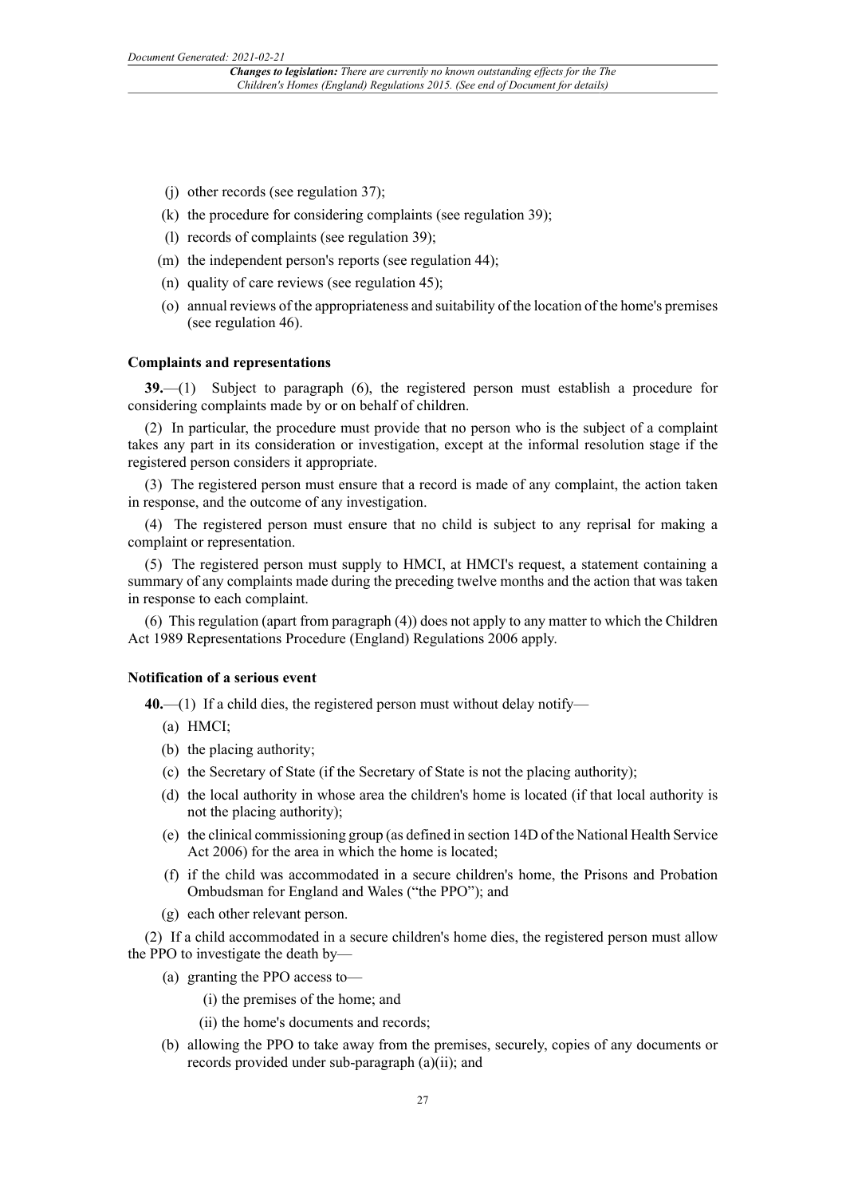(j) other records (see regulation 37);

(k) the procedure for considering complaints (see regulation 39);

(l) records of complaints (see regulation 39);

(m) the independent person's reports (see regulation 44);

(n) quality of care reviews (see regulation 45);

(o) annual reviews of the appropriateness and suitability of the location of the home's premises (see regulation 46).

#### Complaints and representations

**39.**—(1) Subject to paragraph (6), the registered person must establish a procedure for considering complaints made by or on behalf of children.

(2) In particular, the procedure must provide that no person who is the subject of a complaint takes any part in its consideration or investigation, except at the informal resolution stage if the registered person considers it appropriate.

(3) The registered person must ensure that a record is made of any complaint, the action taken in response, and the outcome of any investigation.

(4) The registered person must ensure that no child is subject to any reprisal for making a complaint or representation.

(5) The registered person must supply to HMCI, at HMCI's request, a statement containing a summary of any complaints made during the preceding twelve months and the action that was taken in response to each complaint.

(6) This regulation (apart from paragraph (4)) does not apply to any matter to which the Children Act 1989 Representations Procedure (England) Regulations 2006 apply.

#### Notification of a serious event

**40.**—(1) If a child dies, the registered person must without delay notify—

(a) HMCI;

(b) the placing authority;

(c) the Secretary of State (if the Secretary of State is not the placing authority);

(d) the local authority in whose area the children's home is located (if that local authority is not the placing authority);

(e) the clinical commissioning group (as defined in section 14D of the National Health Service Act 2006) for the area in which the home is located;

(f) if the child was accommodated in a secure children's home, the Prisons and Probation Ombudsman for England and Wales ("the PPO"); and

(g) each other relevant person.

(2) If a child accommodated in a secure children's home dies, the registered person must allow the PPO to investigate the death by—

(a) granting the PPO access to—

(i) the premises of the home; and

(ii) the home's documents and records;

(b) allowing the PPO to take away from the premises, securely, copies of any documents or records provided under sub-paragraph (a)(ii); and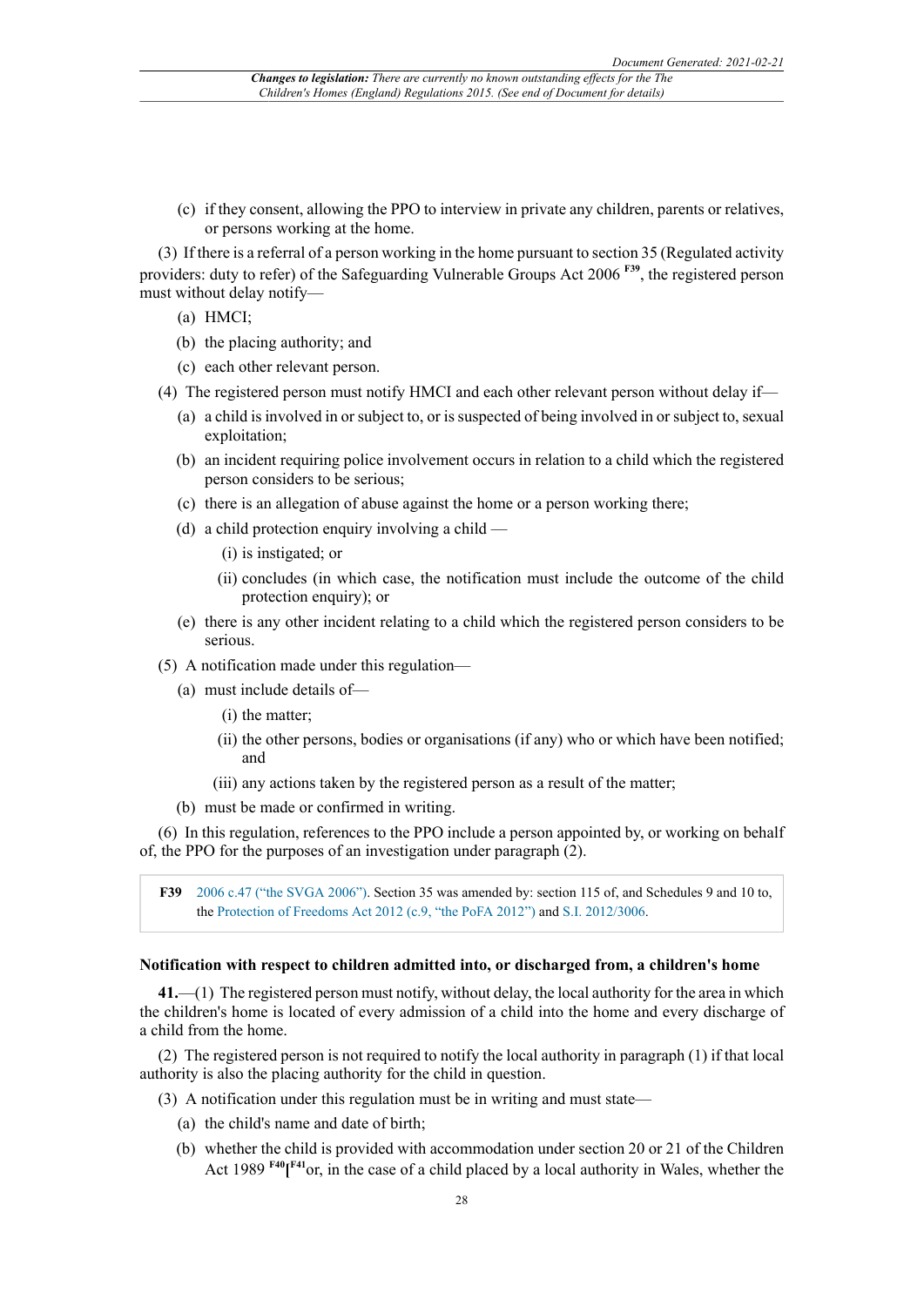(c) if they consent, allowing the PPO to interview in private any children, parents or relatives, or persons working at the home.

(3) If there is a referral of a person working in the home pursuant to section 35 (Regulated activity providers: duty to refer) of the Safeguarding Vulnerable Groups Act 2006 [F39], the registered person must without delay notify—

(a) HMCI;

(b) the placing authority; and

(c) each other relevant person.

(4) The registered person must notify HMCI and each other relevant person without delay if—

(a) a child is involved in or subject to, or is suspected of being involved in or subject to, sexual exploitation;

(b) an incident requiring police involvement occurs in relation to a child which the registered person considers to be serious;

(c) there is an allegation of abuse against the home or a person working there;

(d) a child protection enquiry involving a child —

(i) is instigated; or

(ii) concludes (in which case, the notification must include the outcome of the child protection enquiry); or

(e) there is any other incident relating to a child which the registered person considers to be serious.

(5) A notification made under this regulation—

(a) must include details of—

(i) the matter;

(ii) the other persons, bodies or organisations (if any) who or which have been notified; and

(iii) any actions taken by the registered person as a result of the matter;

(b) must be made or confirmed in writing.

(6) In this regulation, references to the PPO include a person appointed by, or working on behalf of, the PPO for the purposes of an investigation under paragraph (2).

> **F39** 2006 c.47 ("the SVGA 2006"). Section 35 was amended by: section 115 of, and Schedules 9 and 10 to, the Protection of Freedoms Act 2012 (c.9, "the PoFA 2012") and S.I. 2012/3006.

### Notification with respect to children admitted into, or discharged from, a children's home

**41.**—(1) The registered person must notify, without delay, the local authority for the area in which the children's home is located of every admission of a child into the home and every discharge of a child from the home.

(2) The registered person is not required to notify the local authority in paragraph (1) if that local authority is also the placing authority for the child in question.

(3) A notification under this regulation must be in writing and must state—

(a) the child's name and date of birth;

(b) whether the child is provided with accommodation under section 20 or 21 of the Children Act 1989 [F40][F41]or, in the case of a child placed by a local authority in Wales, whether the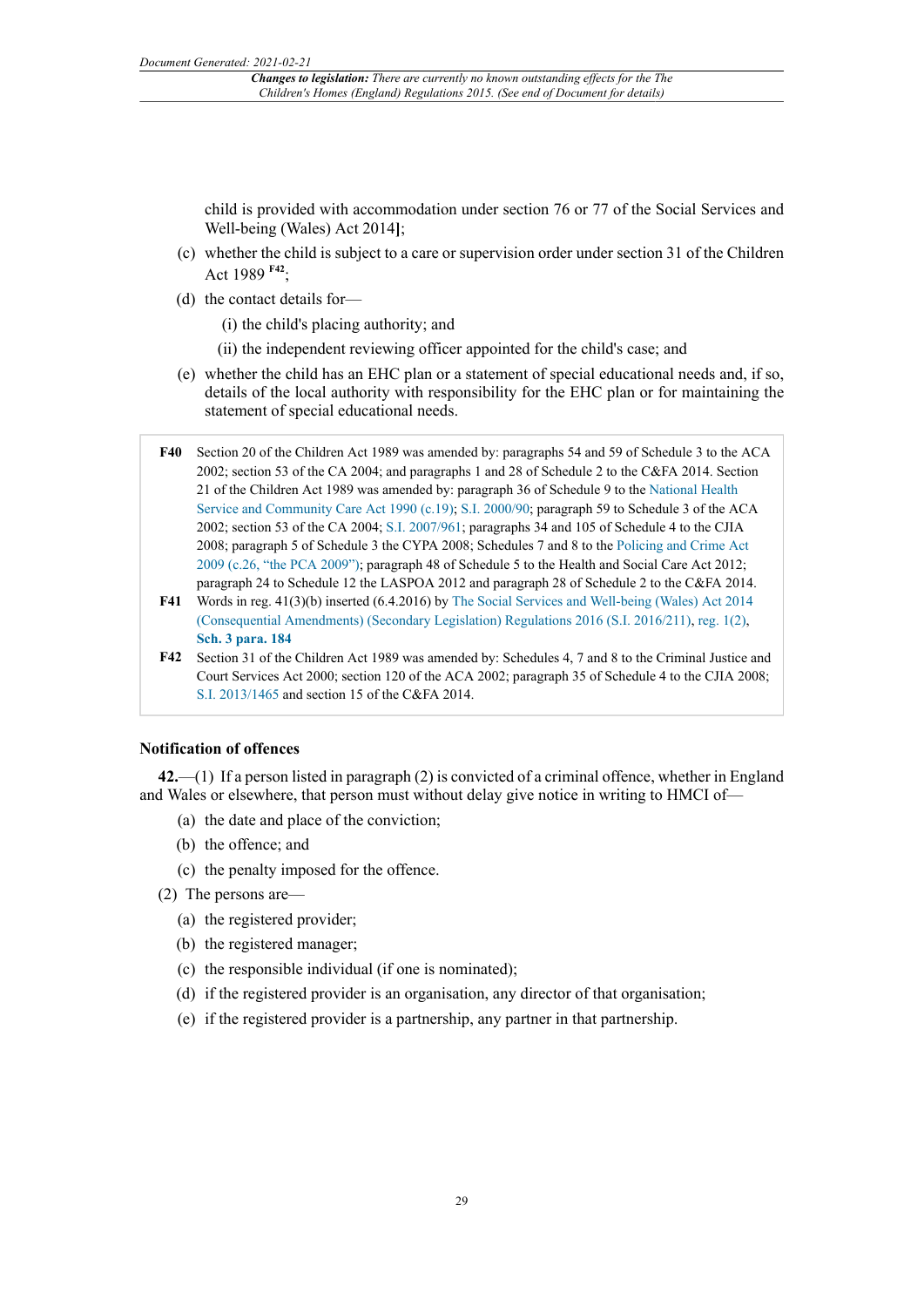child is provided with accommodation under section 76 or 77 of the Social Services and Well-being (Wales) Act 2014];

(c) whether the child is subject to a care or supervision order under section 31 of the Children Act 1989 [F42];

(d) the contact details for—

(i) the child's placing authority; and

(ii) the independent reviewing officer appointed for the child's case; and

(e) whether the child has an EHC plan or a statement of special educational needs and, if so, details of the local authority with responsibility for the EHC plan or for maintaining the statement of special educational needs.

**F40** Section 20 of the Children Act 1989 was amended by: paragraphs 54 and 59 of Schedule 3 to the ACA 2002; section 53 of the CA 2004; and paragraphs 1 and 28 of Schedule 2 to the C&FA 2014. Section 21 of the Children Act 1989 was amended by: paragraph 36 of Schedule 9 to the National Health Service and Community Care Act 1990 (c.19); S.I. 2000/90; paragraph 59 to Schedule 3 of the ACA 2002; section 53 of the CA 2004; S.I. 2007/961; paragraphs 34 and 105 of Schedule 4 to the CJIA 2008; paragraph 5 of Schedule 3 the CYPA 2008; Schedules 7 and 8 to the Policing and Crime Act 2009 (c.26, "the PCA 2009"); paragraph 48 of Schedule 5 to the Health and Social Care Act 2012; paragraph 24 to Schedule 12 the LASPOA 2012 and paragraph 28 of Schedule 2 to the C&FA 2014.

**F41** Words in reg. 41(3)(b) inserted (6.4.2016) by The Social Services and Well-being (Wales) Act 2014 (Consequential Amendments) (Secondary Legislation) Regulations 2016 (S.I. 2016/211), reg. 1(2), **Sch. 3 para. 184**

**F42** Section 31 of the Children Act 1989 was amended by: Schedules 4, 7 and 8 to the Criminal Justice and Court Services Act 2000; section 120 of the ACA 2002; paragraph 35 of Schedule 4 to the CJIA 2008; S.I. 2013/1465 and section 15 of the C&FA 2014.

### Notification of offences

**42.**—(1) If a person listed in paragraph (2) is convicted of a criminal offence, whether in England and Wales or elsewhere, that person must without delay give notice in writing to HMCI of—

(a) the date and place of the conviction;

(b) the offence; and

(c) the penalty imposed for the offence.

(2) The persons are—

(a) the registered provider;

(b) the registered manager;

(c) the responsible individual (if one is nominated);

(d) if the registered provider is an organisation, any director of that organisation;

(e) if the registered provider is a partnership, any partner in that partnership.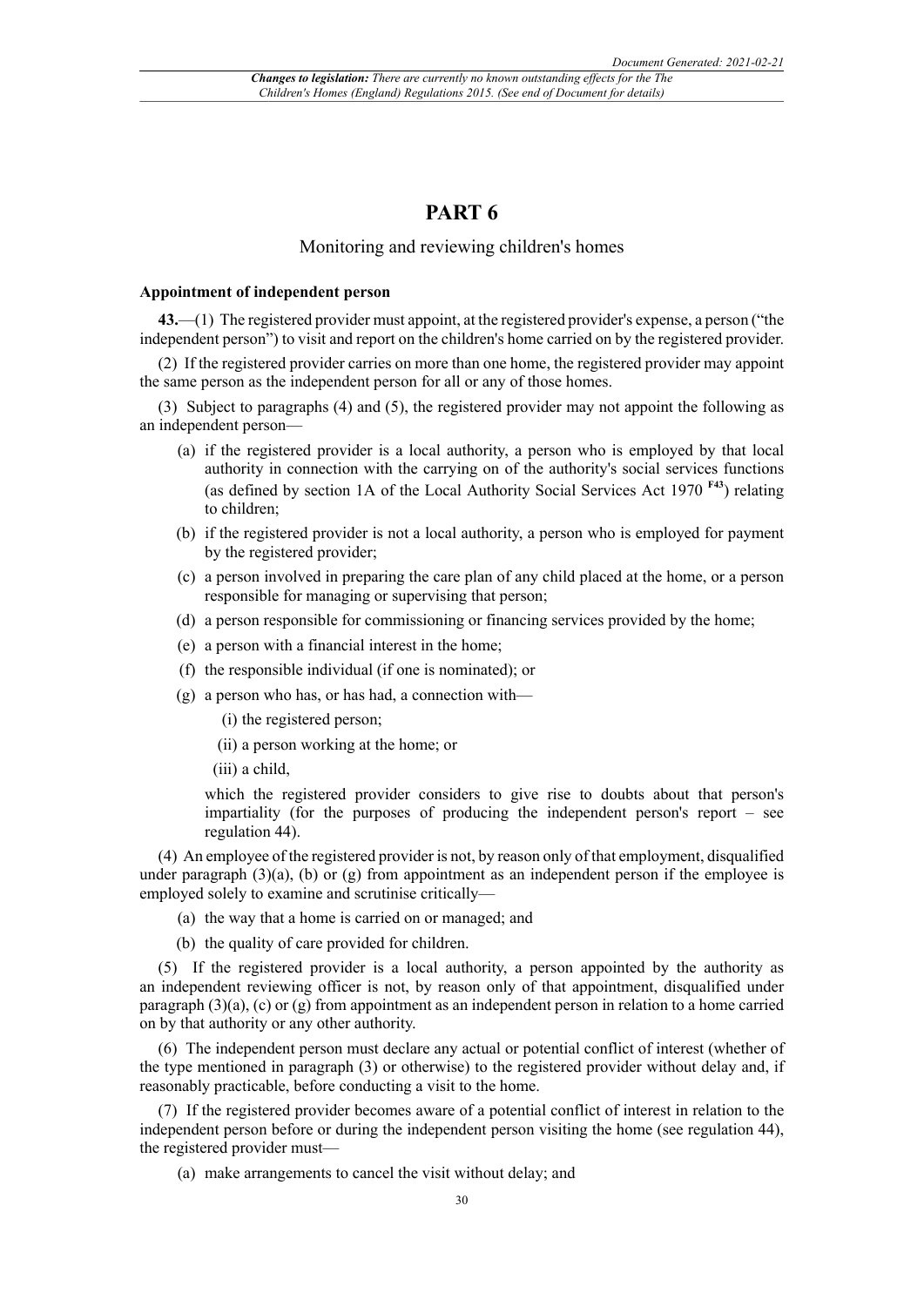# PART 6

Monitoring and reviewing children's homes

### Appointment of independent person

**43.**—(1) The registered provider must appoint, at the registered provider's expense, a person ("the independent person") to visit and report on the children's home carried on by the registered provider.

(2) If the registered provider carries on more than one home, the registered provider may appoint the same person as the independent person for all or any of those homes.

(3) Subject to paragraphs (4) and (5), the registered provider may not appoint the following as an independent person—

- (a) if the registered provider is a local authority, a person who is employed by that local authority in connection with the carrying on of the authority's social services functions (as defined by section 1A of the Local Authority Social Services Act 1970 [F43]) relating to children;
- (b) if the registered provider is not a local authority, a person who is employed for payment by the registered provider;
- (c) a person involved in preparing the care plan of any child placed at the home, or a person responsible for managing or supervising that person;
- (d) a person responsible for commissioning or financing services provided by the home;
- (e) a person with a financial interest in the home;
- (f) the responsible individual (if one is nominated); or
- (g) a person who has, or has had, a connection with—
  - (i) the registered person;
  - (ii) a person working at the home; or
  - (iii) a child,

  which the registered provider considers to give rise to doubts about that person's impartiality (for the purposes of producing the independent person's report – see regulation 44).

(4) An employee of the registered provider is not, by reason only of that employment, disqualified under paragraph (3)(a), (b) or (g) from appointment as an independent person if the employee is employed solely to examine and scrutinise critically—

- (a) the way that a home is carried on or managed; and
- (b) the quality of care provided for children.

(5) If the registered provider is a local authority, a person appointed by the authority as an independent reviewing officer is not, by reason only of that appointment, disqualified under paragraph (3)(a), (c) or (g) from appointment as an independent person in relation to a home carried on by that authority or any other authority.

(6) The independent person must declare any actual or potential conflict of interest (whether of the type mentioned in paragraph (3) or otherwise) to the registered provider without delay and, if reasonably practicable, before conducting a visit to the home.

(7) If the registered provider becomes aware of a potential conflict of interest in relation to the independent person before or during the independent person visiting the home (see regulation 44), the registered provider must—

- (a) make arrangements to cancel the visit without delay; and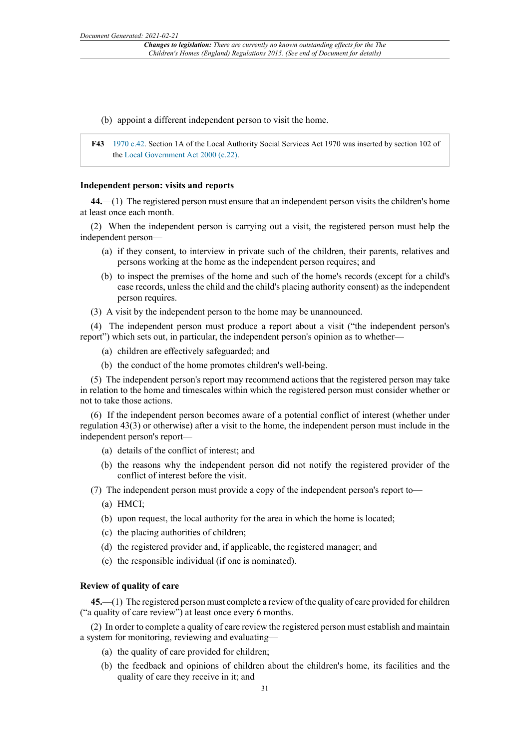(b) appoint a different independent person to visit the home.

> **F43** 1970 c.42. Section 1A of the Local Authority Social Services Act 1970 was inserted by section 102 of the Local Government Act 2000 (c.22).

### Independent person: visits and reports

**44.**—(1) The registered person must ensure that an independent person visits the children's home at least once each month.

(2) When the independent person is carrying out a visit, the registered person must help the independent person—

- (a) if they consent, to interview in private such of the children, their parents, relatives and persons working at the home as the independent person requires; and
- (b) to inspect the premises of the home and such of the home's records (except for a child's case records, unless the child and the child's placing authority consent) as the independent person requires.

(3) A visit by the independent person to the home may be unannounced.

(4) The independent person must produce a report about a visit ("the independent person's report") which sets out, in particular, the independent person's opinion as to whether—

- (a) children are effectively safeguarded; and
- (b) the conduct of the home promotes children's well-being.

(5) The independent person's report may recommend actions that the registered person may take in relation to the home and timescales within which the registered person must consider whether or not to take those actions.

(6) If the independent person becomes aware of a potential conflict of interest (whether under regulation 43(3) or otherwise) after a visit to the home, the independent person must include in the independent person's report—

- (a) details of the conflict of interest; and
- (b) the reasons why the independent person did not notify the registered provider of the conflict of interest before the visit.

(7) The independent person must provide a copy of the independent person's report to—

- (a) HMCI;
- (b) upon request, the local authority for the area in which the home is located;
- (c) the placing authorities of children;
- (d) the registered provider and, if applicable, the registered manager; and
- (e) the responsible individual (if one is nominated).

### Review of quality of care

**45.**—(1) The registered person must complete a review of the quality of care provided for children ("a quality of care review") at least once every 6 months.

(2) In order to complete a quality of care review the registered person must establish and maintain a system for monitoring, reviewing and evaluating—

- (a) the quality of care provided for children;
- (b) the feedback and opinions of children about the children's home, its facilities and the quality of care they receive in it; and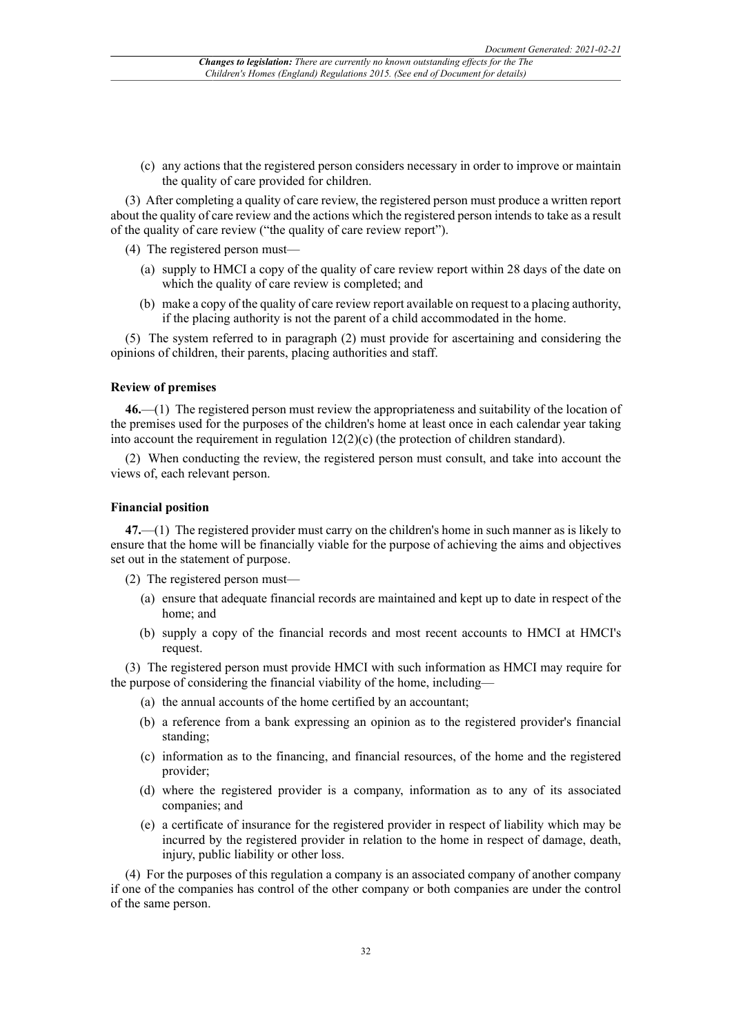(c) any actions that the registered person considers necessary in order to improve or maintain the quality of care provided for children.

(3) After completing a quality of care review, the registered person must produce a written report about the quality of care review and the actions which the registered person intends to take as a result of the quality of care review ("the quality of care review report").

(4) The registered person must—

(a) supply to HMCI a copy of the quality of care review report within 28 days of the date on which the quality of care review is completed; and

(b) make a copy of the quality of care review report available on request to a placing authority, if the placing authority is not the parent of a child accommodated in the home.

(5) The system referred to in paragraph (2) must provide for ascertaining and considering the opinions of children, their parents, placing authorities and staff.

**Review of premises**

**46.**—(1) The registered person must review the appropriateness and suitability of the location of the premises used for the purposes of the children's home at least once in each calendar year taking into account the requirement in regulation 12(2)(c) (the protection of children standard).

(2) When conducting the review, the registered person must consult, and take into account the views of, each relevant person.

**Financial position**

**47.**—(1) The registered provider must carry on the children's home in such manner as is likely to ensure that the home will be financially viable for the purpose of achieving the aims and objectives set out in the statement of purpose.

(2) The registered person must—

(a) ensure that adequate financial records are maintained and kept up to date in respect of the home; and

(b) supply a copy of the financial records and most recent accounts to HMCI at HMCI's request.

(3) The registered person must provide HMCI with such information as HMCI may require for the purpose of considering the financial viability of the home, including—

(a) the annual accounts of the home certified by an accountant;

(b) a reference from a bank expressing an opinion as to the registered provider's financial standing;

(c) information as to the financing, and financial resources, of the home and the registered provider;

(d) where the registered provider is a company, information as to any of its associated companies; and

(e) a certificate of insurance for the registered provider in respect of liability which may be incurred by the registered provider in relation to the home in respect of damage, death, injury, public liability or other loss.

(4) For the purposes of this regulation a company is an associated company of another company if one of the companies has control of the other company or both companies are under the control of the same person.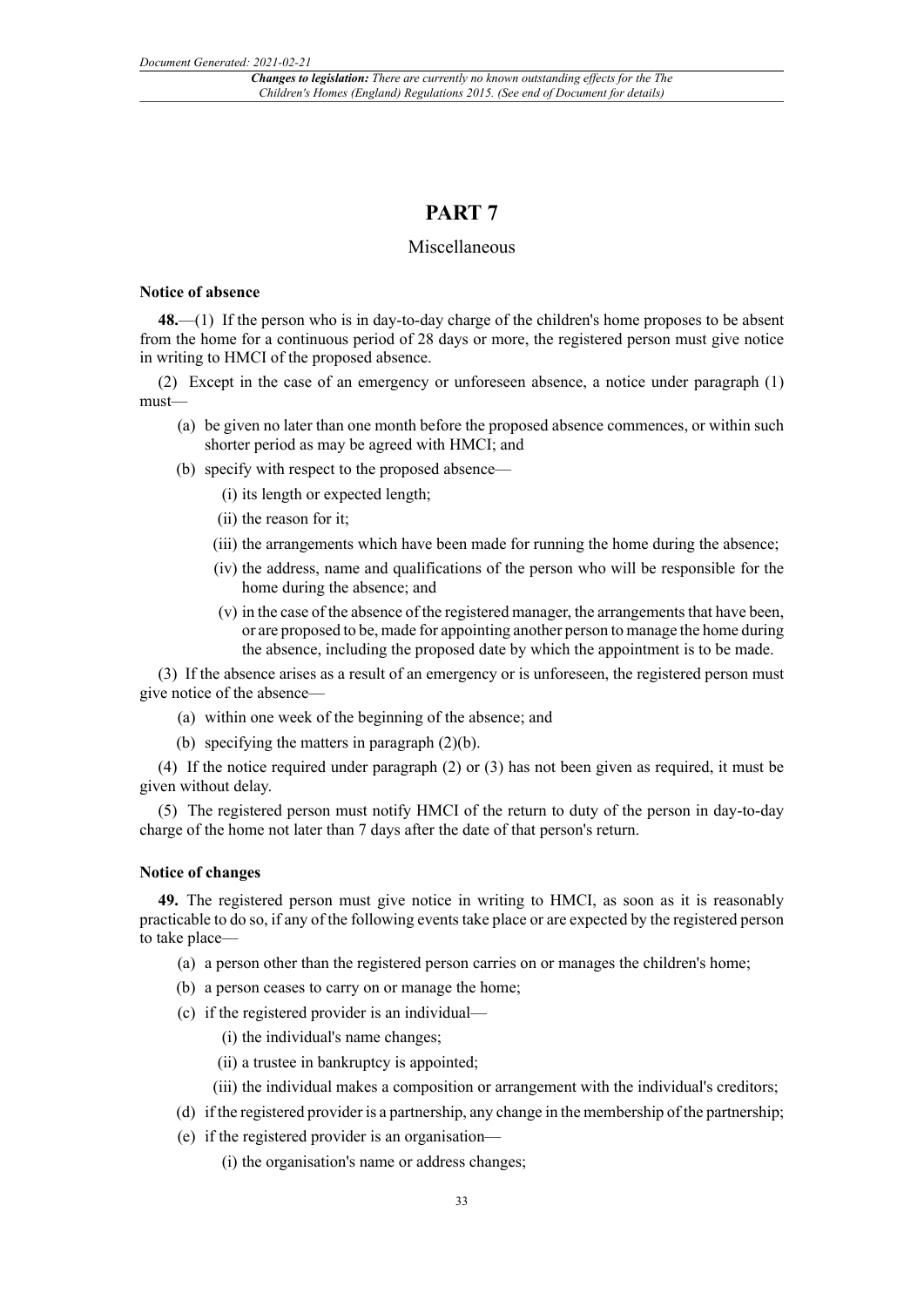# PART 7

## Miscellaneous

### Notice of absence

**48.**—(1) If the person who is in day-to-day charge of the children's home proposes to be absent from the home for a continuous period of 28 days or more, the registered person must give notice in writing to HMCI of the proposed absence.

(2) Except in the case of an emergency or unforeseen absence, a notice under paragraph (1) must—

- (a) be given no later than one month before the proposed absence commences, or within such shorter period as may be agreed with HMCI; and
- (b) specify with respect to the proposed absence—
  - (i) its length or expected length;
  - (ii) the reason for it;
  - (iii) the arrangements which have been made for running the home during the absence;
  - (iv) the address, name and qualifications of the person who will be responsible for the home during the absence; and
  - (v) in the case of the absence of the registered manager, the arrangements that have been, or are proposed to be, made for appointing another person to manage the home during the absence, including the proposed date by which the appointment is to be made.

(3) If the absence arises as a result of an emergency or is unforeseen, the registered person must give notice of the absence—

- (a) within one week of the beginning of the absence; and
- (b) specifying the matters in paragraph (2)(b).

(4) If the notice required under paragraph (2) or (3) has not been given as required, it must be given without delay.

(5) The registered person must notify HMCI of the return to duty of the person in day-to-day charge of the home not later than 7 days after the date of that person's return.

### Notice of changes

**49.** The registered person must give notice in writing to HMCI, as soon as it is reasonably practicable to do so, if any of the following events take place or are expected by the registered person to take place—

- (a) a person other than the registered person carries on or manages the children's home;
- (b) a person ceases to carry on or manage the home;
- (c) if the registered provider is an individual—
  - (i) the individual's name changes;
  - (ii) a trustee in bankruptcy is appointed;
  - (iii) the individual makes a composition or arrangement with the individual's creditors;
- (d) if the registered provider is a partnership, any change in the membership of the partnership;
- (e) if the registered provider is an organisation—
  - (i) the organisation's name or address changes;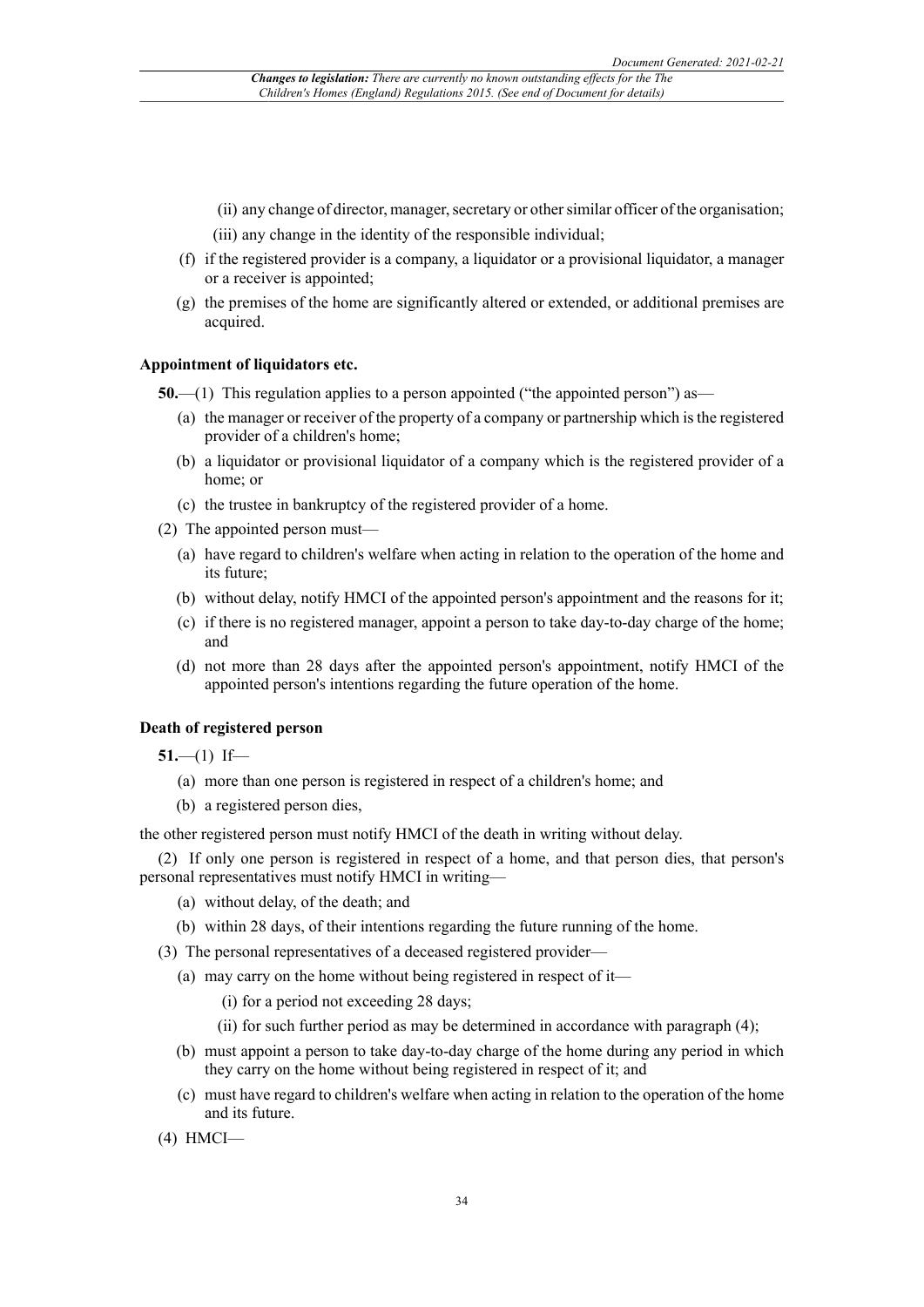(ii) any change of director, manager, secretary or other similar officer of the organisation;

(iii) any change in the identity of the responsible individual;

(f) if the registered provider is a company, a liquidator or a provisional liquidator, a manager or a receiver is appointed;

(g) the premises of the home are significantly altered or extended, or additional premises are acquired.

### Appointment of liquidators etc.

**50.**—(1) This regulation applies to a person appointed ("the appointed person") as—

(a) the manager or receiver of the property of a company or partnership which is the registered provider of a children's home;

(b) a liquidator or provisional liquidator of a company which is the registered provider of a home; or

(c) the trustee in bankruptcy of the registered provider of a home.

(2) The appointed person must—

(a) have regard to children's welfare when acting in relation to the operation of the home and its future;

(b) without delay, notify HMCI of the appointed person's appointment and the reasons for it;

(c) if there is no registered manager, appoint a person to take day-to-day charge of the home; and

(d) not more than 28 days after the appointed person's appointment, notify HMCI of the appointed person's intentions regarding the future operation of the home.

### Death of registered person

**51.**—(1) If—

(a) more than one person is registered in respect of a children's home; and

(b) a registered person dies,

the other registered person must notify HMCI of the death in writing without delay.

(2) If only one person is registered in respect of a home, and that person dies, that person's personal representatives must notify HMCI in writing—

(a) without delay, of the death; and

(b) within 28 days, of their intentions regarding the future running of the home.

(3) The personal representatives of a deceased registered provider—

(a) may carry on the home without being registered in respect of it—

(i) for a period not exceeding 28 days;

(ii) for such further period as may be determined in accordance with paragraph (4);

(b) must appoint a person to take day-to-day charge of the home during any period in which they carry on the home without being registered in respect of it; and

(c) must have regard to children's welfare when acting in relation to the operation of the home and its future.

(4) HMCI—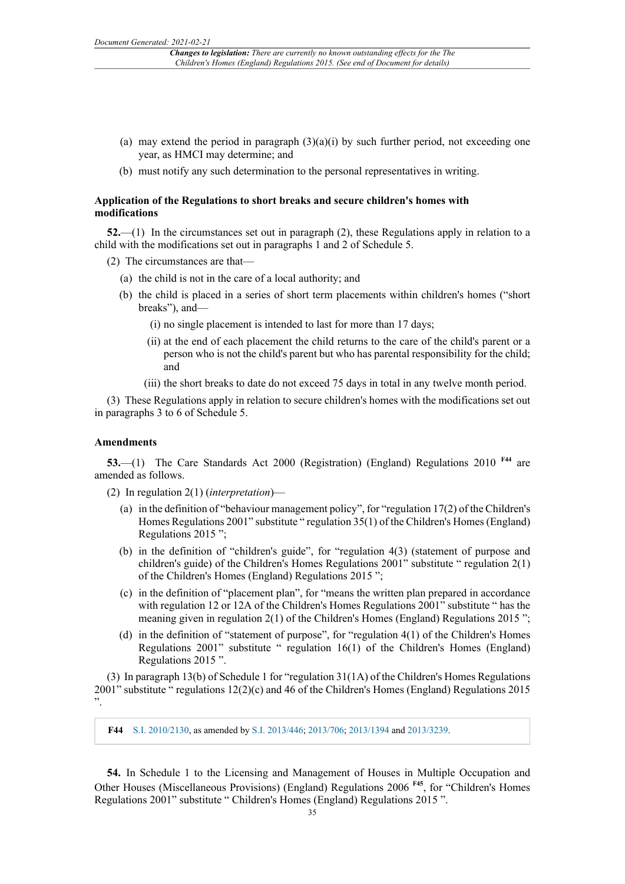(a) may extend the period in paragraph (3)(a)(i) by such further period, not exceeding one year, as HMCI may determine; and

(b) must notify any such determination to the personal representatives in writing.

### Application of the Regulations to short breaks and secure children's homes with modifications

**52.**—(1) In the circumstances set out in paragraph (2), these Regulations apply in relation to a child with the modifications set out in paragraphs 1 and 2 of Schedule 5.

(2) The circumstances are that—

(a) the child is not in the care of a local authority; and

(b) the child is placed in a series of short term placements within children's homes ("short breaks"), and—

(i) no single placement is intended to last for more than 17 days;

(ii) at the end of each placement the child returns to the care of the child's parent or a person who is not the child's parent but who has parental responsibility for the child; and

(iii) the short breaks to date do not exceed 75 days in total in any twelve month period.

(3) These Regulations apply in relation to secure children's homes with the modifications set out in paragraphs 3 to 6 of Schedule 5.

### Amendments

**53.**—(1) The Care Standards Act 2000 (Registration) (England) Regulations 2010 [F44] are amended as follows.

(2) In regulation 2(1) (*interpretation*)—

(a) in the definition of "behaviour management policy", for "regulation 17(2) of the Children's Homes Regulations 2001" substitute " regulation 35(1) of the Children's Homes (England) Regulations 2015 ";

(b) in the definition of "children's guide", for "regulation 4(3) (statement of purpose and children's guide) of the Children's Homes Regulations 2001" substitute " regulation 2(1) of the Children's Homes (England) Regulations 2015 ";

(c) in the definition of "placement plan", for "means the written plan prepared in accordance with regulation 12 or 12A of the Children's Homes Regulations 2001" substitute " has the meaning given in regulation 2(1) of the Children's Homes (England) Regulations 2015 ";

(d) in the definition of "statement of purpose", for "regulation 4(1) of the Children's Homes Regulations 2001" substitute " regulation 16(1) of the Children's Homes (England) Regulations 2015 ".

(3) In paragraph 13(b) of Schedule 1 for "regulation 31(1A) of the Children's Homes Regulations 2001" substitute " regulations 12(2)(c) and 46 of the Children's Homes (England) Regulations 2015 ".

**F44** S.I. 2010/2130, as amended by S.I. 2013/446; 2013/706; 2013/1394 and 2013/3239.

**54.** In Schedule 1 to the Licensing and Management of Houses in Multiple Occupation and Other Houses (Miscellaneous Provisions) (England) Regulations 2006 [F45], for "Children's Homes Regulations 2001" substitute " Children's Homes (England) Regulations 2015 ".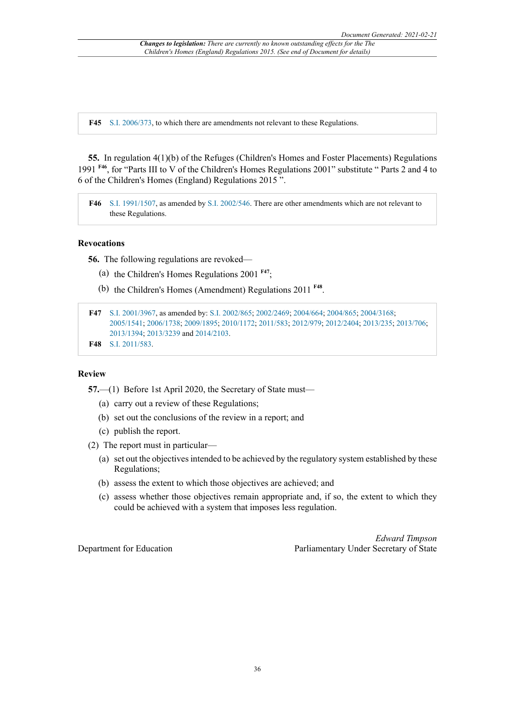F45 S.I. 2006/373, to which there are amendments not relevant to these Regulations.

**55.** In regulation 4(1)(b) of the Refuges (Children's Homes and Foster Placements) Regulations 1991 [F46], for "Parts III to V of the Children's Homes Regulations 2001" substitute " Parts 2 and 4 to 6 of the Children's Homes (England) Regulations 2015 ".

F46 S.I. 1991/1507, as amended by S.I. 2002/546. There are other amendments which are not relevant to these Regulations.

### Revocations

**56.** The following regulations are revoked—

(a) the Children's Homes Regulations 2001 [F47];

(b) the Children's Homes (Amendment) Regulations 2011 [F48].

F47 S.I. 2001/3967, as amended by: S.I. 2002/865; 2002/2469; 2004/664; 2004/865; 2004/3168; 2005/1541; 2006/1738; 2009/1895; 2010/1172; 2011/583; 2012/979; 2012/2404; 2013/235; 2013/706; 2013/1394; 2013/3239 and 2014/2103.

F48 S.I. 2011/583.

### Review

**57.**—(1) Before 1st April 2020, the Secretary of State must—

(a) carry out a review of these Regulations;

(b) set out the conclusions of the review in a report; and

(c) publish the report.

(2) The report must in particular—

(a) set out the objectives intended to be achieved by the regulatory system established by these Regulations;

(b) assess the extent to which those objectives are achieved; and

(c) assess whether those objectives remain appropriate and, if so, the extent to which they could be achieved with a system that imposes less regulation.

*Edward Timpson*
Parliamentary Under Secretary of State

Department for Education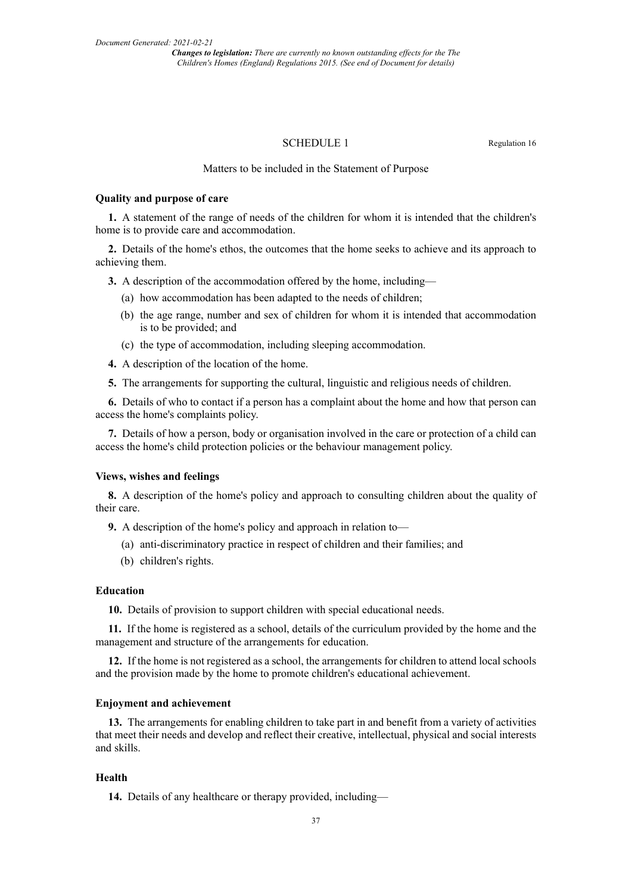## SCHEDULE 1

Regulation 16

Matters to be included in the Statement of Purpose

### Quality and purpose of care

**1.** A statement of the range of needs of the children for whom it is intended that the children's home is to provide care and accommodation.

**2.** Details of the home's ethos, the outcomes that the home seeks to achieve and its approach to achieving them.

**3.** A description of the accommodation offered by the home, including—

(a) how accommodation has been adapted to the needs of children;

(b) the age range, number and sex of children for whom it is intended that accommodation is to be provided; and

(c) the type of accommodation, including sleeping accommodation.

**4.** A description of the location of the home.

**5.** The arrangements for supporting the cultural, linguistic and religious needs of children.

**6.** Details of who to contact if a person has a complaint about the home and how that person can access the home's complaints policy.

**7.** Details of how a person, body or organisation involved in the care or protection of a child can access the home's child protection policies or the behaviour management policy.

### Views, wishes and feelings

**8.** A description of the home's policy and approach to consulting children about the quality of their care.

**9.** A description of the home's policy and approach in relation to—

(a) anti-discriminatory practice in respect of children and their families; and

(b) children's rights.

### Education

**10.** Details of provision to support children with special educational needs.

**11.** If the home is registered as a school, details of the curriculum provided by the home and the management and structure of the arrangements for education.

**12.** If the home is not registered as a school, the arrangements for children to attend local schools and the provision made by the home to promote children's educational achievement.

### Enjoyment and achievement

**13.** The arrangements for enabling children to take part in and benefit from a variety of activities that meet their needs and develop and reflect their creative, intellectual, physical and social interests and skills.

### Health

**14.** Details of any healthcare or therapy provided, including—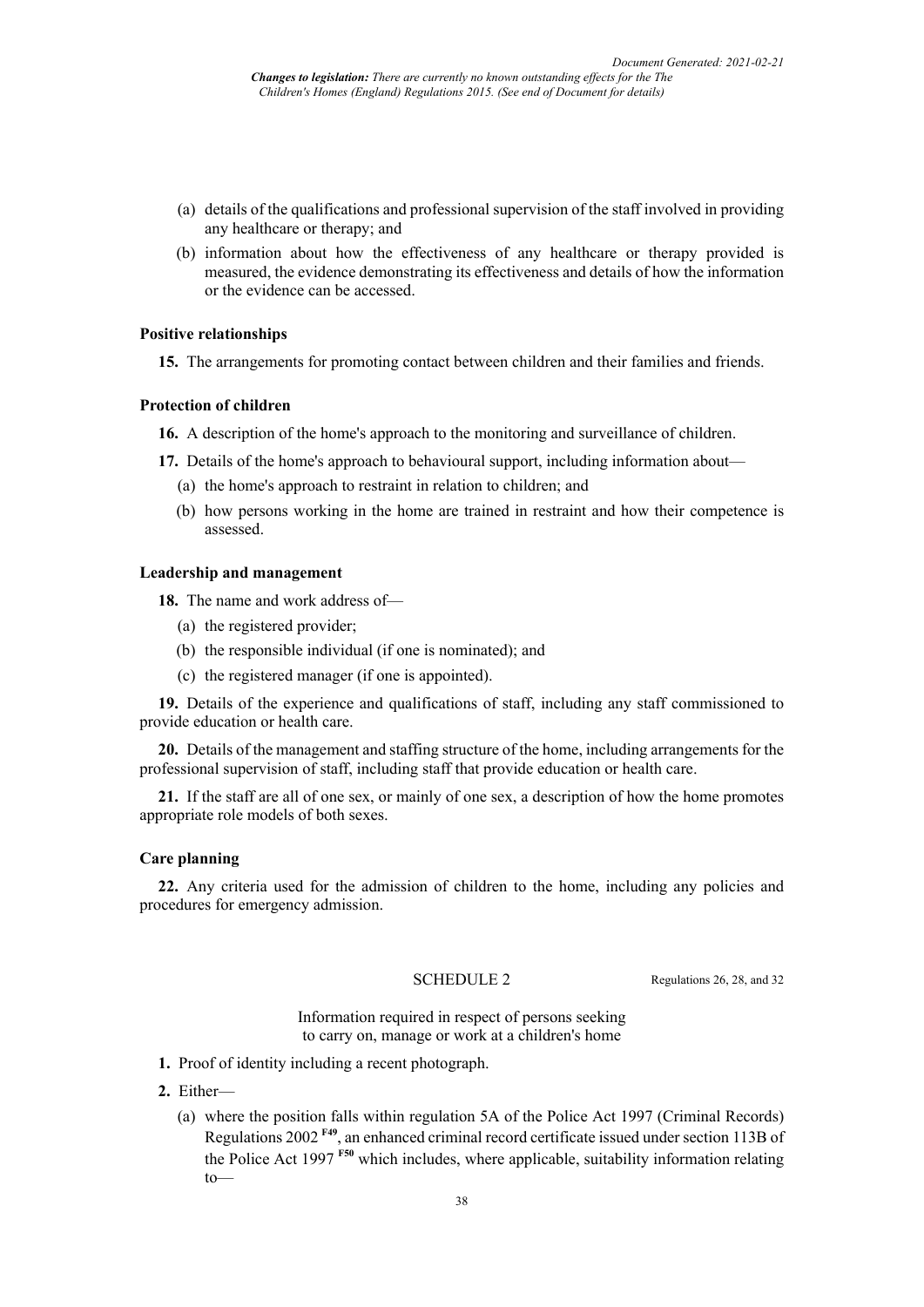(a) details of the qualifications and professional supervision of the staff involved in providing any healthcare or therapy; and

(b) information about how the effectiveness of any healthcare or therapy provided is measured, the evidence demonstrating its effectiveness and details of how the information or the evidence can be accessed.

### Positive relationships

**15.** The arrangements for promoting contact between children and their families and friends.

### Protection of children

**16.** A description of the home's approach to the monitoring and surveillance of children.

**17.** Details of the home's approach to behavioural support, including information about—

(a) the home's approach to restraint in relation to children; and

(b) how persons working in the home are trained in restraint and how their competence is assessed.

### Leadership and management

**18.** The name and work address of—

(a) the registered provider;

(b) the responsible individual (if one is nominated); and

(c) the registered manager (if one is appointed).

**19.** Details of the experience and qualifications of staff, including any staff commissioned to provide education or health care.

**20.** Details of the management and staffing structure of the home, including arrangements for the professional supervision of staff, including staff that provide education or health care.

**21.** If the staff are all of one sex, or mainly of one sex, a description of how the home promotes appropriate role models of both sexes.

### Care planning

**22.** Any criteria used for the admission of children to the home, including any policies and procedures for emergency admission.

## SCHEDULE 2

Regulations 26, 28, and 32

Information required in respect of persons seeking to carry on, manage or work at a children's home

**1.** Proof of identity including a recent photograph.

**2.** Either—

(a) where the position falls within regulation 5A of the Police Act 1997 (Criminal Records) Regulations 2002 [F49], an enhanced criminal record certificate issued under section 113B of the Police Act 1997 [F50] which includes, where applicable, suitability information relating to—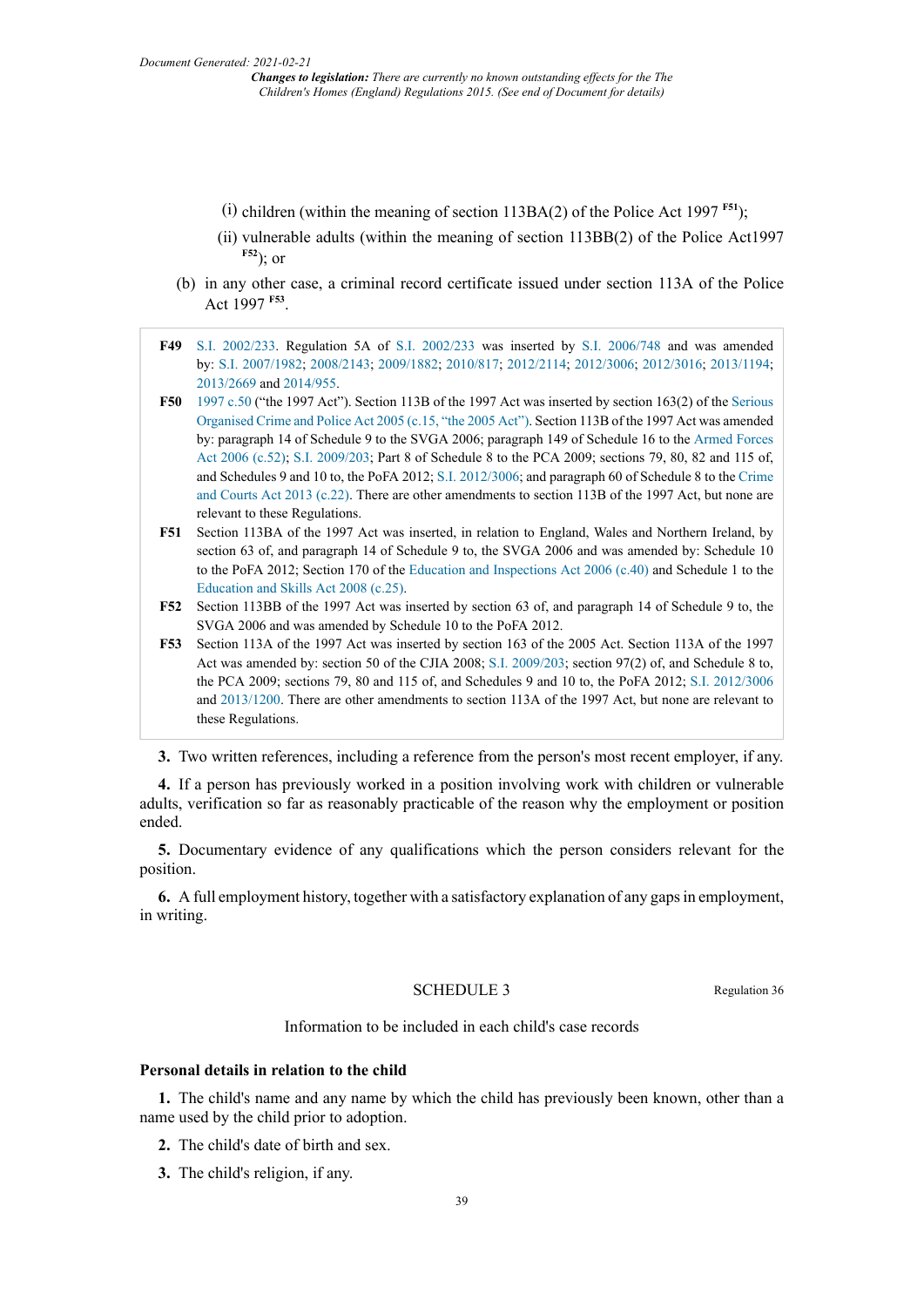(i) children (within the meaning of section 113BA(2) of the Police Act 1997 [F51]);

(ii) vulnerable adults (within the meaning of section 113BB(2) of the Police Act1997 [F52]); or

(b) in any other case, a criminal record certificate issued under section 113A of the Police Act 1997 [F53].

**F49** S.I. 2002/233. Regulation 5A of S.I. 2002/233 was inserted by S.I. 2006/748 and was amended by: S.I. 2007/1982; 2008/2143; 2009/1882; 2010/817; 2012/2114; 2012/3006; 2012/3016; 2013/1194; 2013/2669 and 2014/955.

**F50** 1997 c.50 ("the 1997 Act"). Section 113B of the 1997 Act was inserted by section 163(2) of the Serious Organised Crime and Police Act 2005 (c.15, "the 2005 Act"). Section 113B of the 1997 Act was amended by: paragraph 14 of Schedule 9 to the SVGA 2006; paragraph 149 of Schedule 16 to the Armed Forces Act 2006 (c.52); S.I. 2009/203; Part 8 of Schedule 8 to the PCA 2009; sections 79, 80, 82 and 115 of, and Schedules 9 and 10 to, the PoFA 2012; S.I. 2012/3006; and paragraph 60 of Schedule 8 to the Crime and Courts Act 2013 (c.22). There are other amendments to section 113B of the 1997 Act, but none are relevant to these Regulations.

**F51** Section 113BA of the 1997 Act was inserted, in relation to England, Wales and Northern Ireland, by section 63 of, and paragraph 14 of Schedule 9 to, the SVGA 2006 and was amended by: Schedule 10 to the PoFA 2012; Section 170 of the Education and Inspections Act 2006 (c.40) and Schedule 1 to the Education and Skills Act 2008 (c.25).

**F52** Section 113BB of the 1997 Act was inserted by section 63 of, and paragraph 14 of Schedule 9 to, the SVGA 2006 and was amended by Schedule 10 to the PoFA 2012.

**F53** Section 113A of the 1997 Act was inserted by section 163 of the 2005 Act. Section 113A of the 1997 Act was amended by: section 50 of the CJIA 2008; S.I. 2009/203; section 97(2) of, and Schedule 8 to, the PCA 2009; sections 79, 80 and 115 of, and Schedules 9 and 10 to, the PoFA 2012; S.I. 2012/3006 and 2013/1200. There are other amendments to section 113A of the 1997 Act, but none are relevant to these Regulations.

**3.** Two written references, including a reference from the person's most recent employer, if any.

**4.** If a person has previously worked in a position involving work with children or vulnerable adults, verification so far as reasonably practicable of the reason why the employment or position ended.

**5.** Documentary evidence of any qualifications which the person considers relevant for the position.

**6.** A full employment history, together with a satisfactory explanation of any gaps in employment, in writing.

## SCHEDULE 3

Regulation 36

Information to be included in each child's case records

### Personal details in relation to the child

**1.** The child's name and any name by which the child has previously been known, other than a name used by the child prior to adoption.

**2.** The child's date of birth and sex.

**3.** The child's religion, if any.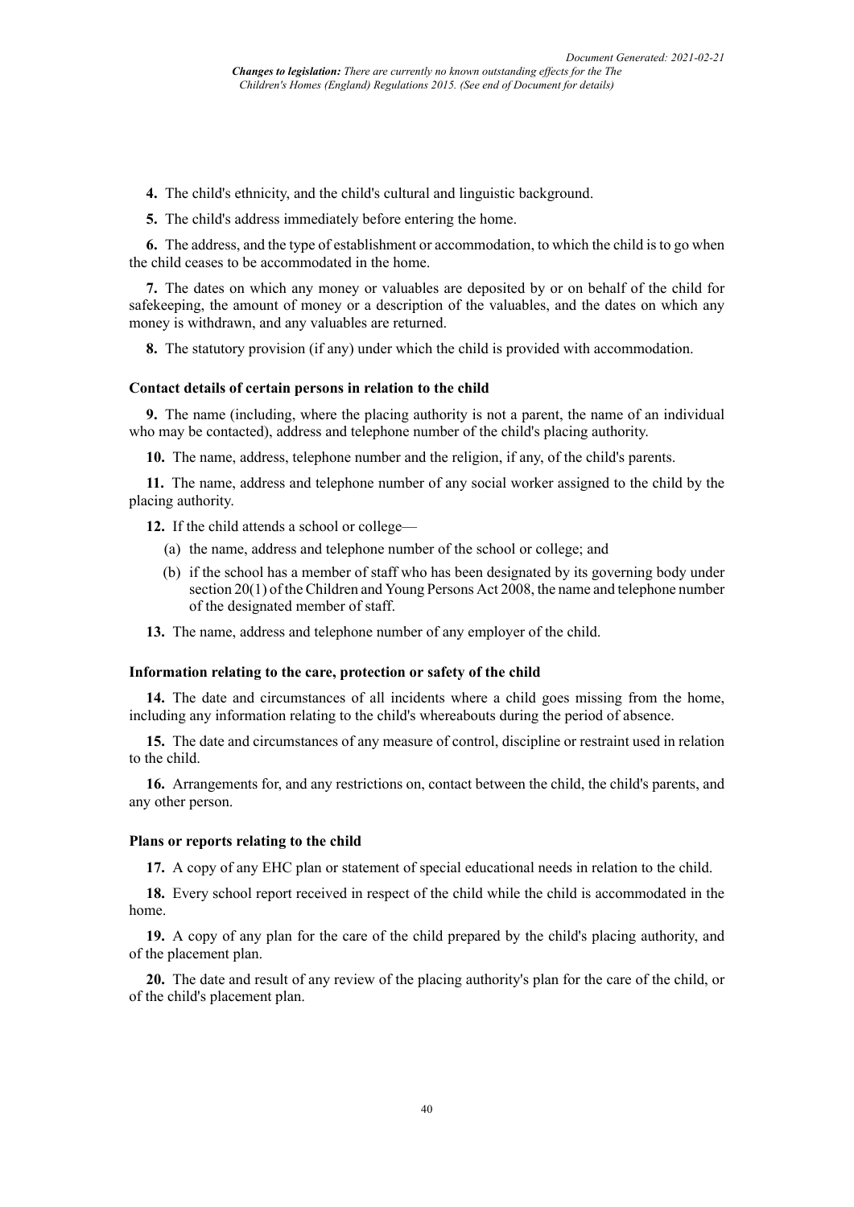**4.** The child's ethnicity, and the child's cultural and linguistic background.

**5.** The child's address immediately before entering the home.

**6.** The address, and the type of establishment or accommodation, to which the child is to go when the child ceases to be accommodated in the home.

**7.** The dates on which any money or valuables are deposited by or on behalf of the child for safekeeping, the amount of money or a description of the valuables, and the dates on which any money is withdrawn, and any valuables are returned.

**8.** The statutory provision (if any) under which the child is provided with accommodation.

### Contact details of certain persons in relation to the child

**9.** The name (including, where the placing authority is not a parent, the name of an individual who may be contacted), address and telephone number of the child's placing authority.

**10.** The name, address, telephone number and the religion, if any, of the child's parents.

**11.** The name, address and telephone number of any social worker assigned to the child by the placing authority.

**12.** If the child attends a school or college—

(a) the name, address and telephone number of the school or college; and

(b) if the school has a member of staff who has been designated by its governing body under section 20(1) of the Children and Young Persons Act 2008, the name and telephone number of the designated member of staff.

**13.** The name, address and telephone number of any employer of the child.

### Information relating to the care, protection or safety of the child

**14.** The date and circumstances of all incidents where a child goes missing from the home, including any information relating to the child's whereabouts during the period of absence.

**15.** The date and circumstances of any measure of control, discipline or restraint used in relation to the child.

**16.** Arrangements for, and any restrictions on, contact between the child, the child's parents, and any other person.

### Plans or reports relating to the child

**17.** A copy of any EHC plan or statement of special educational needs in relation to the child.

**18.** Every school report received in respect of the child while the child is accommodated in the home.

**19.** A copy of any plan for the care of the child prepared by the child's placing authority, and of the placement plan.

**20.** The date and result of any review of the placing authority's plan for the care of the child, or of the child's placement plan.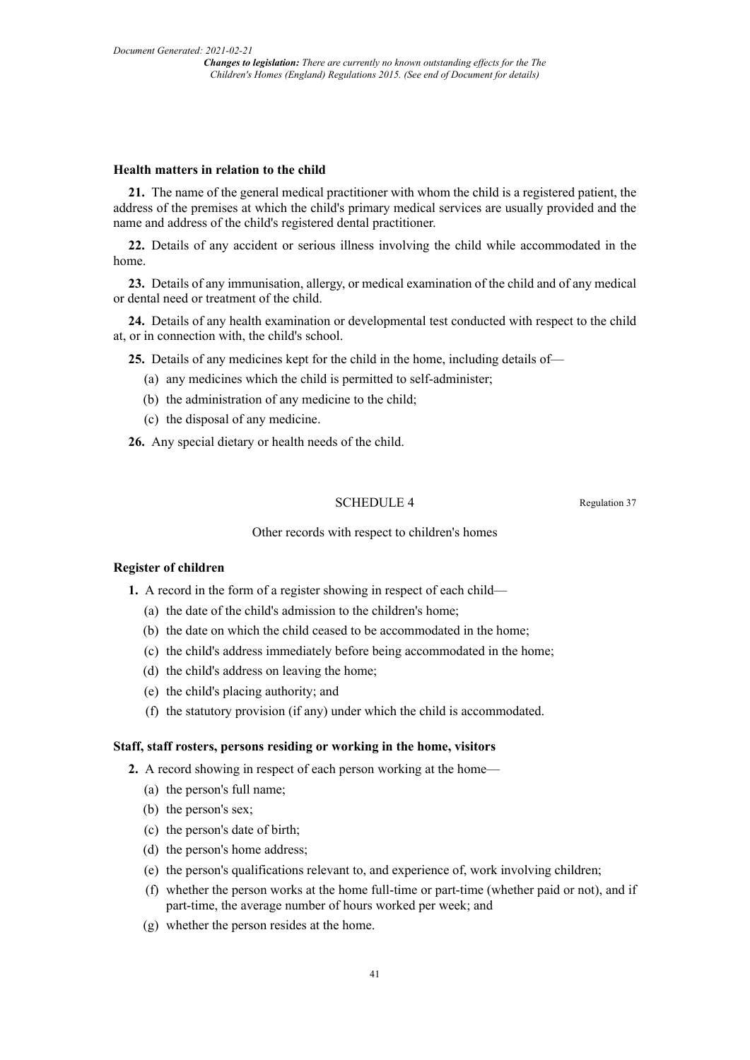### Health matters in relation to the child

**21.** The name of the general medical practitioner with whom the child is a registered patient, the address of the premises at which the child's primary medical services are usually provided and the name and address of the child's registered dental practitioner.

**22.** Details of any accident or serious illness involving the child while accommodated in the home.

**23.** Details of any immunisation, allergy, or medical examination of the child and of any medical or dental need or treatment of the child.

**24.** Details of any health examination or developmental test conducted with respect to the child at, or in connection with, the child's school.

**25.** Details of any medicines kept for the child in the home, including details of—

- (a) any medicines which the child is permitted to self-administer;
- (b) the administration of any medicine to the child;
- (c) the disposal of any medicine.

**26.** Any special dietary or health needs of the child.

## SCHEDULE 4

Regulation 37

Other records with respect to children's homes

### Register of children

**1.** A record in the form of a register showing in respect of each child—

- (a) the date of the child's admission to the children's home;
- (b) the date on which the child ceased to be accommodated in the home;
- (c) the child's address immediately before being accommodated in the home;
- (d) the child's address on leaving the home;
- (e) the child's placing authority; and
- (f) the statutory provision (if any) under which the child is accommodated.

### Staff, staff rosters, persons residing or working in the home, visitors

**2.** A record showing in respect of each person working at the home—

- (a) the person's full name;
- (b) the person's sex;
- (c) the person's date of birth;
- (d) the person's home address;
- (e) the person's qualifications relevant to, and experience of, work involving children;
- (f) whether the person works at the home full-time or part-time (whether paid or not), and if part-time, the average number of hours worked per week; and
- (g) whether the person resides at the home.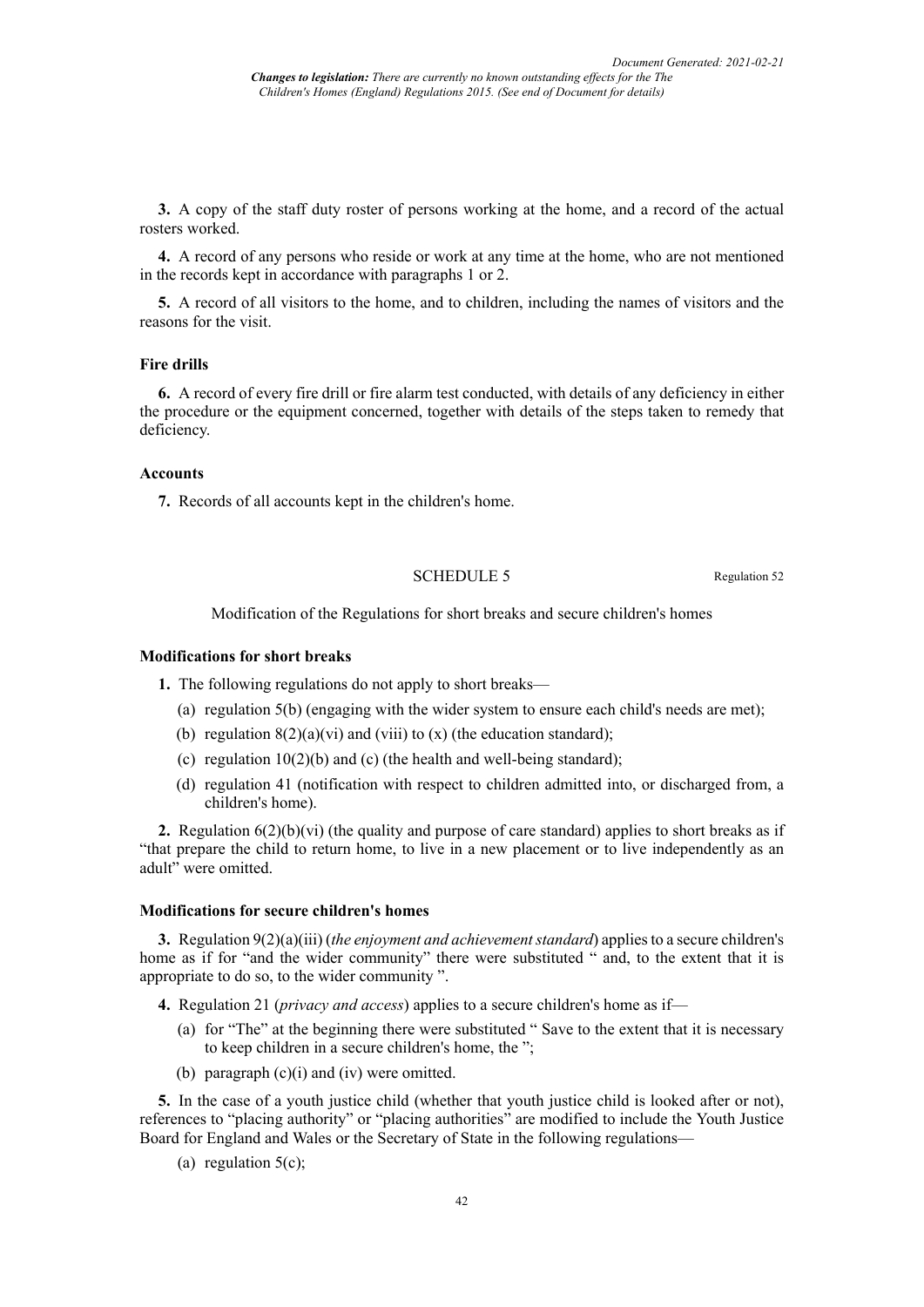**3.** A copy of the staff duty roster of persons working at the home, and a record of the actual rosters worked.

**4.** A record of any persons who reside or work at any time at the home, who are not mentioned in the records kept in accordance with paragraphs 1 or 2.

**5.** A record of all visitors to the home, and to children, including the names of visitors and the reasons for the visit.

### Fire drills

**6.** A record of every fire drill or fire alarm test conducted, with details of any deficiency in either the procedure or the equipment concerned, together with details of the steps taken to remedy that deficiency.

### Accounts

**7.** Records of all accounts kept in the children's home.

## SCHEDULE 5

Regulation 52

Modification of the Regulations for short breaks and secure children's homes

### Modifications for short breaks

**1.** The following regulations do not apply to short breaks—

(a) regulation 5(b) (engaging with the wider system to ensure each child's needs are met);

(b) regulation 8(2)(a)(vi) and (viii) to (x) (the education standard);

(c) regulation 10(2)(b) and (c) (the health and well-being standard);

(d) regulation 41 (notification with respect to children admitted into, or discharged from, a children's home).

**2.** Regulation 6(2)(b)(vi) (the quality and purpose of care standard) applies to short breaks as if "that prepare the child to return home, to live in a new placement or to live independently as an adult" were omitted.

### Modifications for secure children's homes

**3.** Regulation 9(2)(a)(iii) (*the enjoyment and achievement standard*) applies to a secure children's home as if for "and the wider community" there were substituted " and, to the extent that it is appropriate to do so, to the wider community ".

**4.** Regulation 21 (*privacy and access*) applies to a secure children's home as if—

(a) for "The" at the beginning there were substituted " Save to the extent that it is necessary to keep children in a secure children's home, the ";

(b) paragraph (c)(i) and (iv) were omitted.

**5.** In the case of a youth justice child (whether that youth justice child is looked after or not), references to "placing authority" or "placing authorities" are modified to include the Youth Justice Board for England and Wales or the Secretary of State in the following regulations—

(a) regulation 5(c);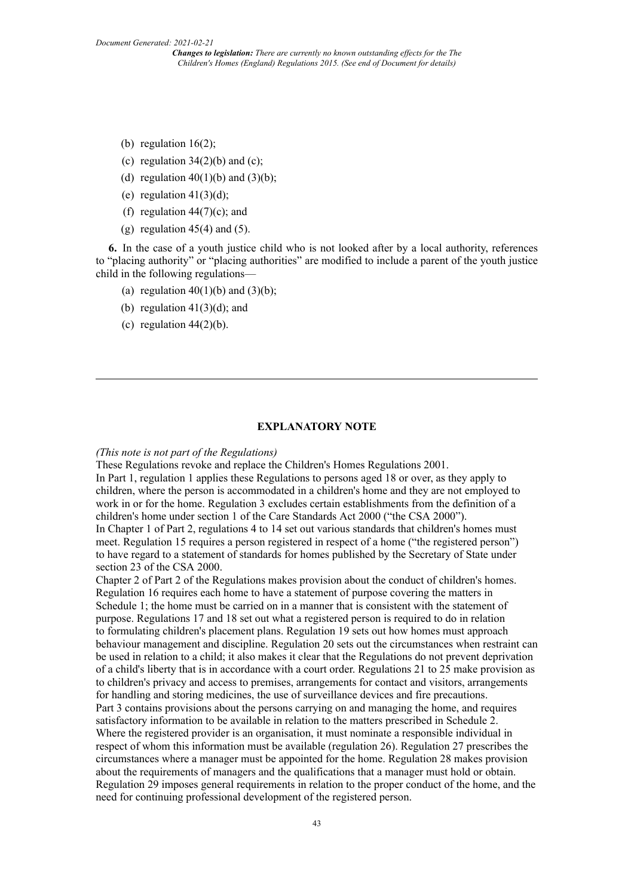- (b) regulation 16(2);
- (c) regulation 34(2)(b) and (c);
- (d) regulation 40(1)(b) and (3)(b);
- (e) regulation 41(3)(d);
- (f) regulation 44(7)(c); and
- (g) regulation 45(4) and (5).

**6.** In the case of a youth justice child who is not looked after by a local authority, references to "placing authority" or "placing authorities" are modified to include a parent of the youth justice child in the following regulations—

- (a) regulation 40(1)(b) and (3)(b);
- (b) regulation 41(3)(d); and
- (c) regulation 44(2)(b).

---

## EXPLANATORY NOTE

*(This note is not part of the Regulations)*

These Regulations revoke and replace the Children's Homes Regulations 2001.

In Part 1, regulation 1 applies these Regulations to persons aged 18 or over, as they apply to children, where the person is accommodated in a children's home and they are not employed to work in or for the home. Regulation 3 excludes certain establishments from the definition of a children's home under section 1 of the Care Standards Act 2000 ("the CSA 2000").

In Chapter 1 of Part 2, regulations 4 to 14 set out various standards that children's homes must meet. Regulation 15 requires a person registered in respect of a home ("the registered person") to have regard to a statement of standards for homes published by the Secretary of State under section 23 of the CSA 2000.

Chapter 2 of Part 2 of the Regulations makes provision about the conduct of children's homes. Regulation 16 requires each home to have a statement of purpose covering the matters in Schedule 1; the home must be carried on in a manner that is consistent with the statement of purpose. Regulations 17 and 18 set out what a registered person is required to do in relation to formulating children's placement plans. Regulation 19 sets out how homes must approach behaviour management and discipline. Regulation 20 sets out the circumstances when restraint can be used in relation to a child; it also makes it clear that the Regulations do not prevent deprivation of a child's liberty that is in accordance with a court order. Regulations 21 to 25 make provision as to children's privacy and access to premises, arrangements for contact and visitors, arrangements for handling and storing medicines, the use of surveillance devices and fire precautions.

Part 3 contains provisions about the persons carrying on and managing the home, and requires satisfactory information to be available in relation to the matters prescribed in Schedule 2. Where the registered provider is an organisation, it must nominate a responsible individual in respect of whom this information must be available (regulation 26). Regulation 27 prescribes the circumstances where a manager must be appointed for the home. Regulation 28 makes provision about the requirements of managers and the qualifications that a manager must hold or obtain. Regulation 29 imposes general requirements in relation to the proper conduct of the home, and the need for continuing professional development of the registered person.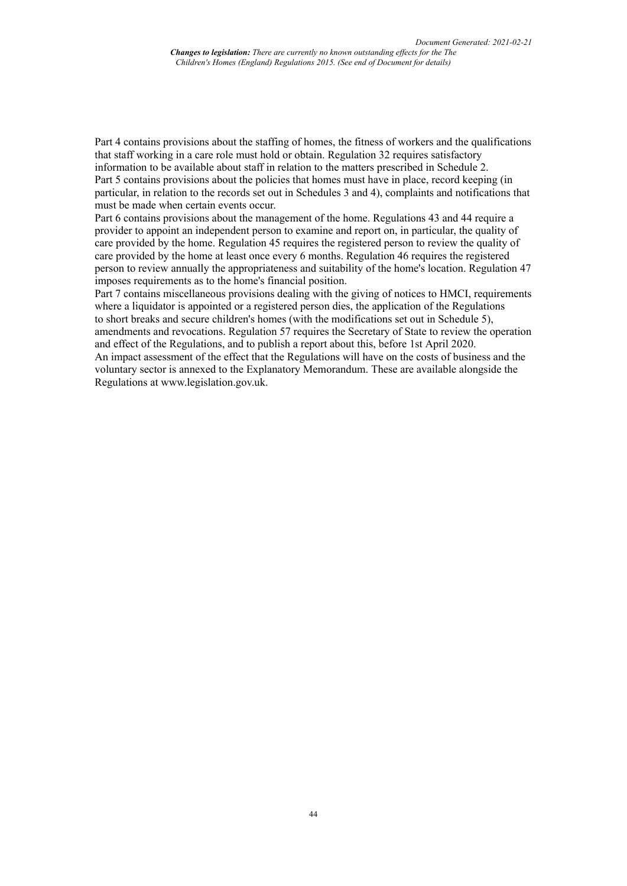Part 4 contains provisions about the staffing of homes, the fitness of workers and the qualifications that staff working in a care role must hold or obtain. Regulation 32 requires satisfactory information to be available about staff in relation to the matters prescribed in Schedule 2.

Part 5 contains provisions about the policies that homes must have in place, record keeping (in particular, in relation to the records set out in Schedules 3 and 4), complaints and notifications that must be made when certain events occur.

Part 6 contains provisions about the management of the home. Regulations 43 and 44 require a provider to appoint an independent person to examine and report on, in particular, the quality of care provided by the home. Regulation 45 requires the registered person to review the quality of care provided by the home at least once every 6 months. Regulation 46 requires the registered person to review annually the appropriateness and suitability of the home's location. Regulation 47 imposes requirements as to the home's financial position.

Part 7 contains miscellaneous provisions dealing with the giving of notices to HMCI, requirements where a liquidator is appointed or a registered person dies, the application of the Regulations to short breaks and secure children's homes (with the modifications set out in Schedule 5), amendments and revocations. Regulation 57 requires the Secretary of State to review the operation and effect of the Regulations, and to publish a report about this, before 1st April 2020.

An impact assessment of the effect that the Regulations will have on the costs of business and the voluntary sector is annexed to the Explanatory Memorandum. These are available alongside the Regulations at www.legislation.gov.uk.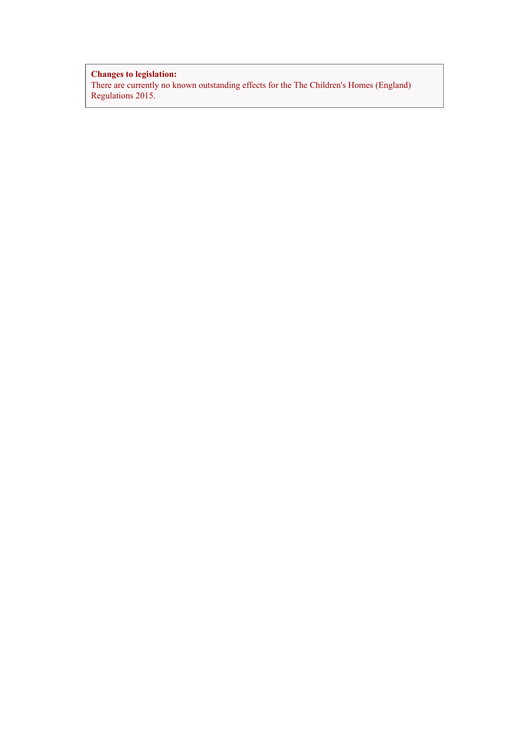**Changes to legislation:**
There are currently no known outstanding effects for the The Children's Homes (England) Regulations 2015.